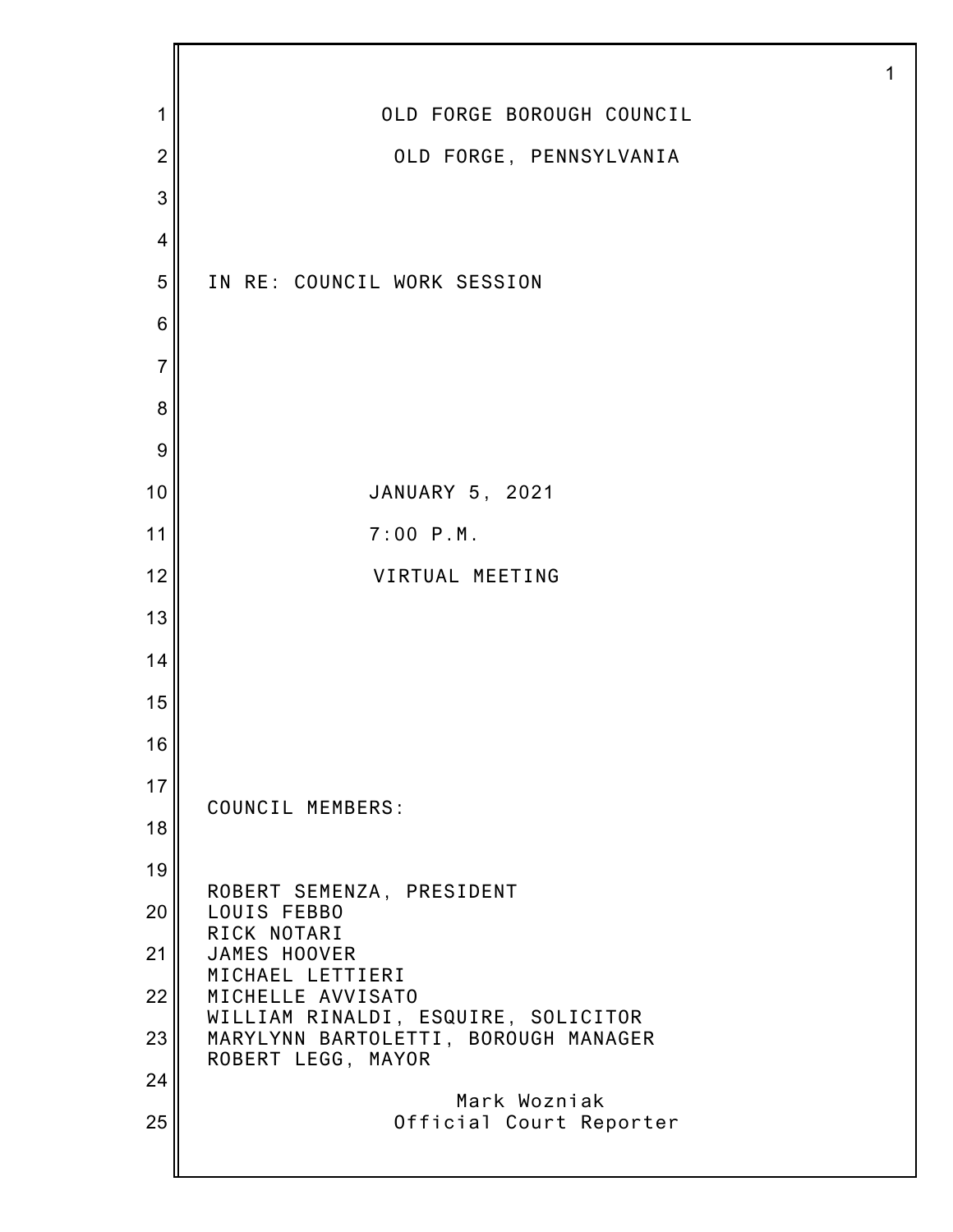OLD FORGE BOROUGH COUNCIL

OLD FORGE, PENNSYLVANIA

IN RE: COUNCIL WORK SESSION

JANUARY 5, 2021

7:00 P.M.

VIRTUAL MEETING

COUNCIL MEMBERS:

ROBERT SEMENZA, PRESIDENT
LOUIS FEBBO
RICK NOTARI
JAMES HOOVER
MICHAEL LETTIERI
MICHELLE AVVISATO
WILLIAM RINALDI, ESQUIRE, SOLICITOR
MARYLYNN BARTOLETTI, BOROUGH MANAGER
ROBERT LEGG, MAYOR

Mark Wozniak
Official Court Reporter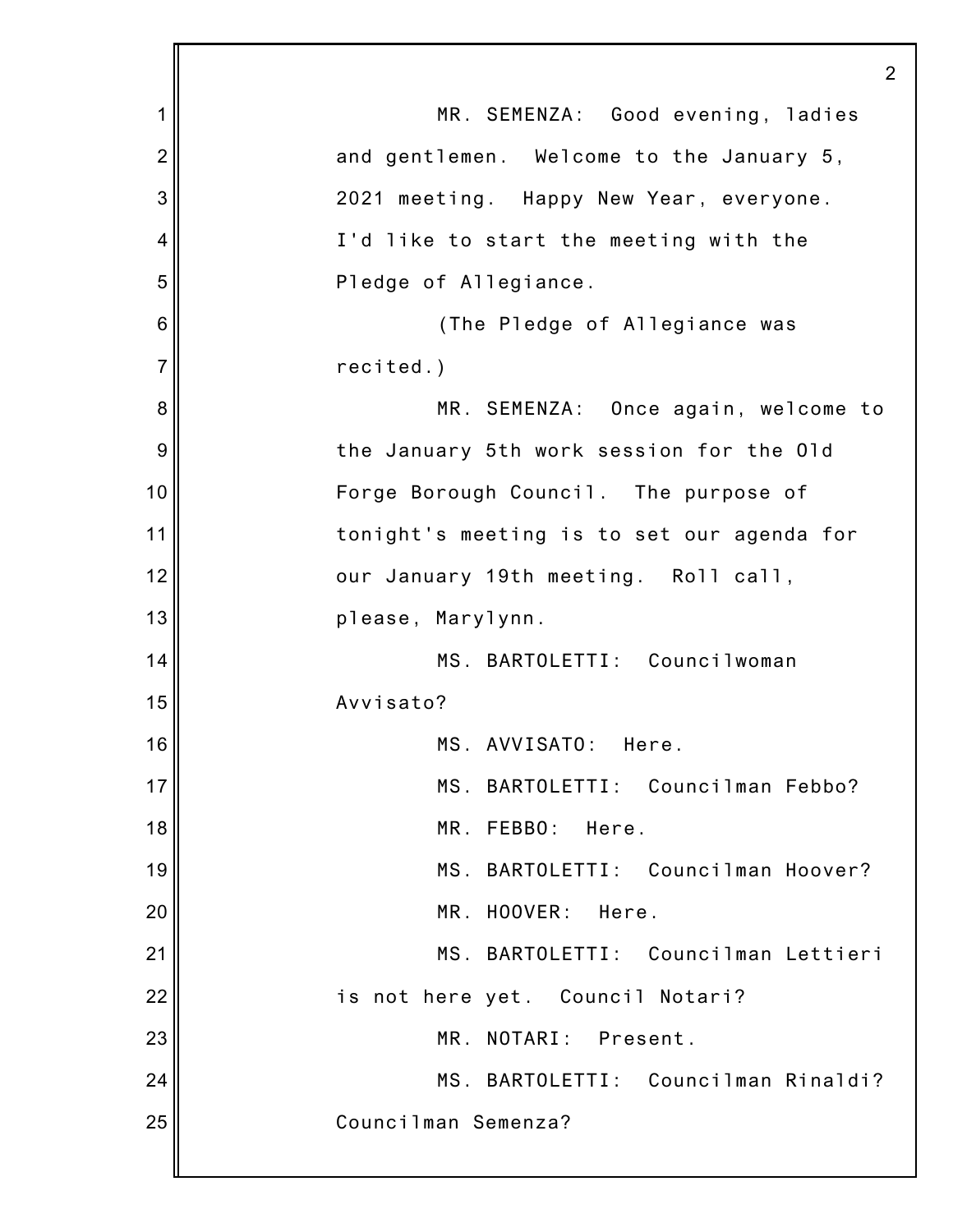MR. SEMENZA: Good evening, ladies and gentlemen. Welcome to the January 5, 2021 meeting. Happy New Year, everyone. I'd like to start the meeting with the Pledge of Allegiance.

(The Pledge of Allegiance was recited.)

MR. SEMENZA: Once again, welcome to the January 5th work session for the Old Forge Borough Council. The purpose of tonight's meeting is to set our agenda for our January 19th meeting. Roll call, please, Marylynn.

MS. BARTOLETTI: Councilwoman Avvisato?

MS. AVVISATO: Here.

MS. BARTOLETTI: Councilman Febbo?

MR. FEBBO: Here.

MS. BARTOLETTI: Councilman Hoover?

MR. HOOVER: Here.

MS. BARTOLETTI: Councilman Lettieri is not here yet. Council Notari?

MR. NOTARI: Present.

MS. BARTOLETTI: Councilman Rinaldi? Councilman Semenza?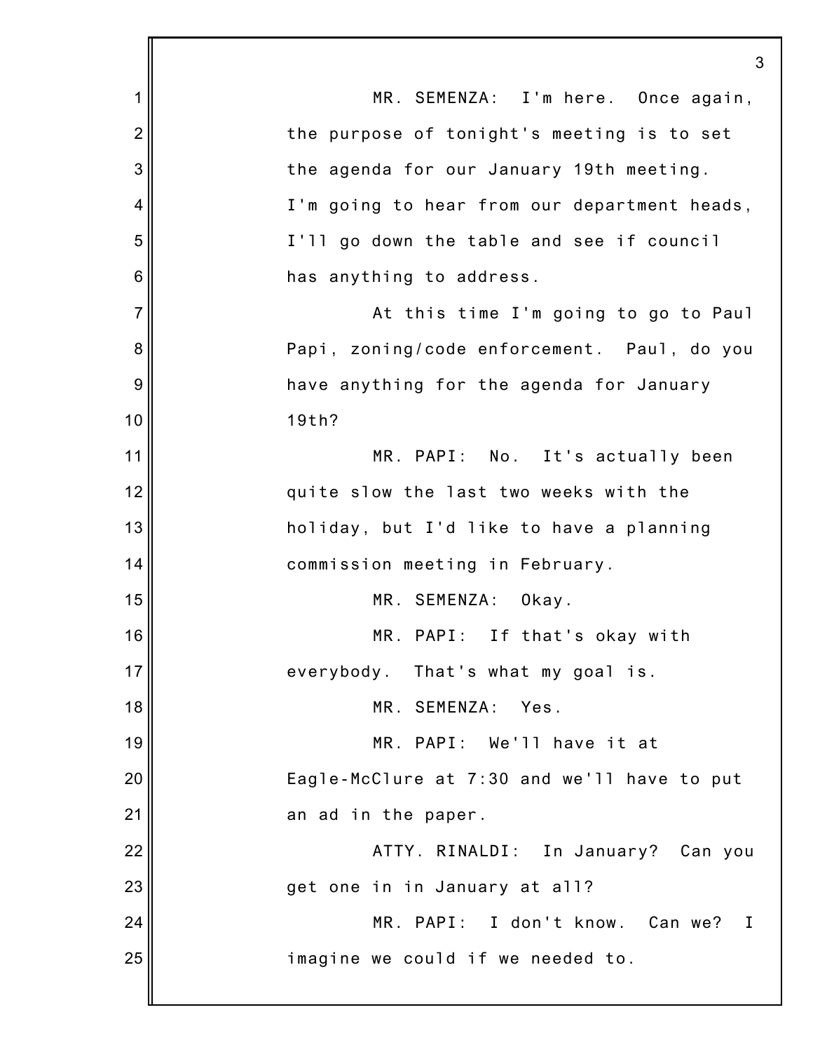MR. SEMENZA: I'm here. Once again, the purpose of tonight's meeting is to set the agenda for our January 19th meeting. I'm going to hear from our department heads, I'll go down the table and see if council has anything to address.

At this time I'm going to go to Paul Papi, zoning/code enforcement. Paul, do you have anything for the agenda for January 19th?

MR. PAPI: No. It's actually been quite slow the last two weeks with the holiday, but I'd like to have a planning commission meeting in February.

MR. SEMENZA: Okay.

MR. PAPI: If that's okay with everybody. That's what my goal is.

MR. SEMENZA: Yes.

MR. PAPI: We'll have it at Eagle-McClure at 7:30 and we'll have to put an ad in the paper.

ATTY. RINALDI: In January? Can you get one in in January at all?

MR. PAPI: I don't know. Can we? I imagine we could if we needed to.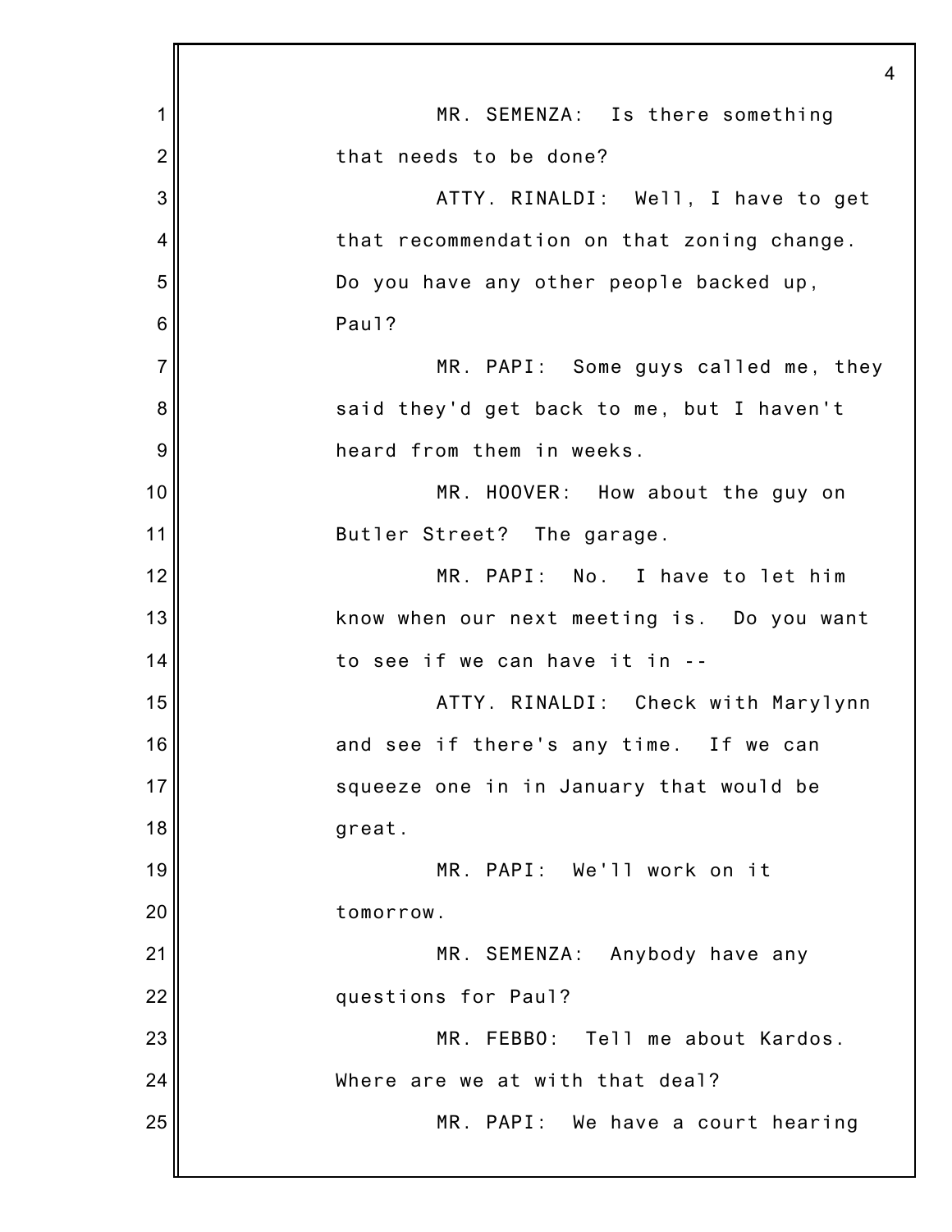MR. SEMENZA: Is there something that needs to be done?

ATTY. RINALDI: Well, I have to get that recommendation on that zoning change. Do you have any other people backed up, Paul?

MR. PAPI: Some guys called me, they said they'd get back to me, but I haven't heard from them in weeks.

MR. HOOVER: How about the guy on Butler Street? The garage.

MR. PAPI: No. I have to let him know when our next meeting is. Do you want to see if we can have it in --

ATTY. RINALDI: Check with Marylynn and see if there's any time. If we can squeeze one in in January that would be great.

MR. PAPI: We'll work on it tomorrow.

MR. SEMENZA: Anybody have any questions for Paul?

MR. FEBBO: Tell me about Kardos. Where are we at with that deal?

MR. PAPI: We have a court hearing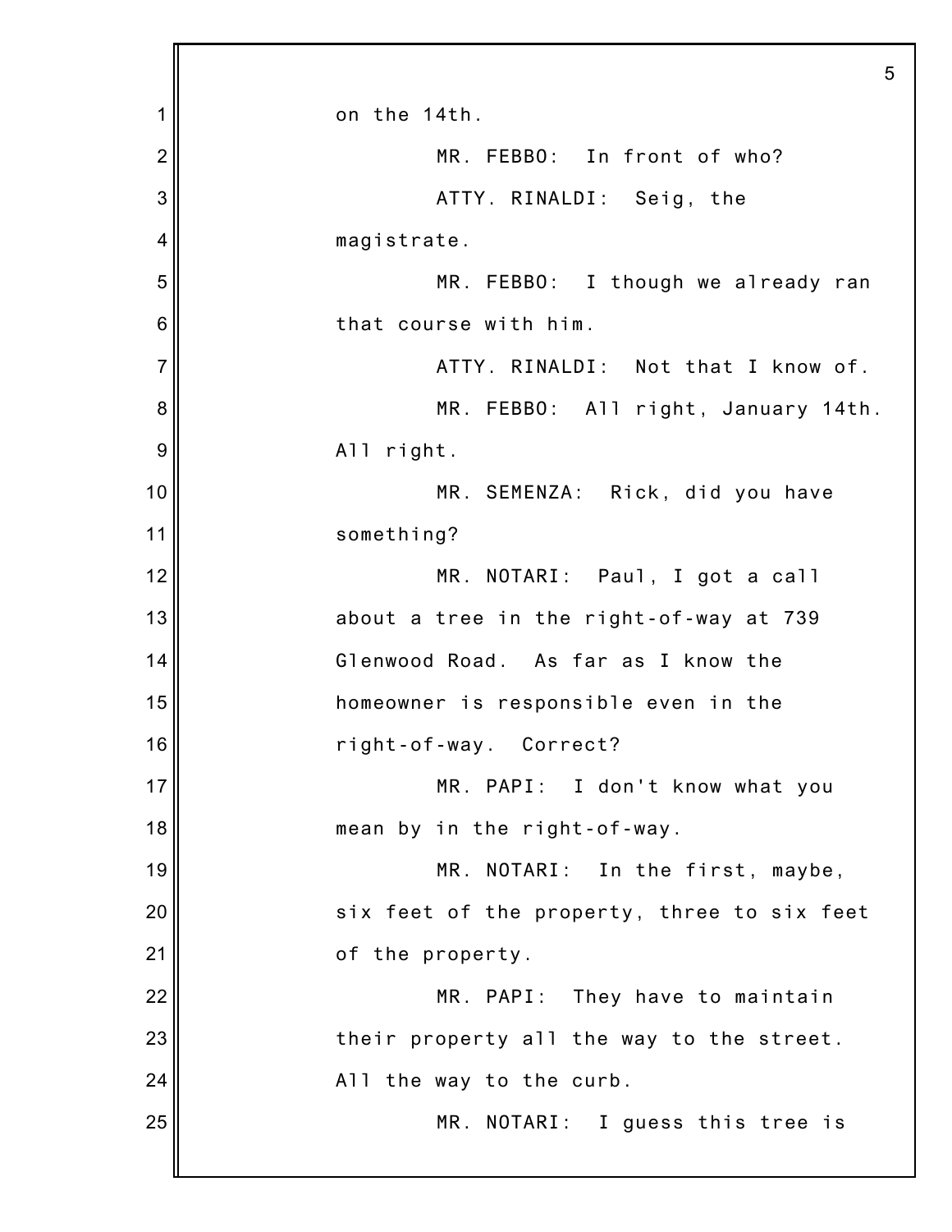on the 14th.

MR. FEBBO: In front of who?

ATTY. RINALDI: Seig, the magistrate.

MR. FEBBO: I though we already ran that course with him.

ATTY. RINALDI: Not that I know of.

MR. FEBBO: All right, January 14th. All right.

MR. SEMENZA: Rick, did you have something?

MR. NOTARI: Paul, I got a call about a tree in the right-of-way at 739 Glenwood Road. As far as I know the homeowner is responsible even in the right-of-way. Correct?

MR. PAPI: I don't know what you mean by in the right-of-way.

MR. NOTARI: In the first, maybe, six feet of the property, three to six feet of the property.

MR. PAPI: They have to maintain their property all the way to the street. All the way to the curb.

MR. NOTARI: I guess this tree is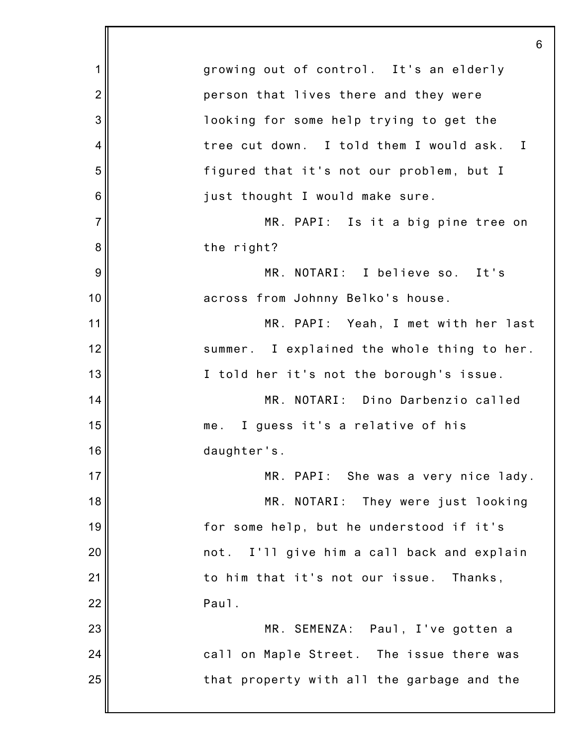growing out of control. It's an elderly person that lives there and they were looking for some help trying to get the tree cut down. I told them I would ask. I figured that it's not our problem, but I just thought I would make sure.

MR. PAPI: Is it a big pine tree on the right?

MR. NOTARI: I believe so. It's across from Johnny Belko's house.

MR. PAPI: Yeah, I met with her last summer. I explained the whole thing to her. I told her it's not the borough's issue.

MR. NOTARI: Dino Darbenzio called me. I guess it's a relative of his daughter's.

MR. PAPI: She was a very nice lady.

MR. NOTARI: They were just looking for some help, but he understood if it's not. I'll give him a call back and explain to him that it's not our issue. Thanks, Paul.

MR. SEMENZA: Paul, I've gotten a call on Maple Street. The issue there was that property with all the garbage and the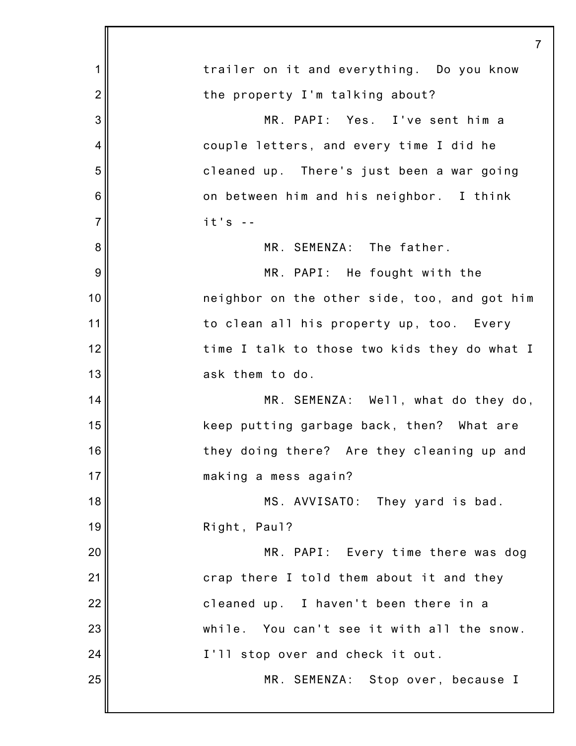trailer on it and everything. Do you know the property I'm talking about?

MR. PAPI: Yes. I've sent him a couple letters, and every time I did he cleaned up. There's just been a war going on between him and his neighbor. I think it's --

MR. SEMENZA: The father.

MR. PAPI: He fought with the neighbor on the other side, too, and got him to clean all his property up, too. Every time I talk to those two kids they do what I ask them to do.

MR. SEMENZA: Well, what do they do, keep putting garbage back, then? What are they doing there? Are they cleaning up and making a mess again?

MS. AVVISATO: They yard is bad. Right, Paul?

MR. PAPI: Every time there was dog crap there I told them about it and they cleaned up. I haven't been there in a while. You can't see it with all the snow. I'll stop over and check it out.

MR. SEMENZA: Stop over, because I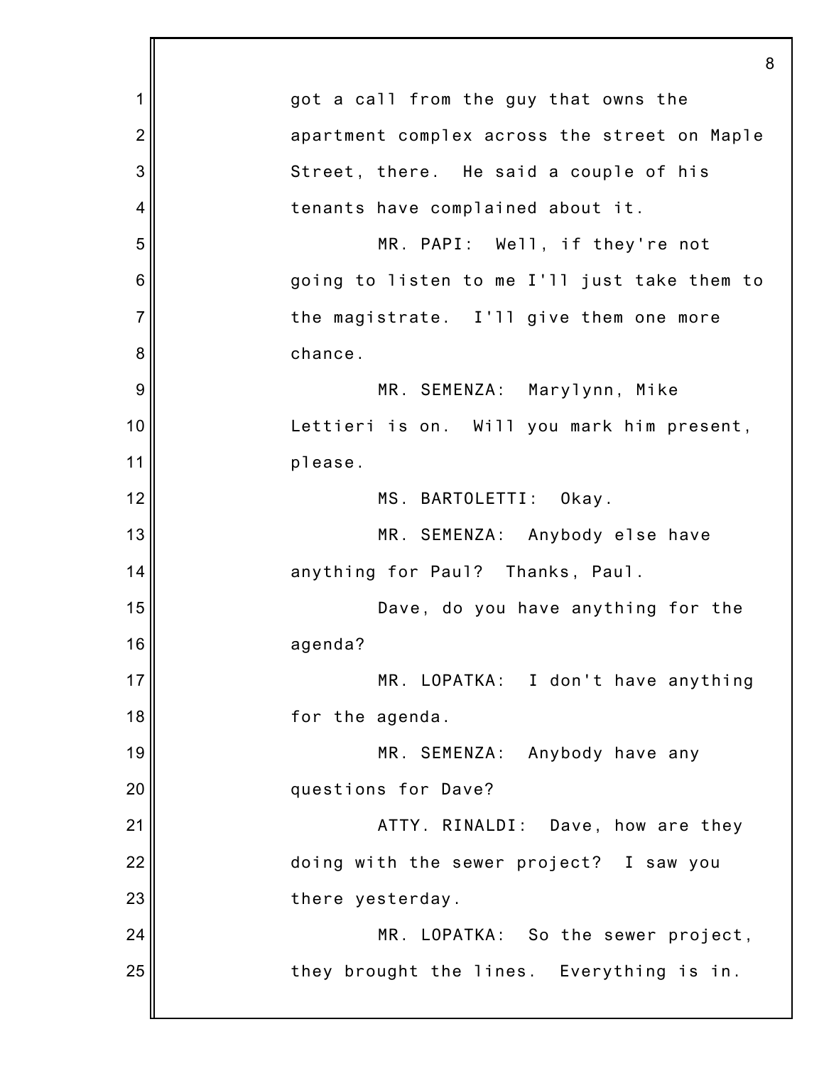got a call from the guy that owns the apartment complex across the street on Maple Street, there. He said a couple of his tenants have complained about it.

MR. PAPI: Well, if they're not going to listen to me I'll just take them to the magistrate. I'll give them one more chance.

MR. SEMENZA: Marylynn, Mike Lettieri is on. Will you mark him present, please.

MS. BARTOLETTI: Okay.

MR. SEMENZA: Anybody else have anything for Paul? Thanks, Paul.

Dave, do you have anything for the agenda?

MR. LOPATKA: I don't have anything for the agenda.

MR. SEMENZA: Anybody have any questions for Dave?

ATTY. RINALDI: Dave, how are they doing with the sewer project? I saw you there yesterday.

MR. LOPATKA: So the sewer project, they brought the lines. Everything is in.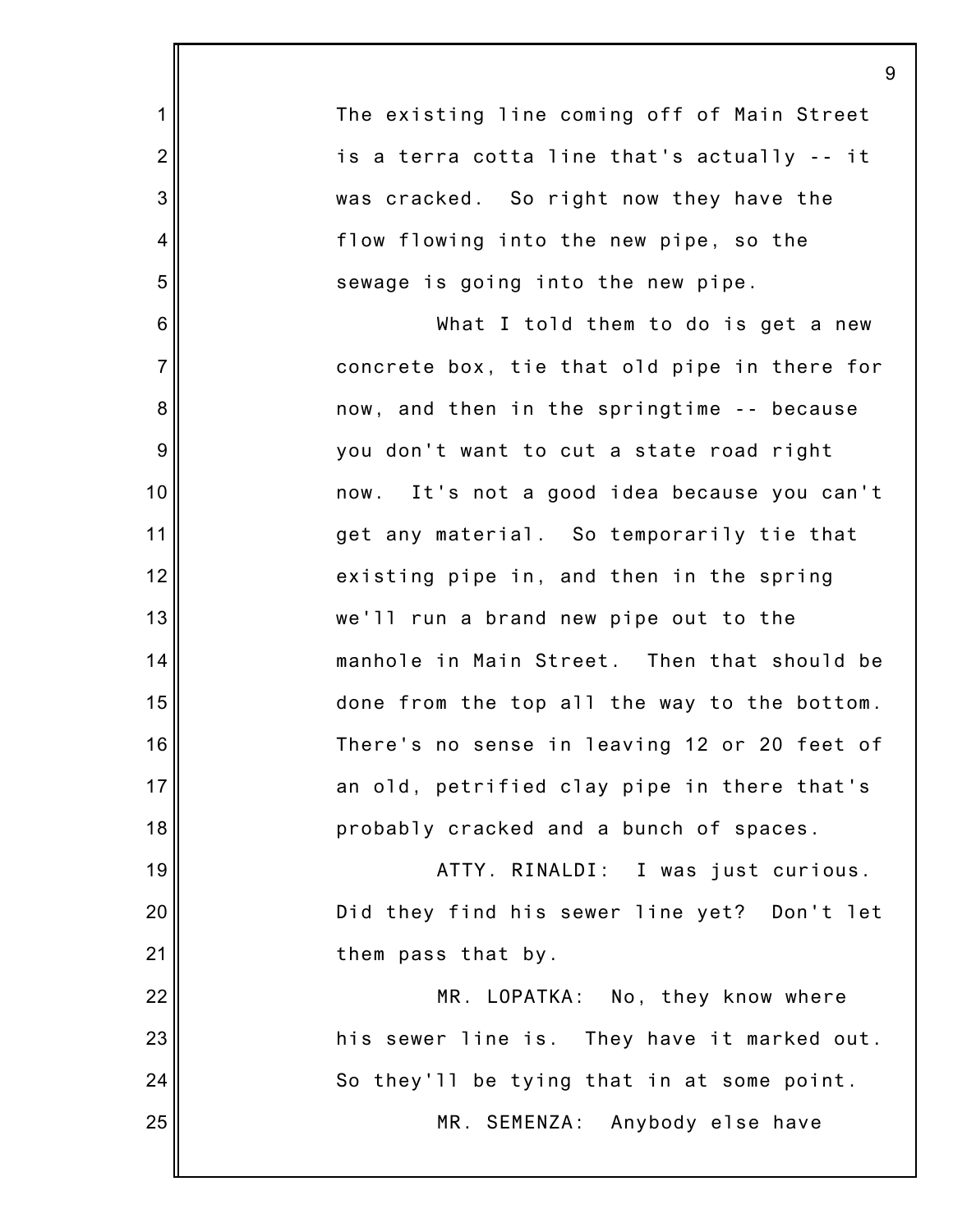The existing line coming off of Main Street is a terra cotta line that's actually -- it was cracked. So right now they have the flow flowing into the new pipe, so the sewage is going into the new pipe.

What I told them to do is get a new concrete box, tie that old pipe in there for now, and then in the springtime -- because you don't want to cut a state road right now. It's not a good idea because you can't get any material. So temporarily tie that existing pipe in, and then in the spring we'll run a brand new pipe out to the manhole in Main Street. Then that should be done from the top all the way to the bottom. There's no sense in leaving 12 or 20 feet of an old, petrified clay pipe in there that's probably cracked and a bunch of spaces.

ATTY. RINALDI: I was just curious. Did they find his sewer line yet? Don't let them pass that by.

MR. LOPATKA: No, they know where his sewer line is. They have it marked out. So they'll be tying that in at some point.

MR. SEMENZA: Anybody else have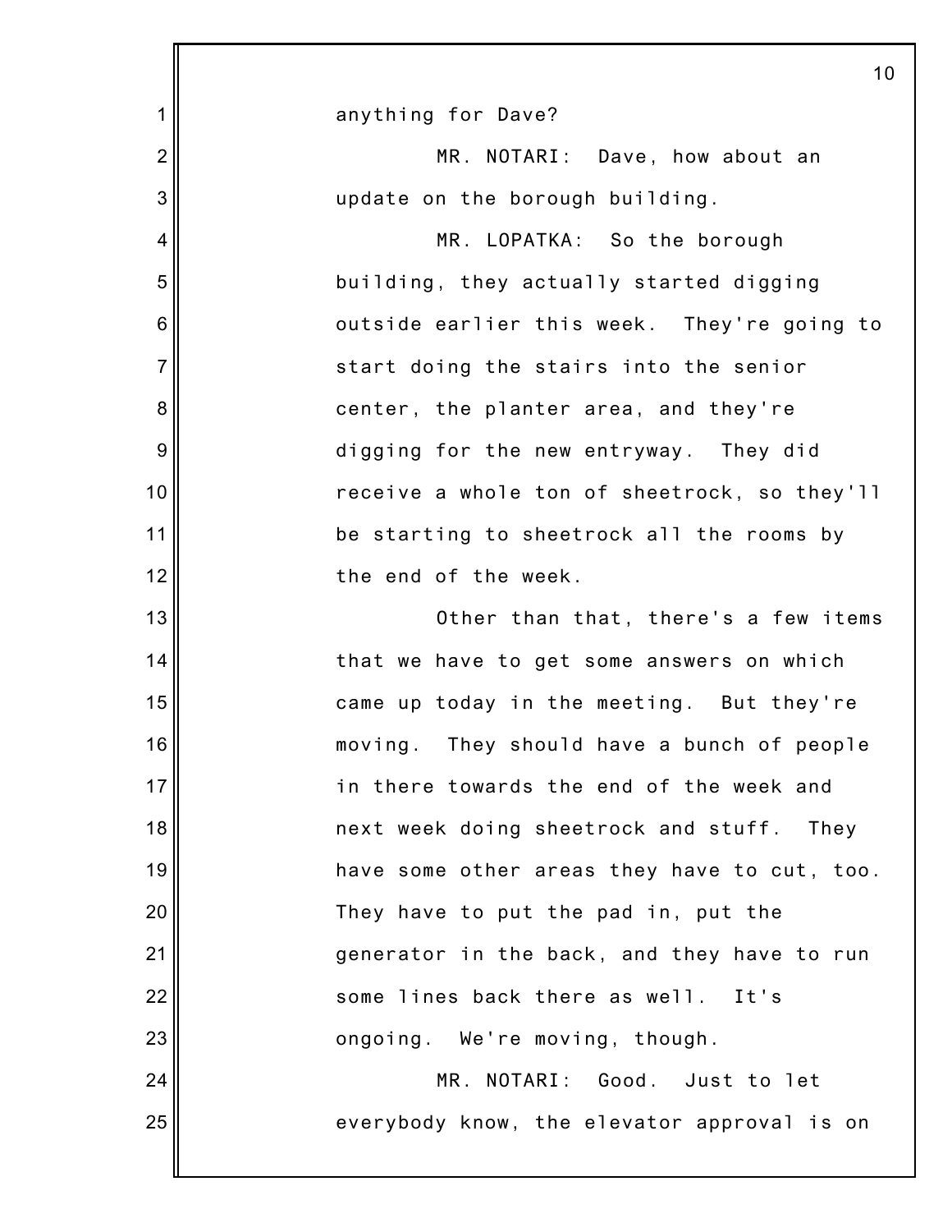anything for Dave?

MR. NOTARI: Dave, how about an update on the borough building.

MR. LOPATKA: So the borough building, they actually started digging outside earlier this week. They're going to start doing the stairs into the senior center, the planter area, and they're digging for the new entryway. They did receive a whole ton of sheetrock, so they'll be starting to sheetrock all the rooms by the end of the week.

Other than that, there's a few items that we have to get some answers on which came up today in the meeting. But they're moving. They should have a bunch of people in there towards the end of the week and next week doing sheetrock and stuff. They have some other areas they have to cut, too. They have to put the pad in, put the generator in the back, and they have to run some lines back there as well. It's ongoing. We're moving, though.

MR. NOTARI: Good. Just to let everybody know, the elevator approval is on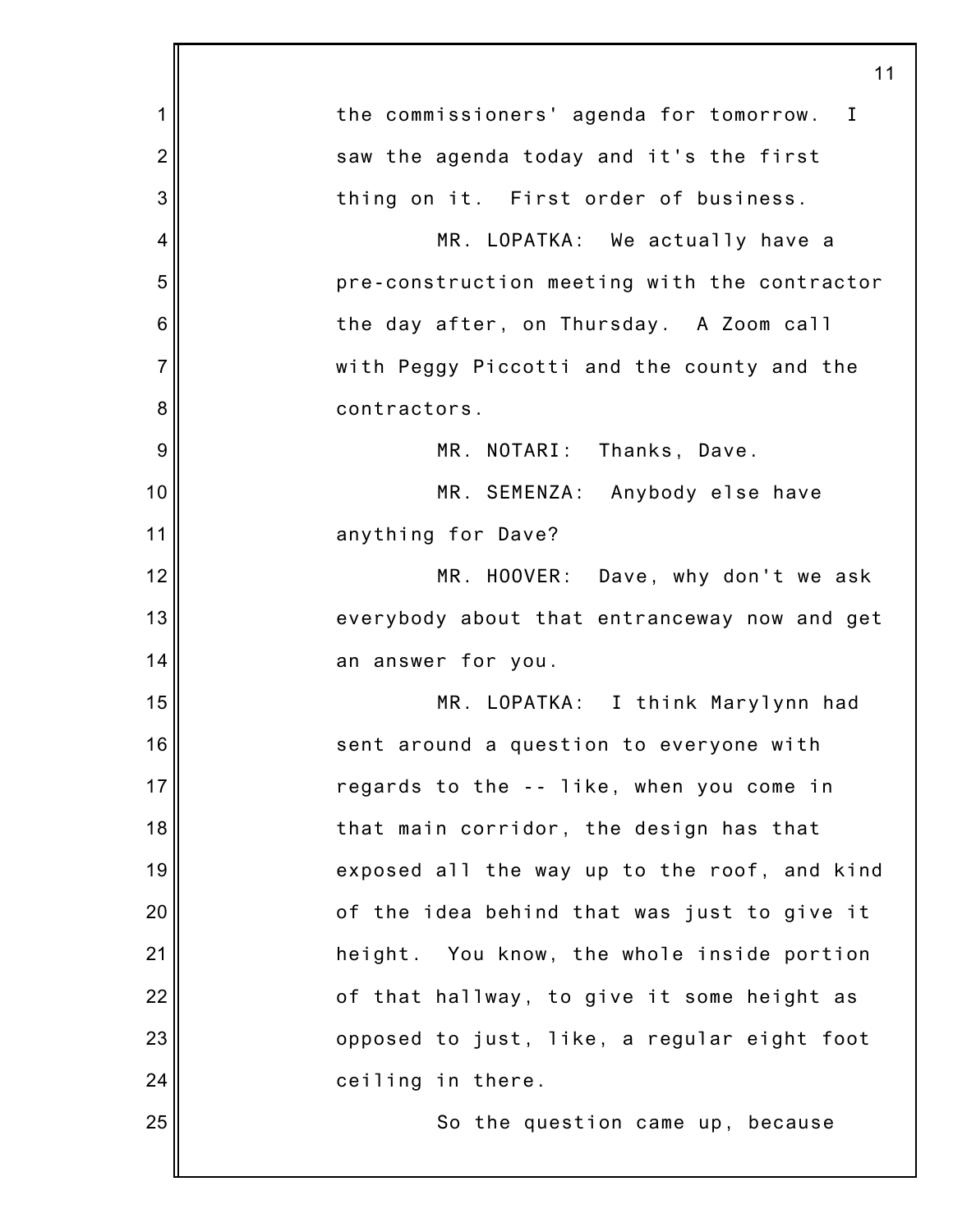the commissioners' agenda for tomorrow. I saw the agenda today and it's the first thing on it. First order of business.

MR. LOPATKA: We actually have a pre-construction meeting with the contractor the day after, on Thursday. A Zoom call with Peggy Piccotti and the county and the contractors.

MR. NOTARI: Thanks, Dave.

MR. SEMENZA: Anybody else have anything for Dave?

MR. HOOVER: Dave, why don't we ask everybody about that entranceway now and get an answer for you.

MR. LOPATKA: I think Marylynn had sent around a question to everyone with regards to the -- like, when you come in that main corridor, the design has that exposed all the way up to the roof, and kind of the idea behind that was just to give it height. You know, the whole inside portion of that hallway, to give it some height as opposed to just, like, a regular eight foot ceiling in there.

So the question came up, because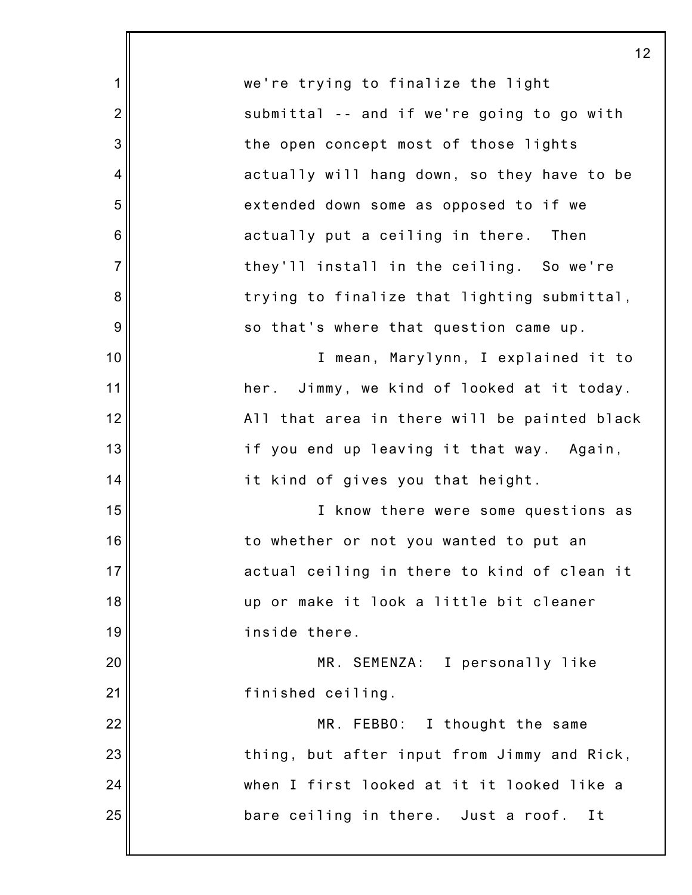we're trying to finalize the light submittal -- and if we're going to go with the open concept most of those lights actually will hang down, so they have to be extended down some as opposed to if we actually put a ceiling in there. Then they'll install in the ceiling. So we're trying to finalize that lighting submittal, so that's where that question came up.

I mean, Marylynn, I explained it to her. Jimmy, we kind of looked at it today. All that area in there will be painted black if you end up leaving it that way. Again, it kind of gives you that height.

I know there were some questions as to whether or not you wanted to put an actual ceiling in there to kind of clean it up or make it look a little bit cleaner inside there.

MR. SEMENZA: I personally like finished ceiling.

MR. FEBBO: I thought the same thing, but after input from Jimmy and Rick, when I first looked at it it looked like a bare ceiling in there. Just a roof. It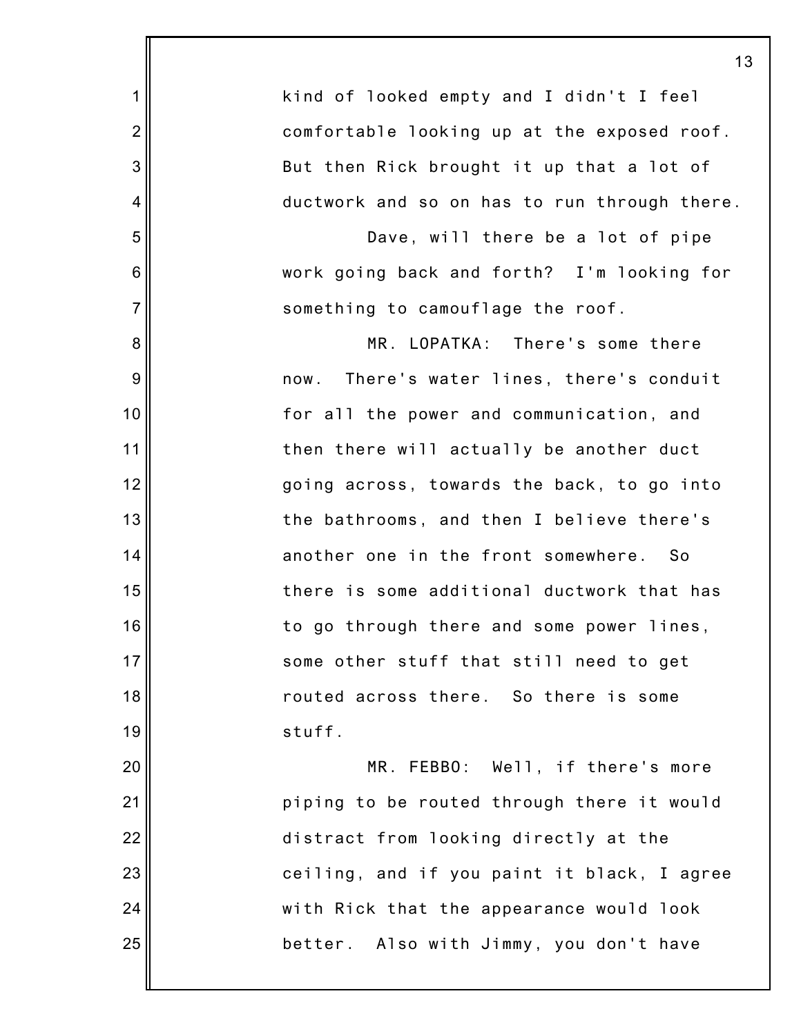kind of looked empty and I didn't I feel comfortable looking up at the exposed roof. But then Rick brought it up that a lot of ductwork and so on has to run through there.

Dave, will there be a lot of pipe work going back and forth? I'm looking for something to camouflage the roof.

MR. LOPATKA: There's some there now. There's water lines, there's conduit for all the power and communication, and then there will actually be another duct going across, towards the back, to go into the bathrooms, and then I believe there's another one in the front somewhere. So there is some additional ductwork that has to go through there and some power lines, some other stuff that still need to get routed across there. So there is some stuff.

MR. FEBBO: Well, if there's more piping to be routed through there it would distract from looking directly at the ceiling, and if you paint it black, I agree with Rick that the appearance would look better. Also with Jimmy, you don't have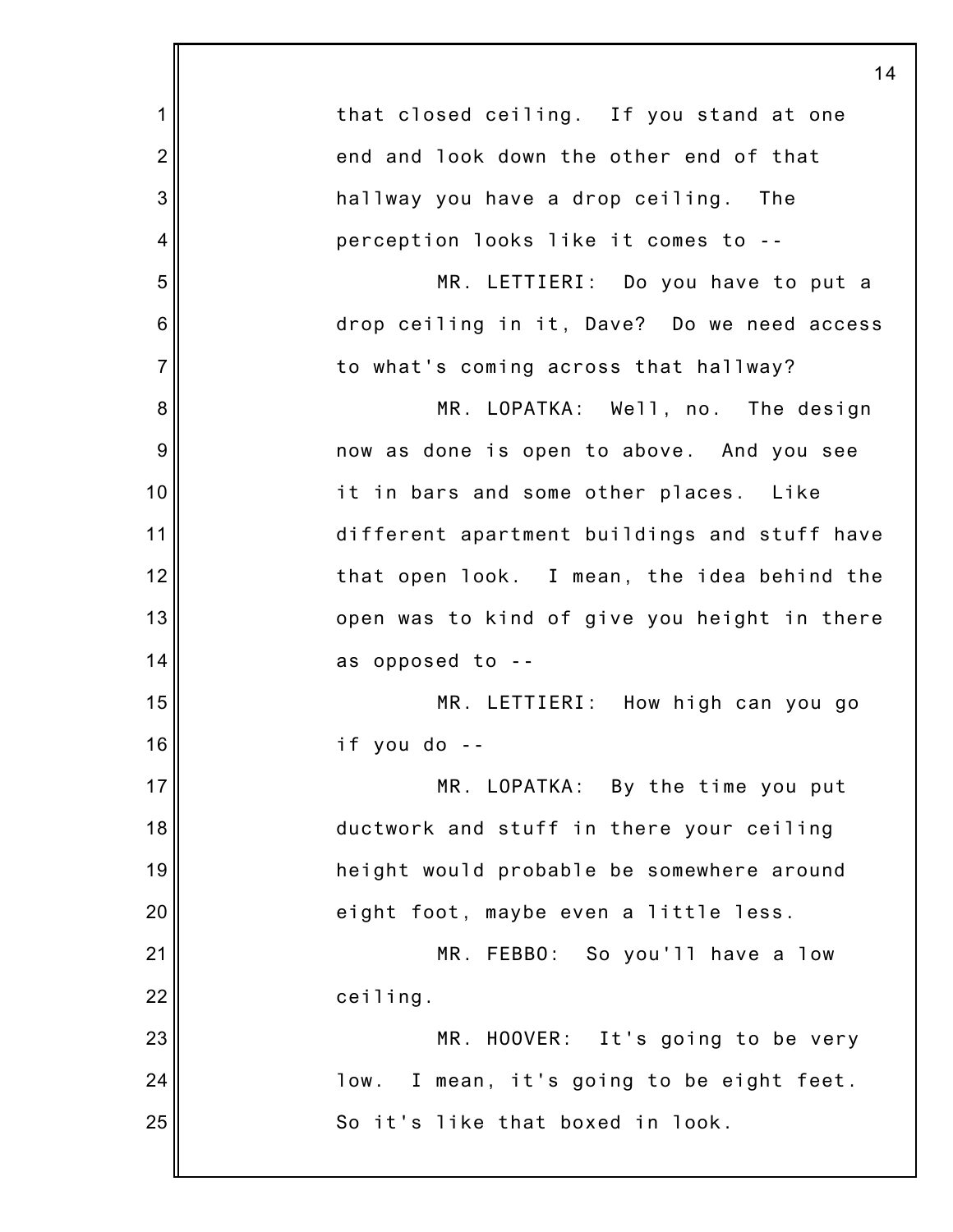that closed ceiling. If you stand at one end and look down the other end of that hallway you have a drop ceiling. The perception looks like it comes to --

MR. LETTIERI: Do you have to put a drop ceiling in it, Dave? Do we need access to what's coming across that hallway?

MR. LOPATKA: Well, no. The design now as done is open to above. And you see it in bars and some other places. Like different apartment buildings and stuff have that open look. I mean, the idea behind the open was to kind of give you height in there as opposed to --

MR. LETTIERI: How high can you go if you do --

MR. LOPATKA: By the time you put ductwork and stuff in there your ceiling height would probable be somewhere around eight foot, maybe even a little less.

MR. FEBBO: So you'll have a low ceiling.

MR. HOOVER: It's going to be very low. I mean, it's going to be eight feet. So it's like that boxed in look.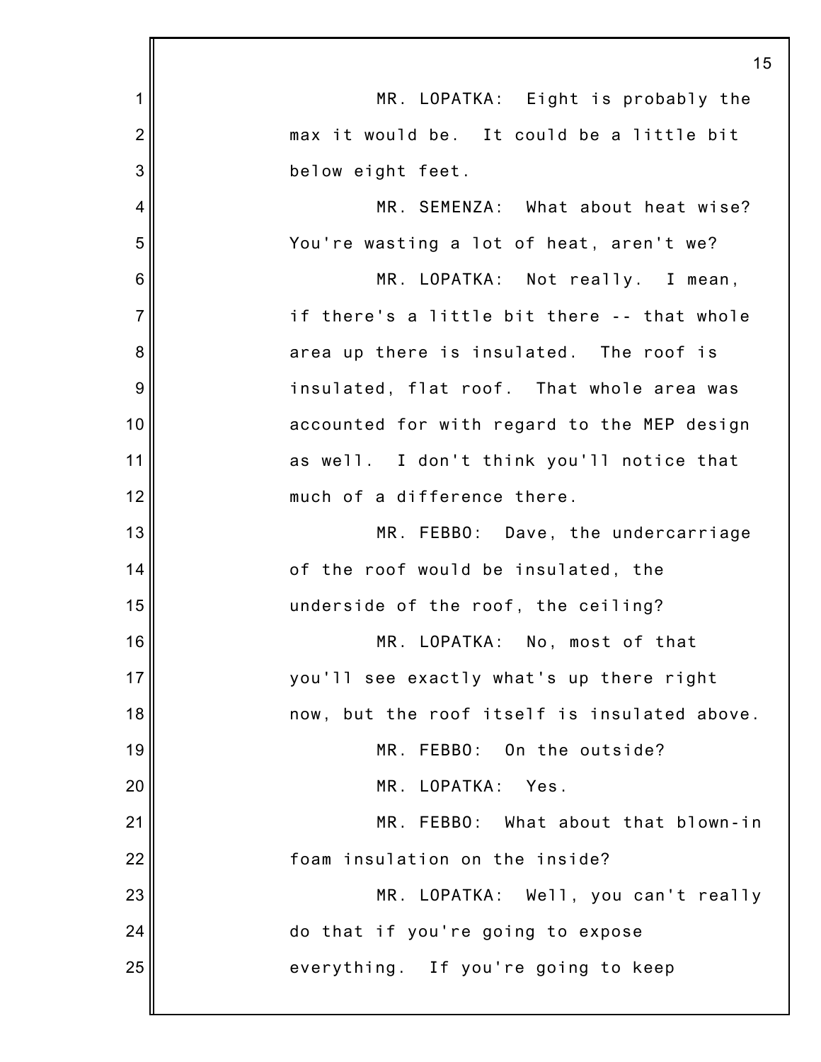MR. LOPATKA: Eight is probably the max it would be. It could be a little bit below eight feet.

MR. SEMENZA: What about heat wise? You're wasting a lot of heat, aren't we?

MR. LOPATKA: Not really. I mean, if there's a little bit there -- that whole area up there is insulated. The roof is insulated, flat roof. That whole area was accounted for with regard to the MEP design as well. I don't think you'll notice that much of a difference there.

MR. FEBBO: Dave, the undercarriage of the roof would be insulated, the underside of the roof, the ceiling?

MR. LOPATKA: No, most of that you'll see exactly what's up there right now, but the roof itself is insulated above.

MR. FEBBO: On the outside?

MR. LOPATKA: Yes.

MR. FEBBO: What about that blown-in foam insulation on the inside?

MR. LOPATKA: Well, you can't really do that if you're going to expose everything. If you're going to keep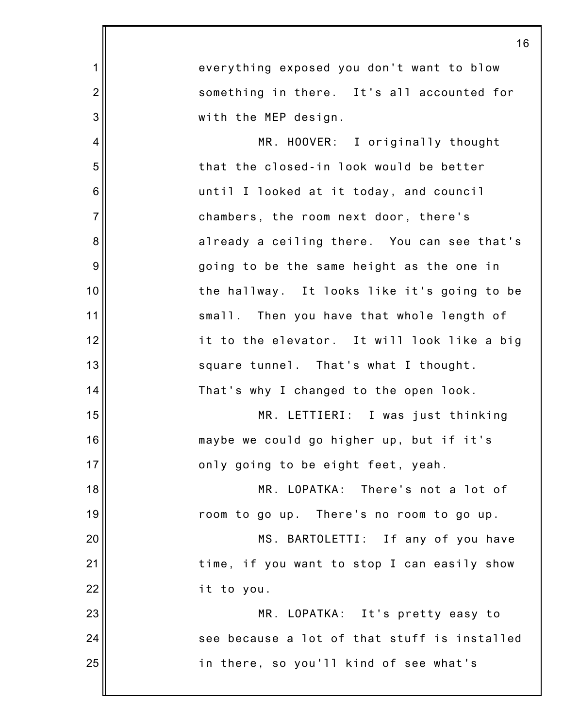everything exposed you don't want to blow something in there. It's all accounted for with the MEP design.

MR. HOOVER: I originally thought that the closed-in look would be better until I looked at it today, and council chambers, the room next door, there's already a ceiling there. You can see that's going to be the same height as the one in the hallway. It looks like it's going to be small. Then you have that whole length of it to the elevator. It will look like a big square tunnel. That's what I thought. That's why I changed to the open look.

MR. LETTIERI: I was just thinking maybe we could go higher up, but if it's only going to be eight feet, yeah.

MR. LOPATKA: There's not a lot of room to go up. There's no room to go up.

MS. BARTOLETTI: If any of you have time, if you want to stop I can easily show it to you.

MR. LOPATKA: It's pretty easy to see because a lot of that stuff is installed in there, so you'll kind of see what's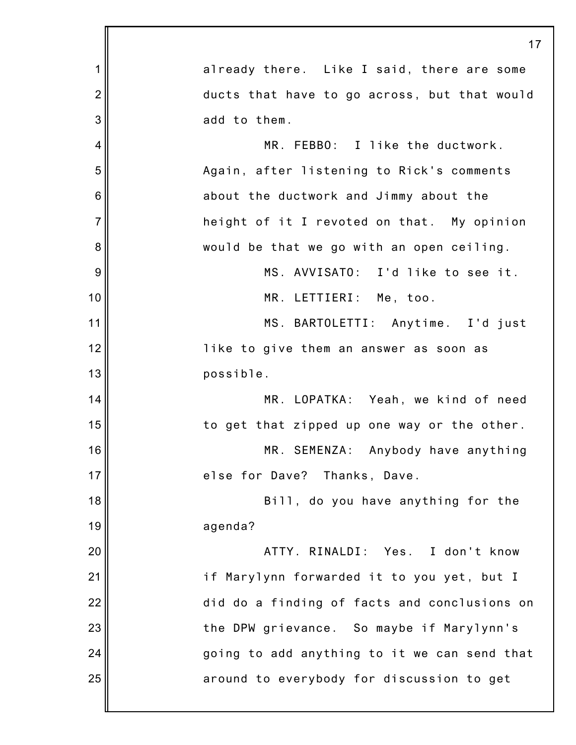already there. Like I said, there are some ducts that have to go across, but that would add to them.

MR. FEBBO: I like the ductwork. Again, after listening to Rick's comments about the ductwork and Jimmy about the height of it I revoted on that. My opinion would be that we go with an open ceiling.

MS. AVVISATO: I'd like to see it.

MR. LETTIERI: Me, too.

MS. BARTOLETTI: Anytime. I'd just like to give them an answer as soon as possible.

MR. LOPATKA: Yeah, we kind of need to get that zipped up one way or the other.

MR. SEMENZA: Anybody have anything else for Dave? Thanks, Dave.

Bill, do you have anything for the agenda?

ATTY. RINALDI: Yes. I don't know if Marylynn forwarded it to you yet, but I did do a finding of facts and conclusions on the DPW grievance. So maybe if Marylynn's going to add anything to it we can send that around to everybody for discussion to get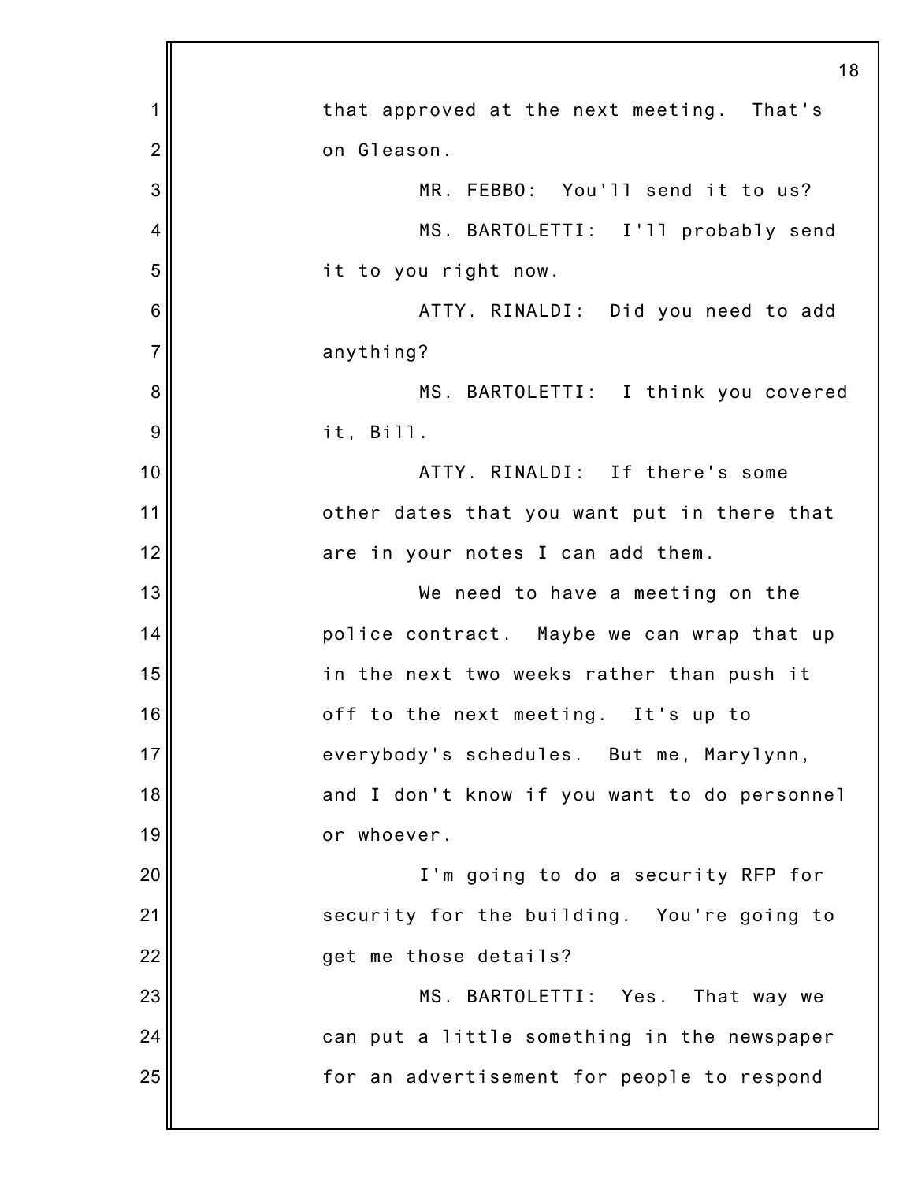that approved at the next meeting. That's on Gleason.

MR. FEBBO: You'll send it to us?

MS. BARTOLETTI: I'll probably send it to you right now.

ATTY. RINALDI: Did you need to add anything?

MS. BARTOLETTI: I think you covered it, Bill.

ATTY. RINALDI: If there's some other dates that you want put in there that are in your notes I can add them.

We need to have a meeting on the police contract. Maybe we can wrap that up in the next two weeks rather than push it off to the next meeting. It's up to everybody's schedules. But me, Marylynn, and I don't know if you want to do personnel or whoever.

I'm going to do a security RFP for security for the building. You're going to get me those details?

MS. BARTOLETTI: Yes. That way we can put a little something in the newspaper for an advertisement for people to respond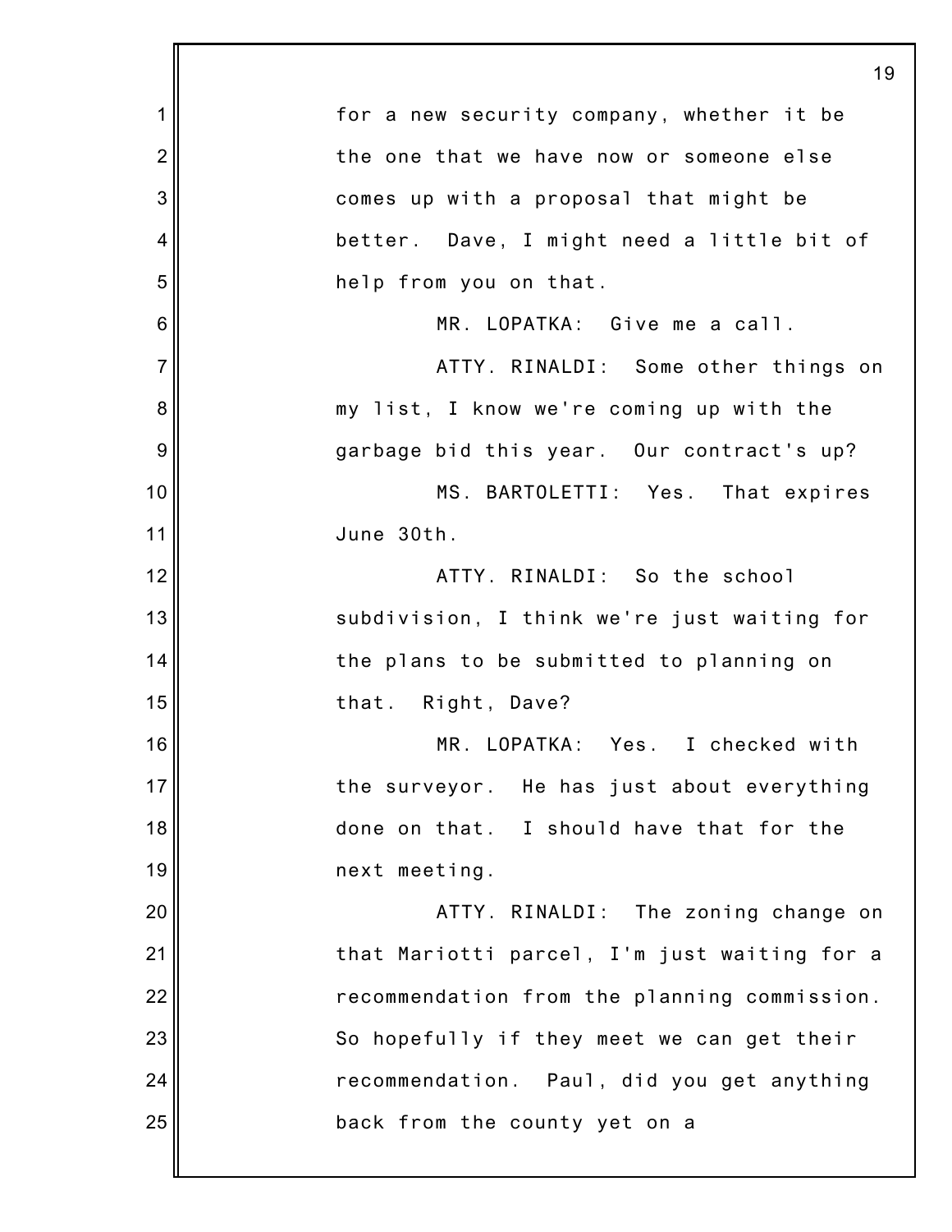for a new security company, whether it be the one that we have now or someone else comes up with a proposal that might be better. Dave, I might need a little bit of help from you on that.

MR. LOPATKA: Give me a call.

ATTY. RINALDI: Some other things on my list, I know we're coming up with the garbage bid this year. Our contract's up?

MS. BARTOLETTI: Yes. That expires June 30th.

ATTY. RINALDI: So the school subdivision, I think we're just waiting for the plans to be submitted to planning on that. Right, Dave?

MR. LOPATKA: Yes. I checked with the surveyor. He has just about everything done on that. I should have that for the next meeting.

ATTY. RINALDI: The zoning change on that Mariotti parcel, I'm just waiting for a recommendation from the planning commission. So hopefully if they meet we can get their recommendation. Paul, did you get anything back from the county yet on a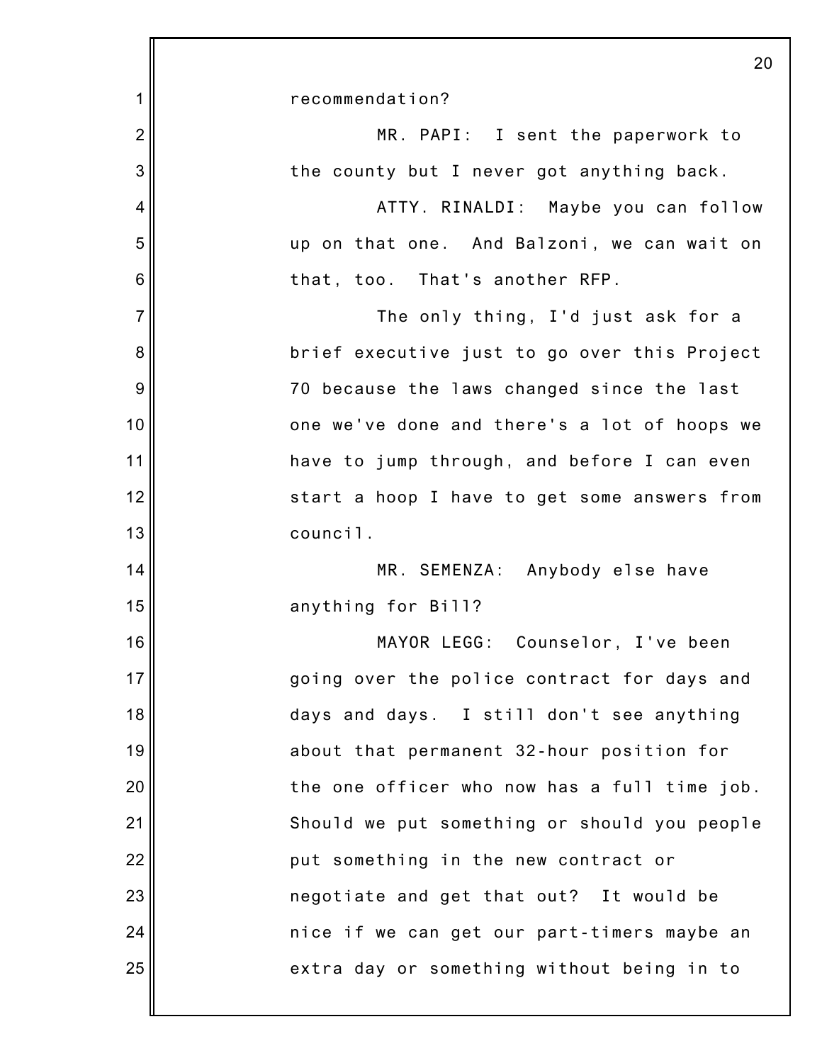recommendation?

MR. PAPI: I sent the paperwork to the county but I never got anything back.

ATTY. RINALDI: Maybe you can follow up on that one. And Balzoni, we can wait on that, too. That's another RFP.

The only thing, I'd just ask for a brief executive just to go over this Project 70 because the laws changed since the last one we've done and there's a lot of hoops we have to jump through, and before I can even start a hoop I have to get some answers from council.

MR. SEMENZA: Anybody else have anything for Bill?

MAYOR LEGG: Counselor, I've been going over the police contract for days and days and days. I still don't see anything about that permanent 32-hour position for the one officer who now has a full time job. Should we put something or should you people put something in the new contract or negotiate and get that out? It would be nice if we can get our part-timers maybe an extra day or something without being in to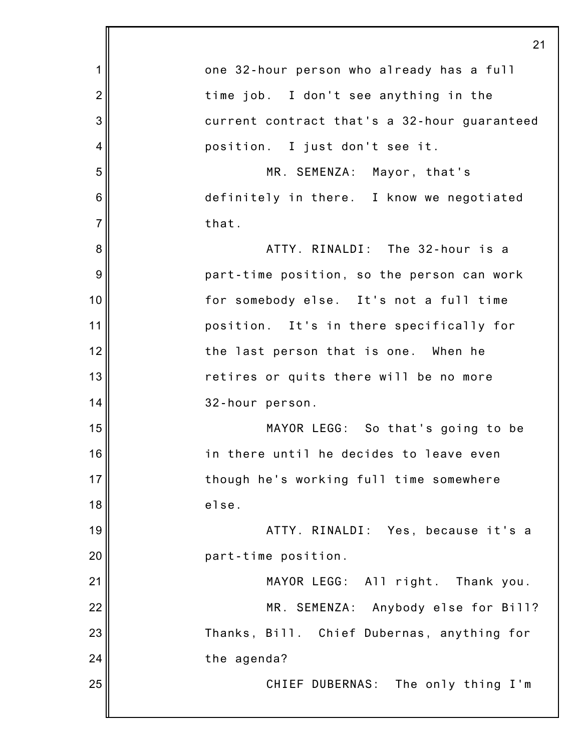one 32-hour person who already has a full time job. I don't see anything in the current contract that's a 32-hour guaranteed position. I just don't see it.

MR. SEMENZA: Mayor, that's definitely in there. I know we negotiated that.

ATTY. RINALDI: The 32-hour is a part-time position, so the person can work for somebody else. It's not a full time position. It's in there specifically for the last person that is one. When he retires or quits there will be no more 32-hour person.

MAYOR LEGG: So that's going to be in there until he decides to leave even though he's working full time somewhere else.

ATTY. RINALDI: Yes, because it's a part-time position.

MAYOR LEGG: All right. Thank you.

MR. SEMENZA: Anybody else for Bill? Thanks, Bill. Chief Dubernas, anything for the agenda?

CHIEF DUBERNAS: The only thing I'm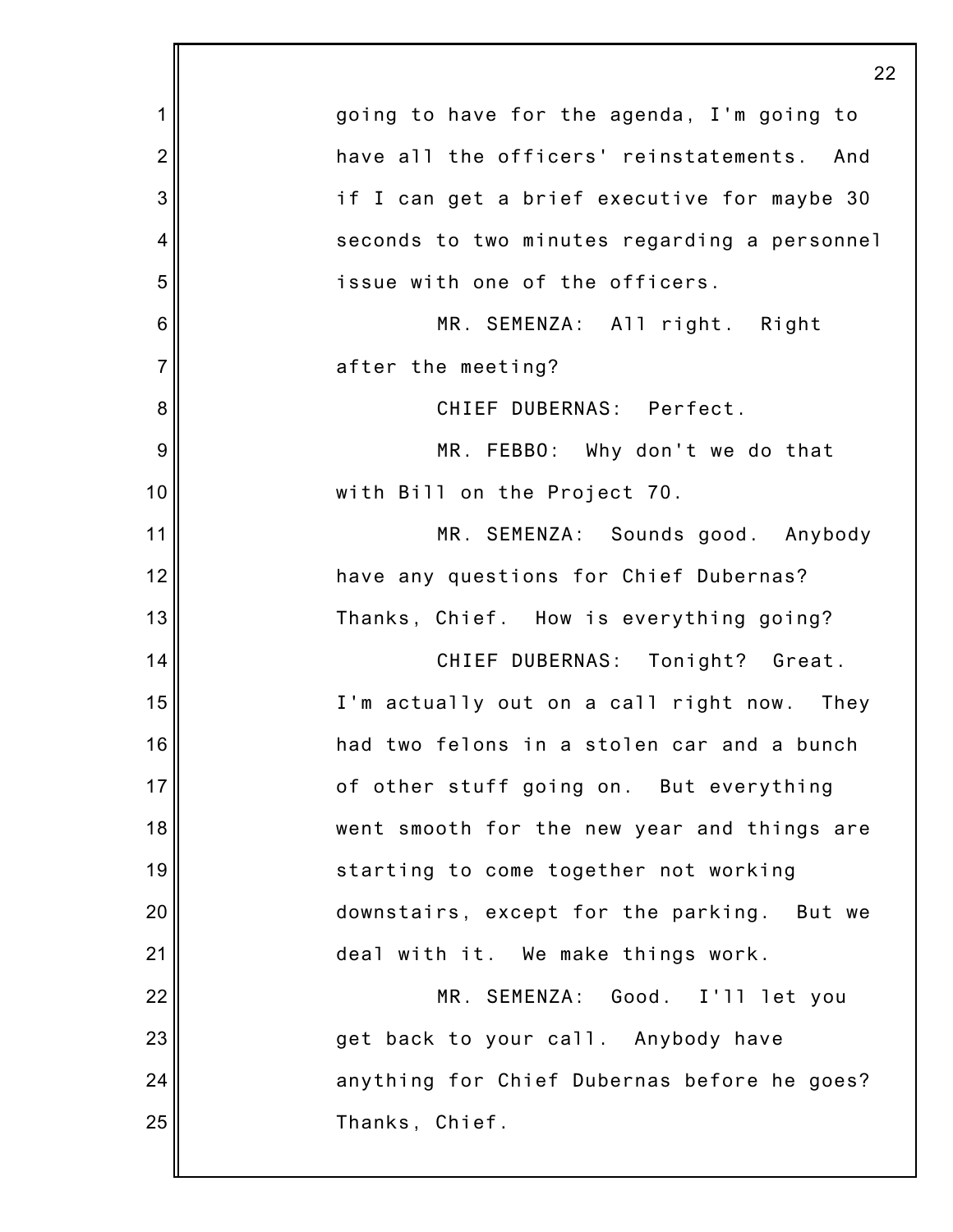going to have for the agenda, I'm going to have all the officers' reinstatements. And if I can get a brief executive for maybe 30 seconds to two minutes regarding a personnel issue with one of the officers.

MR. SEMENZA: All right. Right after the meeting?

CHIEF DUBERNAS: Perfect.

MR. FEBBO: Why don't we do that with Bill on the Project 70.

MR. SEMENZA: Sounds good. Anybody have any questions for Chief Dubernas? Thanks, Chief. How is everything going?

CHIEF DUBERNAS: Tonight? Great. I'm actually out on a call right now. They had two felons in a stolen car and a bunch of other stuff going on. But everything went smooth for the new year and things are starting to come together not working downstairs, except for the parking. But we deal with it. We make things work.

MR. SEMENZA: Good. I'll let you get back to your call. Anybody have anything for Chief Dubernas before he goes? Thanks, Chief.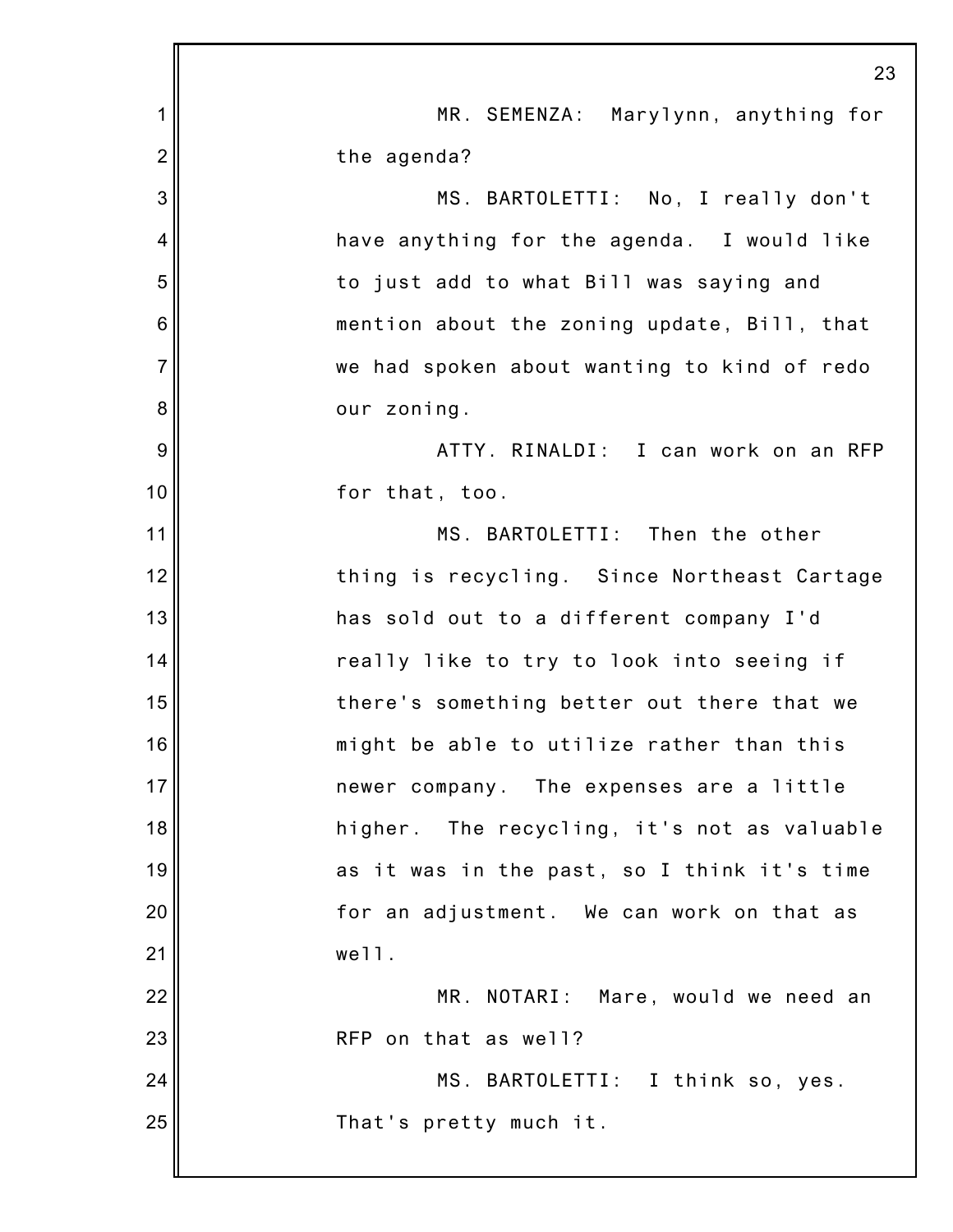MR. SEMENZA: Marylynn, anything for the agenda?

MS. BARTOLETTI: No, I really don't have anything for the agenda. I would like to just add to what Bill was saying and mention about the zoning update, Bill, that we had spoken about wanting to kind of redo our zoning.

ATTY. RINALDI: I can work on an RFP for that, too.

MS. BARTOLETTI: Then the other thing is recycling. Since Northeast Cartage has sold out to a different company I'd really like to try to look into seeing if there's something better out there that we might be able to utilize rather than this newer company. The expenses are a little higher. The recycling, it's not as valuable as it was in the past, so I think it's time for an adjustment. We can work on that as well.

MR. NOTARI: Mare, would we need an RFP on that as well?

MS. BARTOLETTI: I think so, yes. That's pretty much it.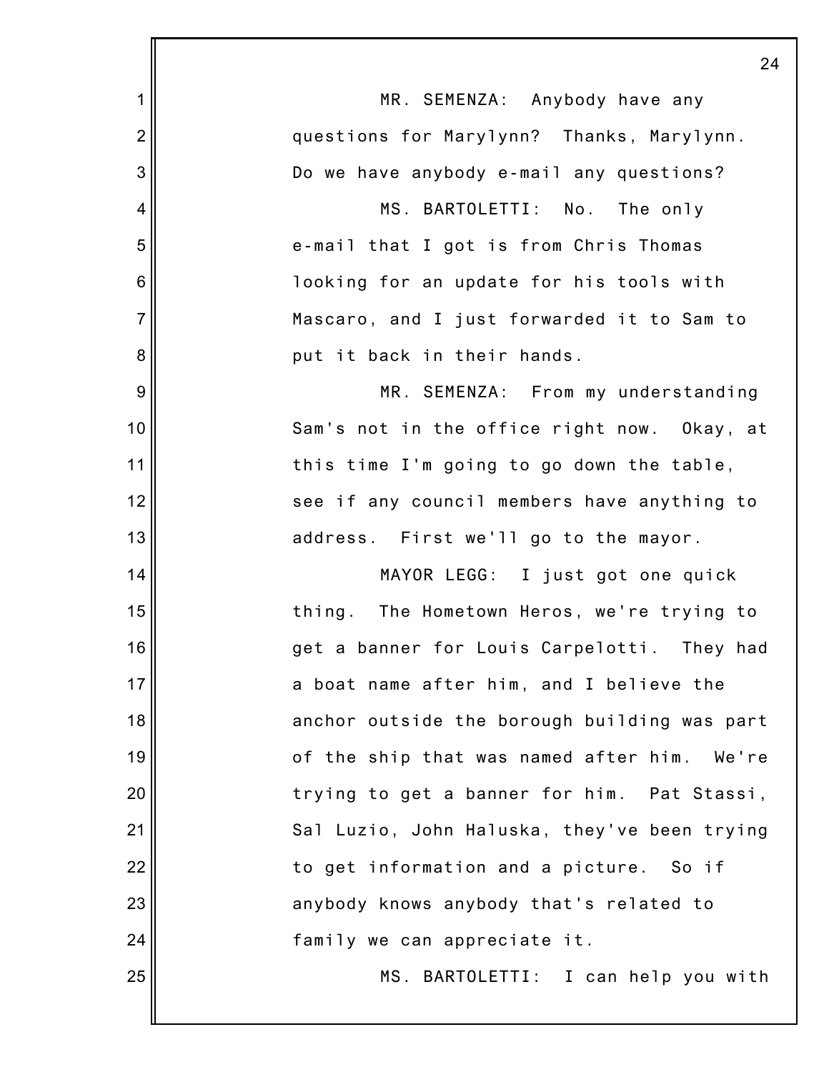MR. SEMENZA: Anybody have any questions for Marylynn? Thanks, Marylynn. Do we have anybody e-mail any questions?

MS. BARTOLETTI: No. The only e-mail that I got is from Chris Thomas looking for an update for his tools with Mascaro, and I just forwarded it to Sam to put it back in their hands.

MR. SEMENZA: From my understanding Sam's not in the office right now. Okay, at this time I'm going to go down the table, see if any council members have anything to address. First we'll go to the mayor.

MAYOR LEGG: I just got one quick thing. The Hometown Heros, we're trying to get a banner for Louis Carpelotti. They had a boat name after him, and I believe the anchor outside the borough building was part of the ship that was named after him. We're trying to get a banner for him. Pat Stassi, Sal Luzio, John Haluska, they've been trying to get information and a picture. So if anybody knows anybody that's related to family we can appreciate it.

MS. BARTOLETTI: I can help you with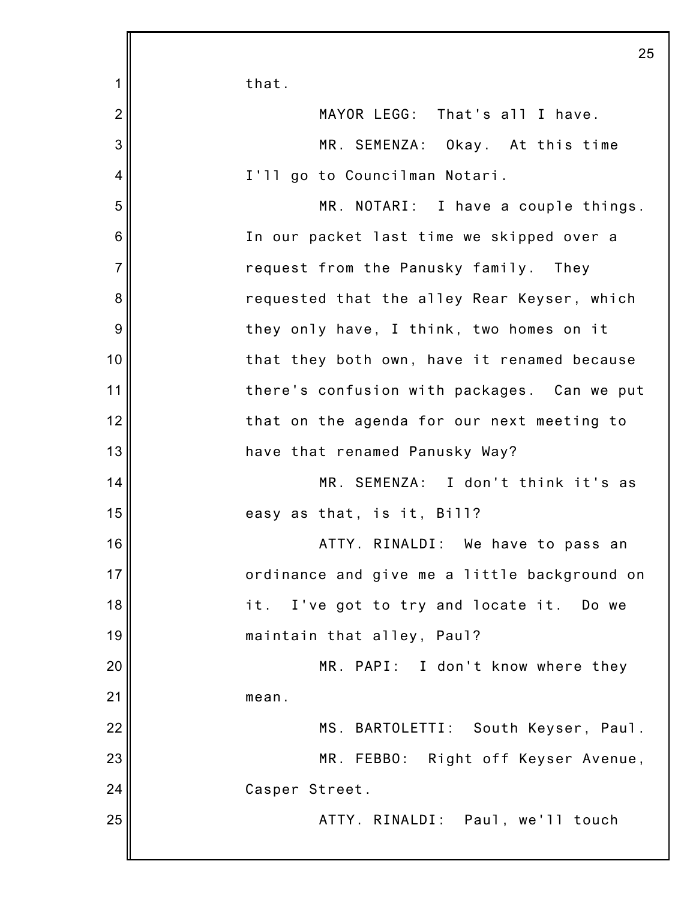that.

MAYOR LEGG: That's all I have.

MR. SEMENZA: Okay. At this time I'll go to Councilman Notari.

MR. NOTARI: I have a couple things. In our packet last time we skipped over a request from the Panusky family. They requested that the alley Rear Keyser, which they only have, I think, two homes on it that they both own, have it renamed because there's confusion with packages. Can we put that on the agenda for our next meeting to have that renamed Panusky Way?

MR. SEMENZA: I don't think it's as easy as that, is it, Bill?

ATTY. RINALDI: We have to pass an ordinance and give me a little background on it. I've got to try and locate it. Do we maintain that alley, Paul?

MR. PAPI: I don't know where they mean.

MS. BARTOLETTI: South Keyser, Paul.

MR. FEBBO: Right off Keyser Avenue, Casper Street.

ATTY. RINALDI: Paul, we'll touch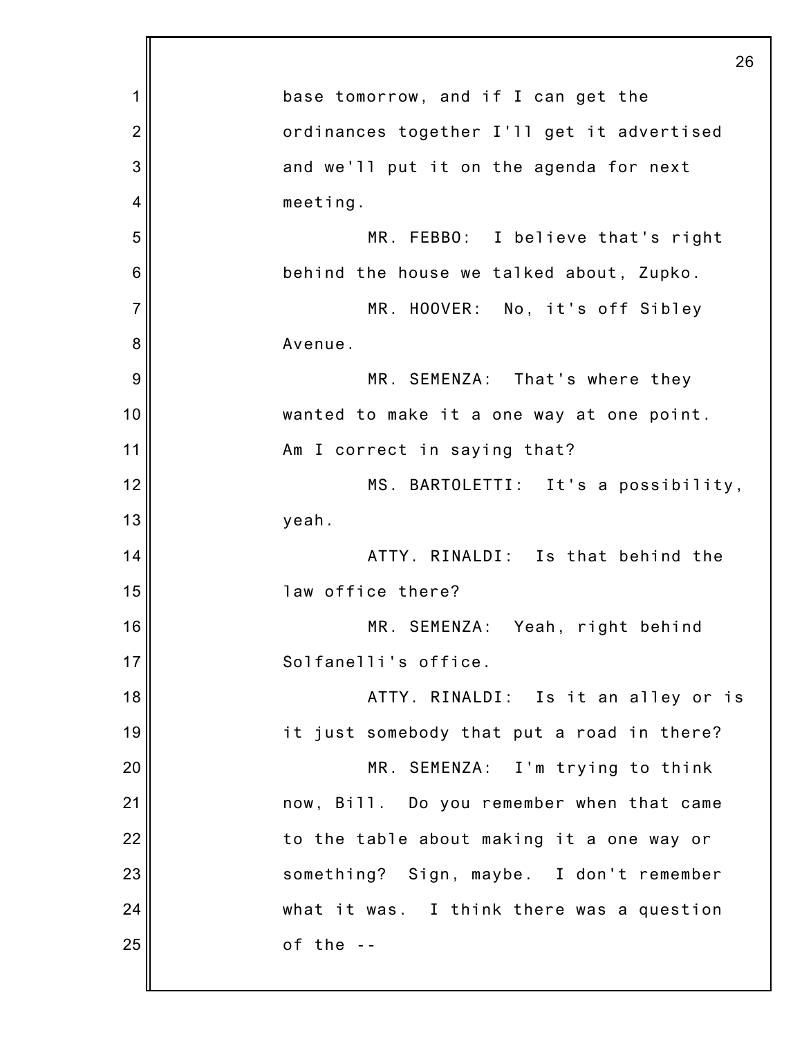base tomorrow, and if I can get the ordinances together I'll get it advertised and we'll put it on the agenda for next meeting.

MR. FEBBO: I believe that's right behind the house we talked about, Zupko.

MR. HOOVER: No, it's off Sibley Avenue.

MR. SEMENZA: That's where they wanted to make it a one way at one point. Am I correct in saying that?

MS. BARTOLETTI: It's a possibility, yeah.

ATTY. RINALDI: Is that behind the law office there?

MR. SEMENZA: Yeah, right behind Solfanelli's office.

ATTY. RINALDI: Is it an alley or is it just somebody that put a road in there?

MR. SEMENZA: I'm trying to think now, Bill. Do you remember when that came to the table about making it a one way or something? Sign, maybe. I don't remember what it was. I think there was a question of the --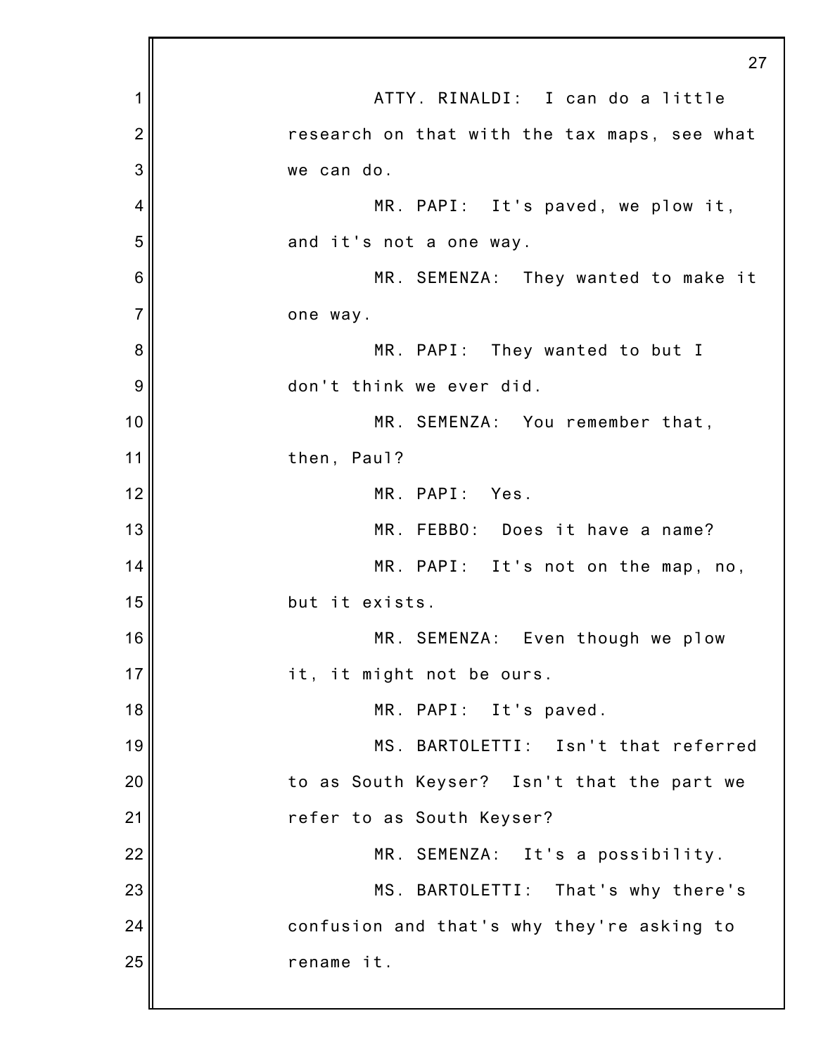ATTY. RINALDI: I can do a little research on that with the tax maps, see what we can do.

MR. PAPI: It's paved, we plow it, and it's not a one way.

MR. SEMENZA: They wanted to make it one way.

MR. PAPI: They wanted to but I don't think we ever did.

MR. SEMENZA: You remember that, then, Paul?

MR. PAPI: Yes.

MR. FEBBO: Does it have a name?

MR. PAPI: It's not on the map, no, but it exists.

MR. SEMENZA: Even though we plow it, it might not be ours.

MR. PAPI: It's paved.

MS. BARTOLETTI: Isn't that referred to as South Keyser? Isn't that the part we refer to as South Keyser?

MR. SEMENZA: It's a possibility.

MS. BARTOLETTI: That's why there's confusion and that's why they're asking to rename it.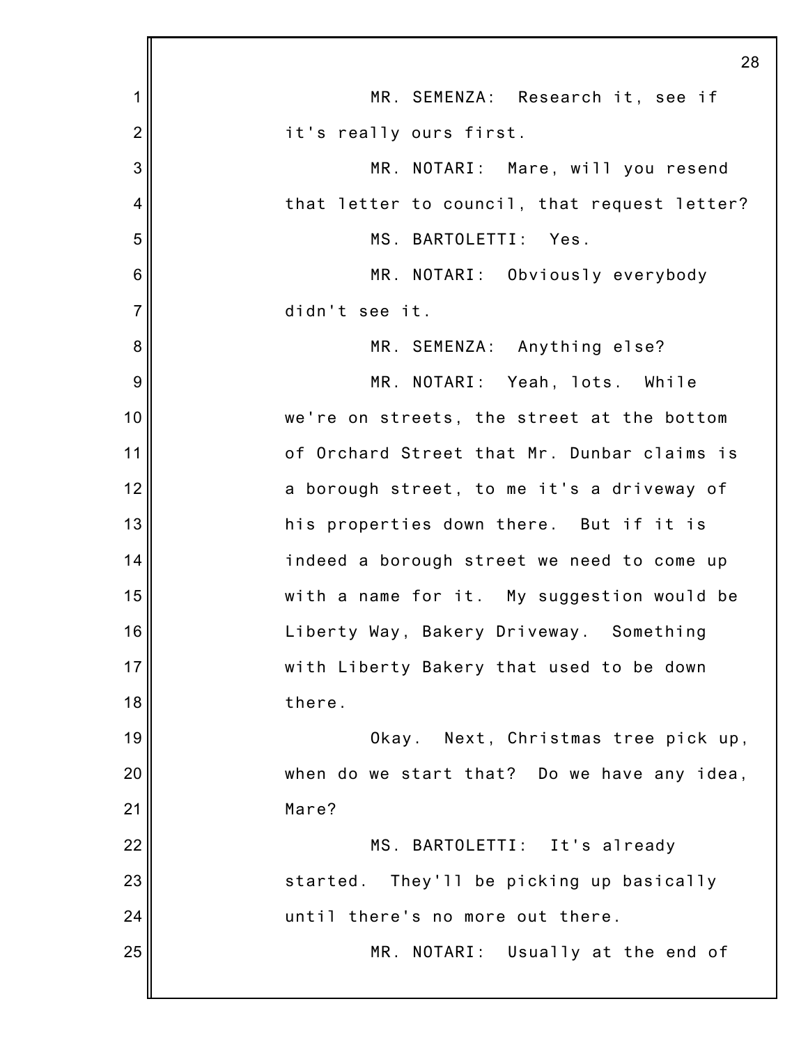MR. SEMENZA: Research it, see if it's really ours first.

MR. NOTARI: Mare, will you resend that letter to council, that request letter?

MS. BARTOLETTI: Yes.

MR. NOTARI: Obviously everybody didn't see it.

MR. SEMENZA: Anything else?

MR. NOTARI: Yeah, lots. While we're on streets, the street at the bottom of Orchard Street that Mr. Dunbar claims is a borough street, to me it's a driveway of his properties down there. But if it is indeed a borough street we need to come up with a name for it. My suggestion would be Liberty Way, Bakery Driveway. Something with Liberty Bakery that used to be down there.

Okay. Next, Christmas tree pick up, when do we start that? Do we have any idea, Mare?

MS. BARTOLETTI: It's already started. They'll be picking up basically until there's no more out there.

MR. NOTARI: Usually at the end of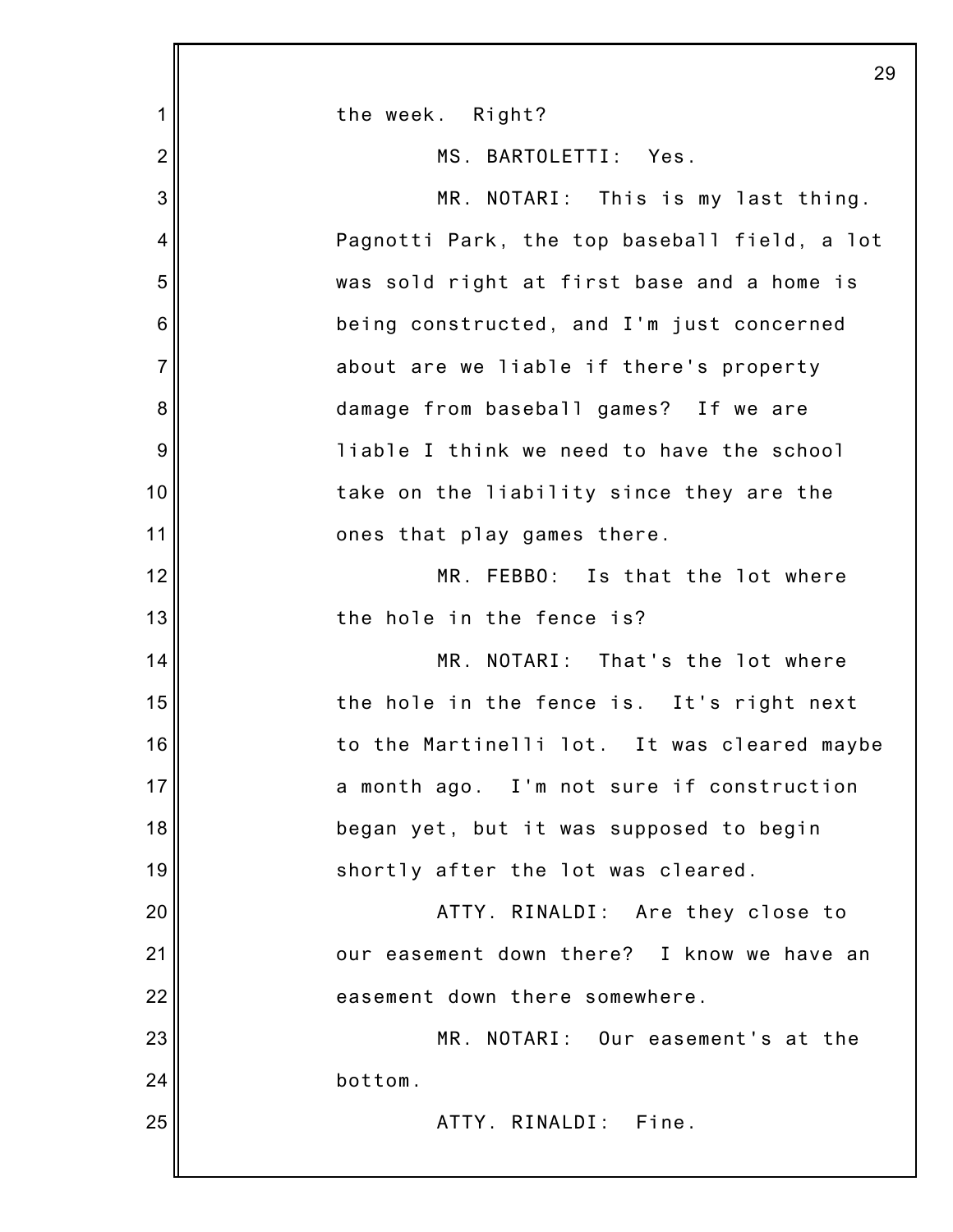the week. Right?

MS. BARTOLETTI: Yes.

MR. NOTARI: This is my last thing. Pagnotti Park, the top baseball field, a lot was sold right at first base and a home is being constructed, and I'm just concerned about are we liable if there's property damage from baseball games? If we are liable I think we need to have the school take on the liability since they are the ones that play games there.

MR. FEBBO: Is that the lot where the hole in the fence is?

MR. NOTARI: That's the lot where the hole in the fence is. It's right next to the Martinelli lot. It was cleared maybe a month ago. I'm not sure if construction began yet, but it was supposed to begin shortly after the lot was cleared.

ATTY. RINALDI: Are they close to our easement down there? I know we have an easement down there somewhere.

MR. NOTARI: Our easement's at the bottom.

ATTY. RINALDI: Fine.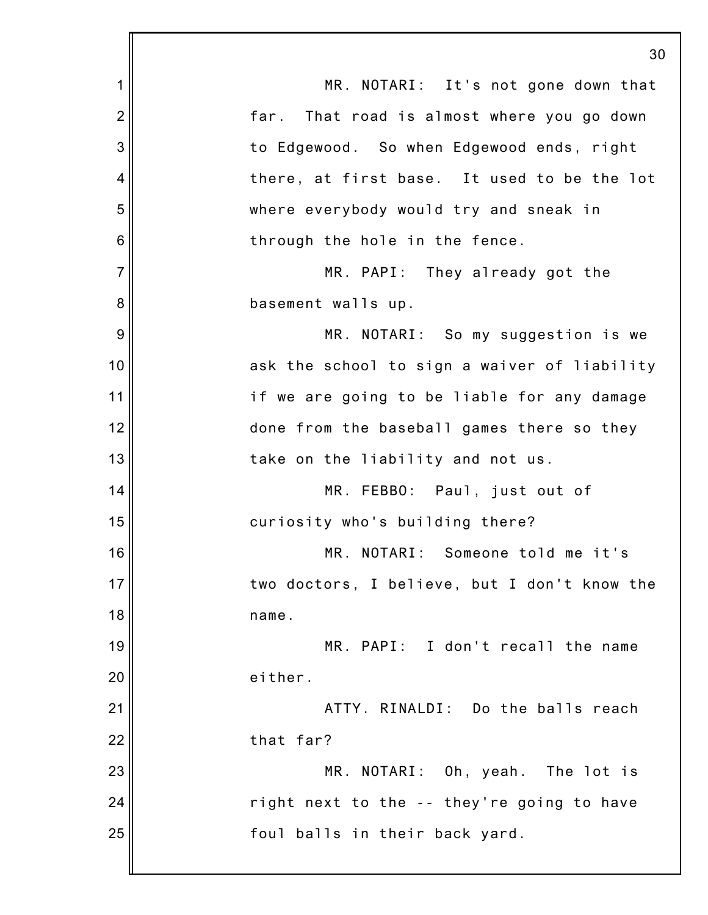MR. NOTARI: It's not gone down that far. That road is almost where you go down to Edgewood. So when Edgewood ends, right there, at first base. It used to be the lot where everybody would try and sneak in through the hole in the fence.

MR. PAPI: They already got the basement walls up.

MR. NOTARI: So my suggestion is we ask the school to sign a waiver of liability if we are going to be liable for any damage done from the baseball games there so they take on the liability and not us.

MR. FEBBO: Paul, just out of curiosity who's building there?

MR. NOTARI: Someone told me it's two doctors, I believe, but I don't know the name.

MR. PAPI: I don't recall the name either.

ATTY. RINALDI: Do the balls reach that far?

MR. NOTARI: Oh, yeah. The lot is right next to the -- they're going to have foul balls in their back yard.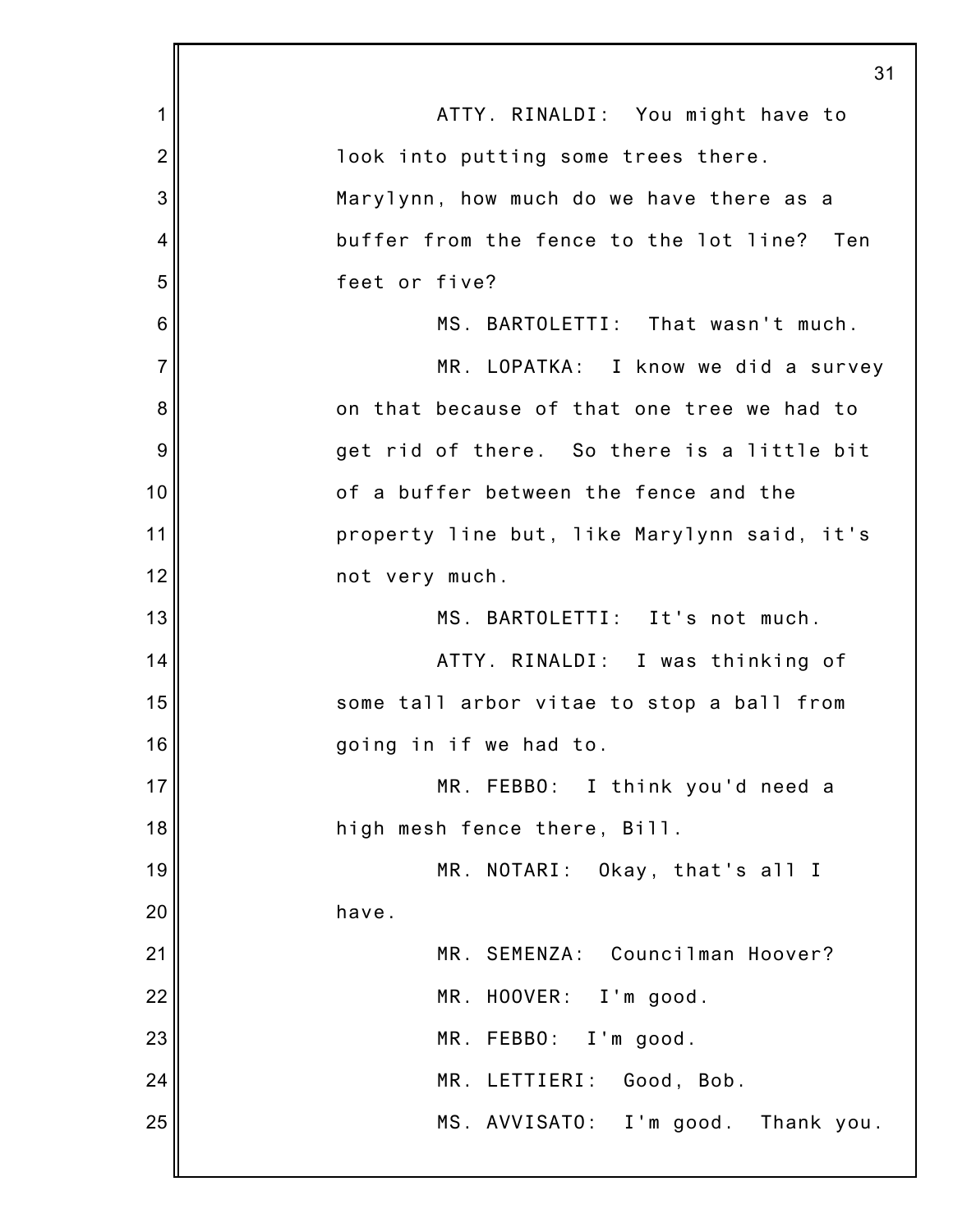ATTY. RINALDI: You might have to look into putting some trees there. Marylynn, how much do we have there as a buffer from the fence to the lot line? Ten feet or five?

MS. BARTOLETTI: That wasn't much.

MR. LOPATKA: I know we did a survey on that because of that one tree we had to get rid of there. So there is a little bit of a buffer between the fence and the property line but, like Marylynn said, it's not very much.

MS. BARTOLETTI: It's not much.

ATTY. RINALDI: I was thinking of some tall arbor vitae to stop a ball from going in if we had to.

MR. FEBBO: I think you'd need a high mesh fence there, Bill.

MR. NOTARI: Okay, that's all I have.

MR. SEMENZA: Councilman Hoover?

MR. HOOVER: I'm good.

MR. FEBBO: I'm good.

MR. LETTIERI: Good, Bob.

MS. AVVISATO: I'm good. Thank you.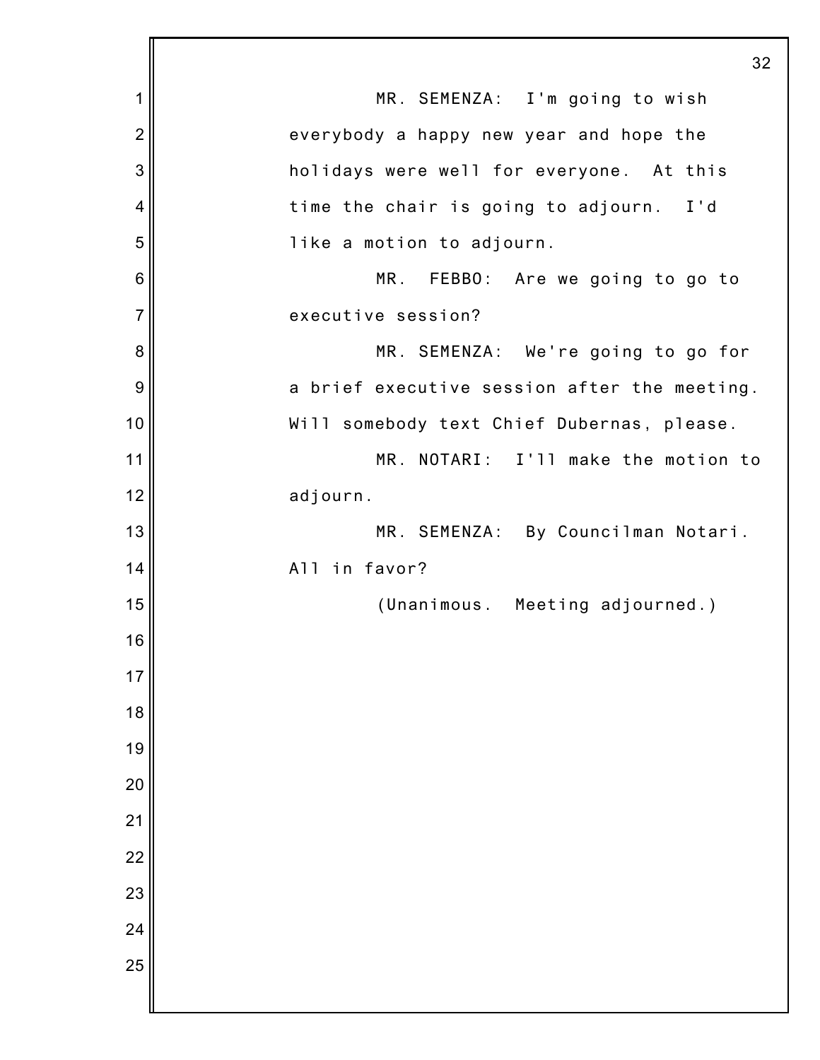MR. SEMENZA: I'm going to wish everybody a happy new year and hope the holidays were well for everyone. At this time the chair is going to adjourn. I'd like a motion to adjourn.

MR. FEBBO: Are we going to go to executive session?

MR. SEMENZA: We're going to go for a brief executive session after the meeting. Will somebody text Chief Dubernas, please.

MR. NOTARI: I'll make the motion to adjourn.

MR. SEMENZA: By Councilman Notari. All in favor?

(Unanimous. Meeting adjourned.)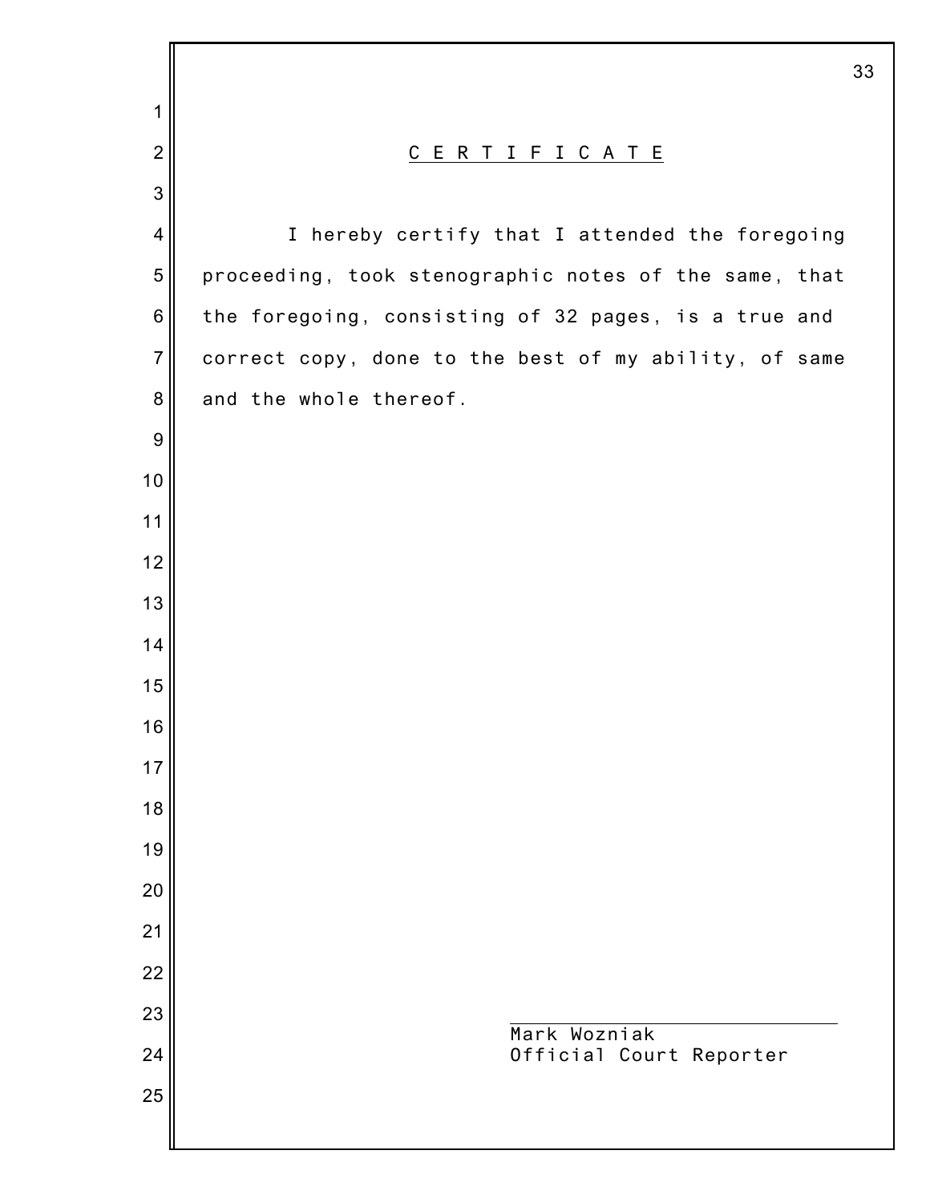## CERTIFICATE

I hereby certify that I attended the foregoing proceeding, took stenographic notes of the same, that the foregoing, consisting of 32 pages, is a true and correct copy, done to the best of my ability, of same and the whole thereof.

Mark Wozniak
Official Court Reporter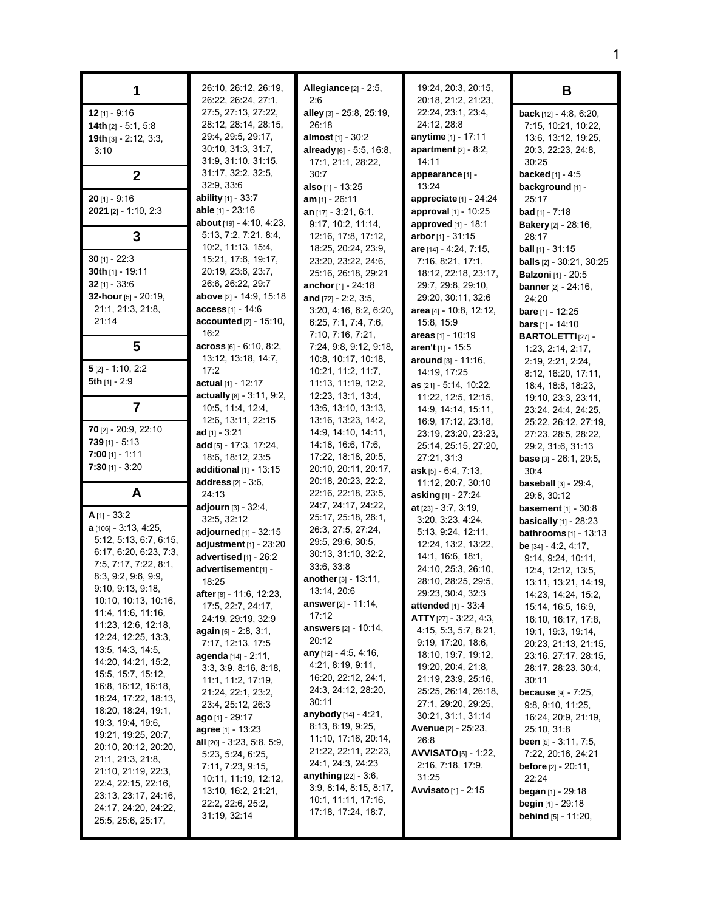## 1

**12** [1] - 9:16
**14th** [2] - 5:1, 5:8
**19th** [3] - 2:12, 3:3, 3:10

## 2

**20** [1] - 9:16
**2021** [2] - 1:10, 2:3

## 3

**30** [1] - 22:3
**30th** [1] - 19:11
**32** [1] - 33:6
**32-hour** [5] - 20:19, 21:1, 21:3, 21:8, 21:14

## 5

**5** [2] - 1:10, 2:2
**5th** [1] - 2:9

## 7

**70** [2] - 20:9, 22:10
**739** [1] - 5:13
**7:00** [1] - 1:11
**7:30** [1] - 3:20

## A

**A** [1] - 33:2
**a** [106] - 3:13, 4:25, 5:12, 5:13, 6:7, 6:15, 6:17, 6:20, 6:23, 7:3, 7:5, 7:17, 7:22, 8:1, 8:3, 9:2, 9:6, 9:9, 9:10, 9:13, 9:18, 10:10, 10:13, 10:16, 11:4, 11:6, 11:16, 11:23, 12:6, 12:18, 12:24, 12:25, 13:3, 13:5, 14:3, 14:5, 14:20, 14:21, 15:2, 15:5, 15:7, 15:12, 16:8, 16:12, 16:18, 16:24, 17:22, 18:13, 18:20, 18:24, 19:1, 19:3, 19:4, 19:6, 19:21, 19:25, 20:7, 20:10, 20:12, 20:20, 21:1, 21:3, 21:8, 21:10, 21:19, 22:3, 22:4, 22:15, 22:16, 23:13, 23:17, 24:16, 24:17, 24:20, 24:22, 25:5, 25:6, 25:17, 26:10, 26:12, 26:19, 26:22, 26:24, 27:1, 27:5, 27:13, 27:22, 28:12, 28:14, 28:15, 29:4, 29:5, 29:17, 30:10, 31:3, 31:7, 31:9, 31:10, 31:15, 31:17, 32:2, 32:5, 32:9, 33:6
**ability** [1] - 33:7
**able** [1] - 23:16
**about** [19] - 4:10, 4:23, 5:13, 7:2, 7:21, 8:4, 10:2, 11:13, 15:4, 15:21, 17:6, 19:17, 20:19, 23:6, 23:7, 26:6, 26:22, 29:7
**above** [2] - 14:9, 15:18
**access** [1] - 14:6
**accounted** [2] - 15:10, 16:2
**across** [6] - 6:10, 8:2, 13:12, 13:18, 14:7, 17:2
**actual** [1] - 12:17
**actually** [8] - 3:11, 9:2, 10:5, 11:4, 12:4, 12:6, 13:11, 22:15
**ad** [1] - 3:21
**add** [5] - 17:3, 17:24, 18:6, 18:12, 23:5
**additional** [1] - 13:15
**address** [2] - 3:6, 24:13
**adjourn** [3] - 32:4, 32:5, 32:12
**adjourned** [1] - 32:15
**adjustment** [1] - 23:20
**advertised** [1] - 26:2
**advertisement** [1] - 18:25
**after** [8] - 11:6, 12:23, 17:5, 22:7, 24:17, 24:19, 29:19, 32:9
**again** [5] - 2:8, 3:1, 7:17, 12:13, 17:5
**agenda** [14] - 2:11, 3:3, 3:9, 8:16, 8:18, 11:1, 11:2, 17:19, 21:24, 22:1, 23:2, 23:4, 25:12, 26:3
**ago** [1] - 29:17
**agree** [1] - 13:23
**all** [20] - 3:23, 5:8, 5:9, 5:23, 5:24, 6:25, 7:11, 7:23, 9:15, 10:11, 11:19, 12:12, 13:10, 16:2, 21:21, 22:2, 22:6, 25:2, 31:19, 32:14
**Allegiance** [2] - 2:5, 2:6
**alley** [3] - 25:8, 25:19, 26:18
**almost** [1] - 30:2
**already** [6] - 5:5, 16:8, 17:1, 21:1, 28:22, 30:7
**also** [1] - 13:25
**am** [1] - 26:11
**an** [17] - 3:21, 6:1, 9:17, 10:2, 11:14, 12:16, 17:8, 17:12, 18:25, 20:24, 23:9, 23:20, 23:22, 24:6, 25:16, 26:18, 29:21
**anchor** [1] - 24:18
**and** [72] - 2:2, 3:5, 3:20, 4:16, 6:2, 6:20, 6:25, 7:1, 7:4, 7:6, 7:10, 7:16, 7:21, 7:24, 9:8, 9:12, 9:18, 10:8, 10:17, 10:18, 10:21, 11:2, 11:7, 11:13, 11:19, 12:2, 12:23, 13:1, 13:4, 13:6, 13:10, 13:13, 13:16, 13:23, 14:2, 14:9, 14:10, 14:11, 14:18, 16:6, 17:6, 17:22, 18:18, 20:5, 20:10, 20:11, 20:17, 20:18, 20:23, 22:2, 22:16, 22:18, 23:5, 24:7, 24:17, 24:22, 25:17, 25:18, 26:1, 26:3, 27:5, 27:24, 29:5, 29:6, 30:5, 30:13, 31:10, 32:2, 33:6, 33:8
**another** [3] - 13:11, 13:14, 20:6
**answer** [2] - 11:14, 17:12
**answers** [2] - 10:14, 20:12
**any** [12] - 4:5, 4:16, 4:21, 8:19, 9:11, 16:20, 22:12, 24:1, 24:3, 24:12, 28:20, 30:11
**anybody** [14] - 4:21, 8:13, 8:19, 9:25, 11:10, 17:16, 20:14, 21:22, 22:11, 22:23, 24:1, 24:3, 24:23
**anything** [22] - 3:6, 3:9, 8:14, 8:15, 8:17, 10:1, 11:11, 17:16, 17:18, 17:24, 18:7, 19:24, 20:3, 20:15, 20:18, 21:2, 21:23, 22:24, 23:1, 23:4, 24:12, 28:8
**anytime** [1] - 17:11
**apartment** [2] - 8:2, 14:11
**appearance** [1] - 13:24
**appreciate** [1] - 24:24
**approval** [1] - 10:25
**approved** [1] - 18:1
**arbor** [1] - 31:15
**are** [14] - 4:24, 7:15, 7:16, 8:21, 17:1, 18:12, 22:18, 23:17, 29:7, 29:8, 29:10, 29:20, 30:11, 32:6
**area** [4] - 10:8, 12:12, 15:8, 15:9
**areas** [1] - 10:19
**aren't** [1] - 15:5
**around** [3] - 11:16, 14:19, 17:25
**as** [21] - 5:14, 10:22, 11:22, 12:5, 12:15, 14:9, 14:14, 15:11, 16:9, 17:12, 23:18, 23:19, 23:20, 23:23, 25:14, 25:15, 27:20, 27:21, 31:3
**ask** [5] - 6:4, 7:13, 11:12, 20:7, 30:10
**asking** [1] - 27:24
**at** [23] - 3:7, 3:19, 3:20, 3:23, 4:24, 5:13, 9:24, 12:11, 12:24, 13:2, 13:22, 14:1, 16:6, 18:1, 24:10, 25:3, 26:10, 28:10, 28:25, 29:5, 29:23, 30:4, 32:3
**attended** [1] - 33:4
**ATTY** [27] - 3:22, 4:3, 4:15, 5:3, 5:7, 8:21, 9:19, 17:20, 18:6, 18:10, 19:7, 19:12, 19:20, 20:4, 21:8, 21:19, 23:9, 25:16, 25:25, 26:14, 26:18, 27:1, 29:20, 29:25, 30:21, 31:1, 31:14
**Avenue** [2] - 25:23, 26:8
**AVVISATO** [5] - 1:22, 2:16, 7:18, 17:9, 31:25
**Avvisato** [1] - 2:15

## B

**back** [12] - 4:8, 6:20, 7:15, 10:21, 10:22, 13:6, 13:12, 19:25, 20:3, 22:23, 24:8, 30:25
**backed** [1] - 4:5
**background** [1] - 25:17
**bad** [1] - 7:18
**Bakery** [2] - 28:16, 28:17
**ball** [1] - 31:15
**balls** [2] - 30:21, 30:25
**Balzoni** [1] - 20:5
**banner** [2] - 24:16, 24:20
**bare** [1] - 12:25
**bars** [1] - 14:10
**BARTOLETTI** [27] - 1:23, 2:14, 2:17, 2:19, 2:21, 2:24, 8:12, 16:20, 17:11, 18:4, 18:8, 18:23, 19:10, 23:3, 23:11, 23:24, 24:4, 24:25, 25:22, 26:12, 27:19, 27:23, 28:5, 28:22, 29:2, 31:6, 31:13
**base** [3] - 26:1, 29:5, 30:4
**baseball** [3] - 29:4, 29:8, 30:12
**basement** [1] - 30:8
**basically** [1] - 28:23
**bathrooms** [1] - 13:13
**be** [34] - 4:2, 4:17, 9:14, 9:24, 10:11, 12:4, 12:12, 13:5, 13:11, 13:21, 14:19, 14:23, 14:24, 15:2, 15:14, 16:5, 16:9, 16:10, 16:17, 17:8, 19:1, 19:3, 19:14, 20:23, 21:13, 21:15, 23:16, 27:17, 28:15, 28:17, 28:23, 30:4, 30:11
**because** [9] - 7:25, 9:8, 9:10, 11:25, 16:24, 20:9, 21:19, 25:10, 31:8
**been** [5] - 3:11, 7:5, 7:22, 20:16, 24:21
**before** [2] - 20:11, 22:24
**began** [1] - 29:18
**begin** [1] - 29:18
**behind** [5] - 11:20,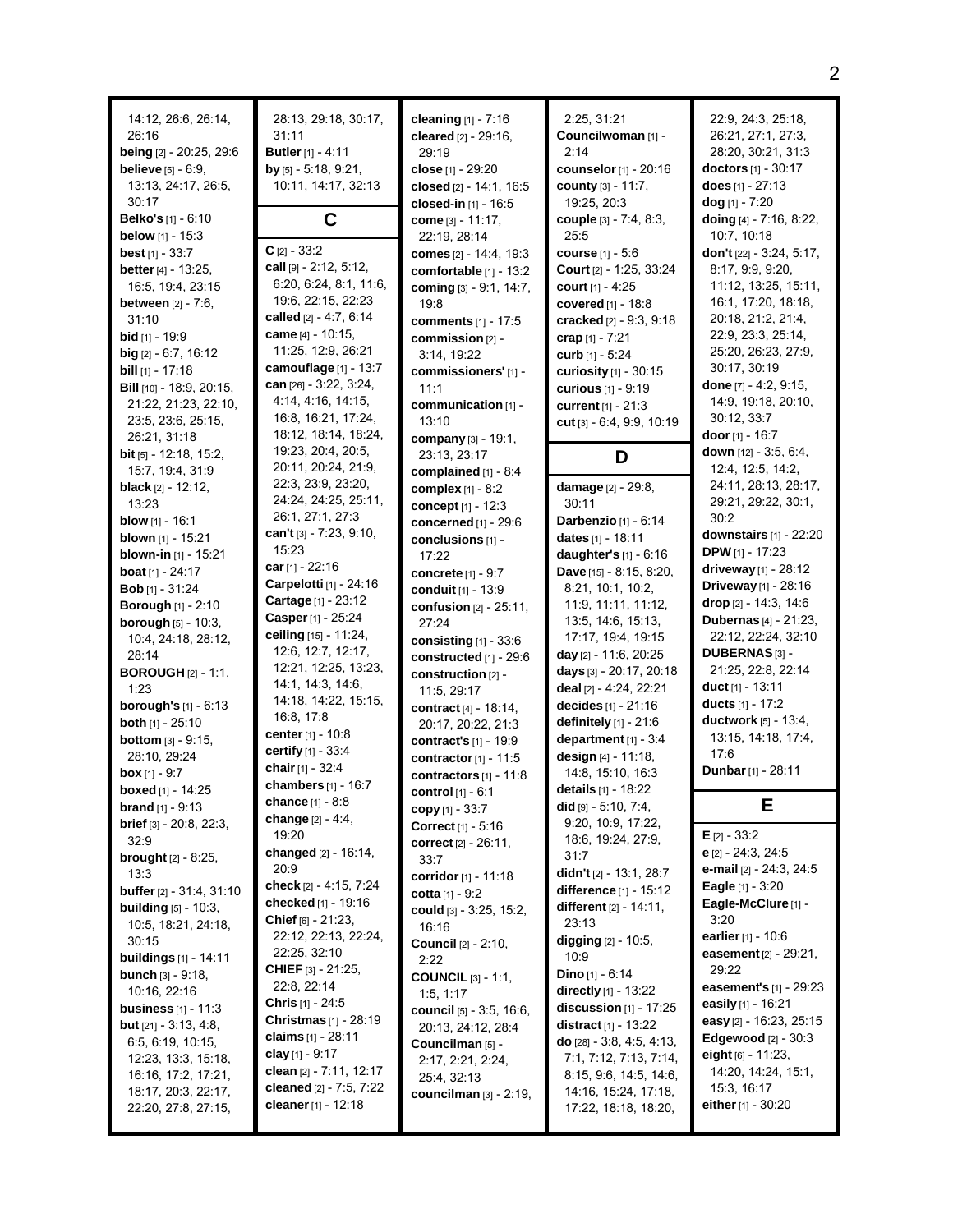14:12, 26:6, 26:14, 26:16
**being** [2] - 20:25, 29:6
**believe** [5] - 6:9, 13:13, 24:17, 26:5, 30:17
**Belko's** [1] - 6:10
**below** [1] - 15:3
**best** [1] - 33:7
**better** [4] - 13:25, 16:5, 19:4, 23:15
**between** [2] - 7:6, 31:10
**bid** [1] - 19:9
**big** [2] - 6:7, 16:12
**bill** [1] - 17:18
**Bill** [10] - 18:9, 20:15, 21:22, 21:23, 22:10, 23:5, 23:6, 25:15, 26:21, 31:18
**bit** [5] - 12:18, 15:2, 15:7, 19:4, 31:9
**black** [2] - 12:12, 13:23
**blow** [1] - 16:1
**blown** [1] - 15:21
**blown-in** [1] - 15:21
**boat** [1] - 24:17
**Bob** [1] - 31:24
**Borough** [1] - 2:10
**borough** [5] - 10:3, 10:4, 24:18, 28:12, 28:14
**BOROUGH** [2] - 1:1, 1:23
**borough's** [1] - 6:13
**both** [1] - 25:10
**bottom** [3] - 9:15, 28:10, 29:24
**box** [1] - 9:7
**boxed** [1] - 14:25
**brand** [1] - 9:13
**brief** [3] - 20:8, 22:3, 32:9
**brought** [2] - 8:25, 13:3
**buffer** [2] - 31:4, 31:10
**building** [5] - 10:3, 10:5, 18:21, 24:18, 30:15
**buildings** [1] - 14:11
**bunch** [3] - 9:18, 10:16, 22:16
**business** [1] - 11:3
**but** [21] - 3:13, 4:8, 6:5, 6:19, 10:15, 12:23, 13:3, 15:18, 16:16, 17:2, 17:21, 18:17, 20:3, 22:17, 22:20, 27:8, 27:15, 28:13, 29:18, 30:17, 31:11
**Butler** [1] - 4:11
**by** [5] - 5:18, 9:21, 10:11, 14:17, 32:13

## C

**C** [2] - 33:2
**call** [9] - 2:12, 5:12, 6:20, 6:24, 8:1, 11:6, 19:6, 22:15, 22:23
**called** [2] - 4:7, 6:14
**came** [4] - 10:15, 11:25, 12:9, 26:21
**camouflage** [1] - 13:7
**can** [26] - 3:22, 3:24, 4:14, 4:16, 14:15, 16:8, 16:21, 17:24, 18:12, 18:14, 18:24, 19:23, 20:4, 20:5, 20:11, 20:24, 21:9, 22:3, 23:9, 23:20, 24:24, 24:25, 25:11, 26:1, 27:1, 27:3
**can't** [3] - 7:23, 9:10, 15:23
**car** [1] - 22:16
**Carpelotti** [1] - 24:16
**Cartage** [1] - 23:12
**Casper** [1] - 25:24
**ceiling** [15] - 11:24, 12:6, 12:7, 12:17, 12:21, 12:25, 13:23, 14:1, 14:3, 14:6, 14:18, 14:22, 15:15, 16:8, 17:8
**center** [1] - 10:8
**certify** [1] - 33:4
**chair** [1] - 32:4
**chambers** [1] - 16:7
**chance** [1] - 8:8
**change** [2] - 4:4, 19:20
**changed** [2] - 16:14, 20:9
**check** [2] - 4:15, 7:24
**checked** [1] - 19:16
**Chief** [6] - 21:23, 22:12, 22:13, 22:24, 22:25, 32:10
**CHIEF** [3] - 21:25, 22:8, 22:14
**Chris** [1] - 24:5
**Christmas** [1] - 28:19
**claims** [1] - 28:11
**clay** [1] - 9:17
**clean** [2] - 7:11, 12:17
**cleaned** [2] - 7:5, 7:22
**cleaner** [1] - 12:18
**cleaning** [1] - 7:16
**cleared** [2] - 29:16, 29:19
**close** [1] - 29:20
**closed** [2] - 14:1, 16:5
**closed-in** [1] - 16:5
**come** [3] - 11:17, 22:19, 28:14
**comes** [2] - 14:4, 19:3
**comfortable** [1] - 13:2
**coming** [3] - 9:1, 14:7, 19:8
**comments** [1] - 17:5
**commission** [2] - 3:14, 19:22
**commissioners'** [1] - 11:1
**communication** [1] - 13:10
**company** [3] - 19:1, 23:13, 23:17
**complained** [1] - 8:4
**complex** [1] - 8:2
**concept** [1] - 12:3
**concerned** [1] - 29:6
**conclusions** [1] - 17:22
**concrete** [1] - 9:7
**conduit** [1] - 13:9
**confusion** [2] - 25:11, 27:24
**consisting** [1] - 33:6
**constructed** [1] - 29:6
**construction** [2] - 11:5, 29:17
**contract** [4] - 18:14, 20:17, 20:22, 21:3
**contract's** [1] - 19:9
**contractor** [1] - 11:5
**contractors** [1] - 11:8
**control** [1] - 6:1
**copy** [1] - 33:7
**Correct** [1] - 5:16
**correct** [2] - 26:11, 33:7
**corridor** [1] - 11:18
**cotta** [1] - 9:2
**could** [3] - 3:25, 15:2, 16:16
**Council** [2] - 2:10, 2:22
**COUNCIL** [3] - 1:1, 1:5, 1:17
**council** [5] - 3:5, 16:6, 20:13, 24:12, 28:4
**Councilman** [5] - 2:17, 2:21, 2:24, 25:4, 32:13
**councilman** [3] - 2:19, 2:25, 31:21
**Councilwoman** [1] - 2:14
**counselor** [1] - 20:16
**county** [3] - 11:7, 19:25, 20:3
**couple** [3] - 7:4, 8:3, 25:5
**course** [1] - 5:6
**Court** [2] - 1:25, 33:24
**court** [1] - 4:25
**covered** [1] - 18:8
**cracked** [2] - 9:3, 9:18
**crap** [1] - 7:21
**curb** [1] - 5:24
**curiosity** [1] - 30:15
**curious** [1] - 9:19
**current** [1] - 21:3
**cut** [3] - 6:4, 9:9, 10:19

## D

**damage** [2] - 29:8, 30:11
**Darbenzio** [1] - 6:14
**dates** [1] - 18:11
**daughter's** [1] - 6:16
**Dave** [15] - 8:15, 8:20, 8:21, 10:1, 10:2, 11:9, 11:11, 11:12, 13:5, 14:6, 15:13, 17:17, 19:4, 19:15
**day** [2] - 11:6, 20:25
**days** [3] - 20:17, 20:18
**deal** [2] - 4:24, 22:21
**decides** [1] - 21:16
**definitely** [1] - 21:6
**department** [1] - 3:4
**design** [4] - 11:18, 14:8, 15:10, 16:3
**details** [1] - 18:22
**did** [9] - 5:10, 7:4, 9:20, 10:9, 17:22, 18:6, 19:24, 27:9, 31:7
**didn't** [2] - 13:1, 28:7
**difference** [1] - 15:12
**different** [2] - 14:11, 23:13
**digging** [2] - 10:5, 10:9
**Dino** [1] - 6:14
**directly** [1] - 13:22
**discussion** [1] - 17:25
**distract** [1] - 13:22
**do** [28] - 3:8, 4:5, 4:13, 7:1, 7:12, 7:13, 7:14, 8:15, 9:6, 14:5, 14:6, 14:16, 15:24, 17:18, 17:22, 18:18, 18:20, 22:9, 24:3, 25:18, 26:21, 27:1, 27:3, 28:20, 30:21, 31:3
**doctors** [1] - 30:17
**does** [1] - 27:13
**dog** [1] - 7:20
**doing** [4] - 7:16, 8:22, 10:7, 10:18
**don't** [22] - 3:24, 5:17, 8:17, 9:9, 9:20, 11:12, 13:25, 15:11, 16:1, 17:20, 18:18, 20:18, 21:2, 21:4, 22:9, 23:3, 25:14, 25:20, 26:23, 27:9, 30:17, 30:19
**done** [7] - 4:2, 9:15, 14:9, 19:18, 20:10, 30:12, 33:7
**door** [1] - 16:7
**down** [12] - 3:5, 6:4, 12:4, 12:5, 14:2, 24:11, 28:13, 28:17, 29:21, 29:22, 30:1, 30:2
**downstairs** [1] - 22:20
**DPW** [1] - 17:23
**driveway** [1] - 28:12
**Driveway** [1] - 28:16
**drop** [2] - 14:3, 14:6
**Dubernas** [4] - 21:23, 22:12, 22:24, 32:10
**DUBERNAS** [3] - 21:25, 22:8, 22:14
**duct** [1] - 13:11
**ducts** [1] - 17:2
**ductwork** [5] - 13:4, 13:15, 14:18, 17:4, 17:6
**Dunbar** [1] - 28:11

## E

**E** [2] - 33:2
**e** [2] - 24:3, 24:5
**e-mail** [2] - 24:3, 24:5
**Eagle** [1] - 3:20
**Eagle-McClure** [1] - 3:20
**earlier** [1] - 10:6
**easement** [2] - 29:21, 29:22
**easement's** [1] - 29:23
**easily** [1] - 16:21
**easy** [2] - 16:23, 25:15
**Edgewood** [2] - 30:3
**eight** [6] - 11:23, 14:20, 14:24, 15:1, 15:3, 16:17
**either** [1] - 30:20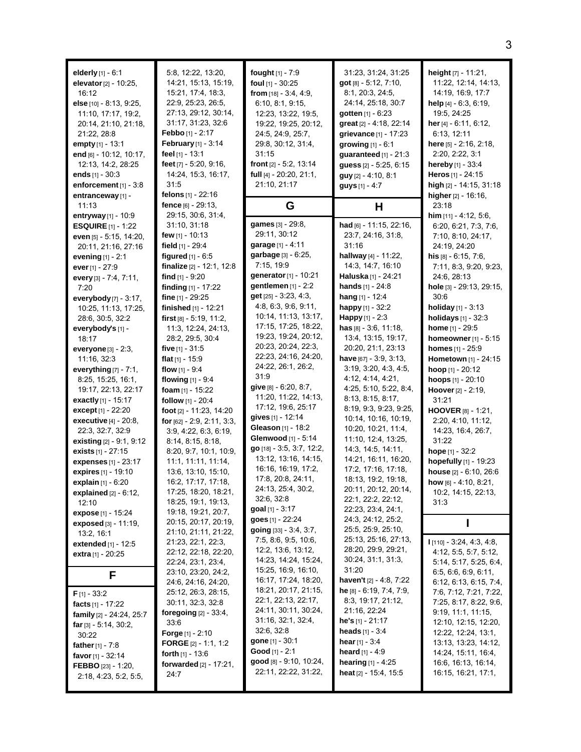**elderly** [1] - 6:1
**elevator** [2] - 10:25, 16:12
**else** [10] - 8:13, 9:25, 11:10, 17:17, 19:2, 20:14, 21:10, 21:18, 21:22, 28:8
**empty** [1] - 13:1
**end** [6] - 10:12, 10:17, 12:13, 14:2, 28:25
**ends** [1] - 30:3
**enforcement** [1] - 3:8
**entranceway** [1] - 11:13
**entryway** [1] - 10:9
**ESQUIRE** [1] - 1:22
**even** [5] - 5:15, 14:20, 20:11, 21:16, 27:16
**evening** [1] - 2:1
**ever** [1] - 27:9
**every** [3] - 7:4, 7:11, 7:20
**everybody** [7] - 3:17, 10:25, 11:13, 17:25, 28:6, 30:5, 32:2
**everybody's** [1] - 18:17
**everyone** [3] - 2:3, 11:16, 32:3
**everything** [7] - 7:1, 8:25, 15:25, 16:1, 19:17, 22:13, 22:17
**exactly** [1] - 15:17
**except** [1] - 22:20
**executive** [4] - 20:8, 22:3, 32:7, 32:9
**existing** [2] - 9:1, 9:12
**exists** [1] - 27:15
**expenses** [1] - 23:17
**expires** [1] - 19:10
**explain** [1] - 6:20
**explained** [2] - 6:12, 12:10
**expose** [1] - 15:24
**exposed** [3] - 11:19, 13:2, 16:1
**extended** [1] - 12:5
**extra** [1] - 20:25

## F

**F** [1] - 33:2
**facts** [1] - 17:22
**family** [2] - 24:24, 25:7
**far** [3] - 5:14, 30:2, 30:22
**father** [1] - 7:8
**favor** [1] - 32:14
**FEBBO** [23] - 1:20, 2:18, 4:23, 5:2, 5:5, 5:8, 12:22, 13:20, 14:21, 15:13, 15:19, 15:21, 17:4, 18:3, 22:9, 25:23, 26:5, 27:13, 29:12, 30:14, 31:17, 31:23, 32:6
**Febbo** [1] - 2:17
**February** [1] - 3:14
**feel** [1] - 13:1
**feet** [7] - 5:20, 9:16, 14:24, 15:3, 16:17, 31:5
**felons** [1] - 22:16
**fence** [6] - 29:13, 29:15, 30:6, 31:4, 31:10, 31:18
**few** [1] - 10:13
**field** [1] - 29:4
**figured** [1] - 6:5
**finalize** [2] - 12:1, 12:8
**find** [1] - 9:20
**finding** [1] - 17:22
**fine** [1] - 29:25
**finished** [1] - 12:21
**first** [8] - 5:19, 11:2, 11:3, 12:24, 24:13, 28:2, 29:5, 30:4
**five** [1] - 31:5
**flat** [1] - 15:9
**flow** [1] - 9:4
**flowing** [1] - 9:4
**foam** [1] - 15:22
**follow** [1] - 20:4
**foot** [2] - 11:23, 14:20
**for** [62] - 2:9, 2:11, 3:3, 3:9, 4:22, 6:3, 6:19, 8:14, 8:15, 8:18, 8:20, 9:7, 10:1, 10:9, 11:1, 11:11, 11:14, 13:6, 13:10, 15:10, 16:2, 17:17, 17:18, 17:25, 18:20, 18:21, 18:25, 19:1, 19:13, 19:18, 19:21, 20:7, 20:15, 20:17, 20:19, 21:10, 21:11, 21:22, 21:23, 22:1, 22:3, 22:12, 22:18, 22:20, 22:24, 23:1, 23:4, 23:10, 23:20, 24:2, 24:6, 24:16, 24:20, 25:12, 26:3, 28:15, 30:11, 32:3, 32:8
**foregoing** [2] - 33:4, 33:6
**Forge** [1] - 2:10
**FORGE** [2] - 1:1, 1:2
**forth** [1] - 13:6
**forwarded** [2] - 17:21, 24:7
**fought** [1] - 7:9
**foul** [1] - 30:25
**from** [18] - 3:4, 4:9, 6:10, 8:1, 9:15, 12:23, 13:22, 19:5, 19:22, 19:25, 20:12, 24:5, 24:9, 25:7, 29:8, 30:12, 31:4, 31:15
**front** [2] - 5:2, 13:14
**full** [4] - 20:20, 21:1, 21:10, 21:17

## G

**games** [3] - 29:8, 29:11, 30:12
**garage** [1] - 4:11
**garbage** [3] - 6:25, 7:15, 19:9
**generator** [1] - 10:21
**gentlemen** [1] - 2:2
**get** [25] - 3:23, 4:3, 4:8, 6:3, 9:6, 9:11, 10:14, 11:13, 13:17, 17:15, 17:25, 18:22, 19:23, 19:24, 20:12, 20:23, 20:24, 22:3, 22:23, 24:16, 24:20, 24:22, 26:1, 26:2, 31:9
**give** [8] - 6:20, 8:7, 11:20, 11:22, 14:13, 17:12, 19:6, 25:17
**gives** [1] - 12:14
**Gleason** [1] - 18:2
**Glenwood** [1] - 5:14
**go** [18] - 3:5, 3:7, 12:2, 13:12, 13:16, 14:15, 16:16, 16:19, 17:2, 17:8, 20:8, 24:11, 24:13, 25:4, 30:2, 32:6, 32:8
**goal** [1] - 3:17
**goes** [1] - 22:24
**going** [33] - 3:4, 3:7, 7:5, 8:6, 9:5, 10:6, 12:2, 13:6, 13:12, 14:23, 14:24, 15:24, 15:25, 16:9, 16:10, 16:17, 17:24, 18:20, 18:21, 20:17, 21:15, 22:1, 22:13, 22:17, 24:11, 30:11, 30:24, 31:16, 32:1, 32:4, 32:6, 32:8
**gone** [1] - 30:1
**Good** [1] - 2:1
**good** [8] - 9:10, 10:24, 22:11, 22:22, 31:22, 31:23, 31:24, 31:25
**got** [8] - 5:12, 7:10, 8:1, 20:3, 24:5, 24:14, 25:18, 30:7
**gotten** [1] - 6:23
**great** [2] - 4:18, 22:14
**grievance** [1] - 17:23
**growing** [1] - 6:1
**guaranteed** [1] - 21:3
**guess** [2] - 5:25, 6:15
**guy** [2] - 4:10, 8:1
**guys** [1] - 4:7

## H

**had** [6] - 11:15, 22:16, 23:7, 24:16, 31:8, 31:16
**hallway** [4] - 11:22, 14:3, 14:7, 16:10
**Haluska** [1] - 24:21
**hands** [1] - 24:8
**hang** [1] - 12:4
**happy** [1] - 32:2
**Happy** [1] - 2:3
**has** [8] - 3:6, 11:18, 13:4, 13:15, 19:17, 20:20, 21:1, 23:13
**have** [67] - 3:9, 3:13, 3:19, 3:20, 4:3, 4:5, 4:12, 4:14, 4:21, 4:25, 5:10, 5:22, 8:4, 8:13, 8:15, 8:17, 8:19, 9:3, 9:23, 9:25, 10:14, 10:16, 10:19, 10:20, 10:21, 11:4, 11:10, 12:4, 13:25, 14:3, 14:5, 14:11, 14:21, 16:11, 16:20, 17:2, 17:16, 17:18, 18:13, 19:2, 19:18, 20:11, 20:12, 20:14, 22:1, 22:2, 22:12, 22:23, 23:4, 24:1, 24:3, 24:12, 25:2, 25:5, 25:9, 25:10, 25:13, 25:16, 27:13, 28:20, 29:9, 29:21, 30:24, 31:1, 31:3, 31:20
**haven't** [2] - 4:8, 7:22
**he** [8] - 6:19, 7:4, 7:9, 8:3, 19:17, 21:12, 21:16, 22:24
**he's** [1] - 21:17
**heads** [1] - 3:4
**hear** [1] - 3:4
**heard** [1] - 4:9
**hearing** [1] - 4:25
**heat** [2] - 15:4, 15:5
**height** [7] - 11:21, 11:22, 12:14, 14:13, 14:19, 16:9, 17:7
**help** [4] - 6:3, 6:19, 19:5, 24:25
**her** [4] - 6:11, 6:12, 6:13, 12:11
**here** [5] - 2:16, 2:18, 2:20, 2:22, 3:1
**hereby** [1] - 33:4
**Heros** [1] - 24:15
**high** [2] - 14:15, 31:18
**higher** [2] - 16:16, 23:18
**him** [11] - 4:12, 5:6, 6:20, 6:21, 7:3, 7:6, 7:10, 8:10, 24:17, 24:19, 24:20
**his** [8] - 6:15, 7:6, 7:11, 8:3, 9:20, 9:23, 24:6, 28:13
**hole** [3] - 29:13, 29:15, 30:6
**holiday** [1] - 3:13
**holidays** [1] - 32:3
**home** [1] - 29:5
**homeowner** [1] - 5:15
**homes** [1] - 25:9
**Hometown** [1] - 24:15
**hoop** [1] - 20:12
**hoops** [1] - 20:10
**Hoover** [2] - 2:19, 31:21
**HOOVER** [8] - 1:21, 2:20, 4:10, 11:12, 14:23, 16:4, 26:7, 31:22
**hope** [1] - 32:2
**hopefully** [1] - 19:23
**house** [2] - 6:10, 26:6
**how** [6] - 4:10, 8:21, 10:2, 14:15, 22:13, 31:3

## I

**I** [110] - 3:24, 4:3, 4:8, 4:12, 5:5, 5:7, 5:12, 5:14, 5:17, 5:25, 6:4, 6:5, 6:6, 6:9, 6:11, 6:12, 6:13, 6:15, 7:4, 7:6, 7:12, 7:21, 7:22, 7:25, 8:17, 8:22, 9:6, 9:19, 11:1, 11:15, 12:10, 12:15, 12:20, 12:22, 12:24, 13:1, 13:13, 13:23, 14:12, 14:24, 15:11, 16:4, 16:6, 16:13, 16:14, 16:15, 16:21, 17:1,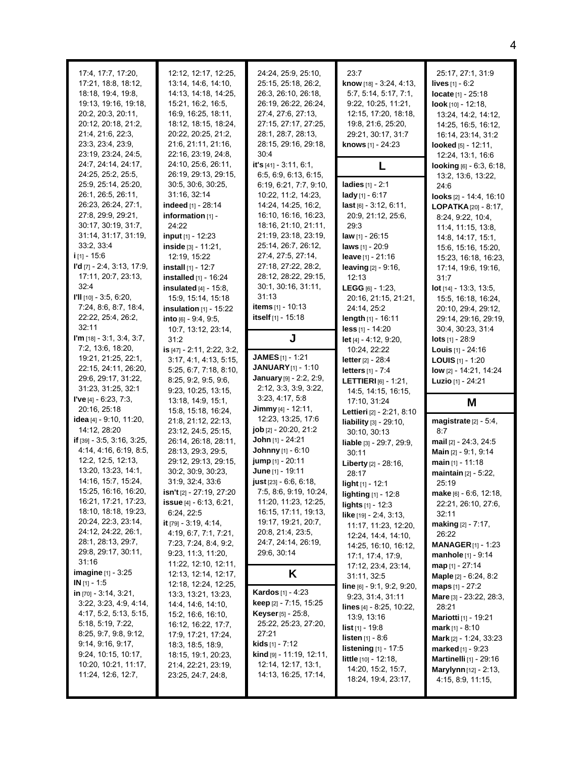17:4, 17:7, 17:20, 17:21, 18:8, 18:12, 18:18, 19:4, 19:8, 19:13, 19:16, 19:18, 20:2, 20:3, 20:11, 20:12, 20:18, 21:2, 21:4, 21:6, 22:3, 23:3, 23:4, 23:9, 23:19, 23:24, 24:5, 24:7, 24:14, 24:17, 24:25, 25:2, 25:5, 25:9, 25:14, 25:20, 26:1, 26:5, 26:11, 26:23, 26:24, 27:1, 27:8, 29:9, 29:21, 30:17, 30:19, 31:7, 31:14, 31:17, 31:19, 33:2, 33:4

**i** [1] - 15:6

**I'd** [7] - 2:4, 3:13, 17:9, 17:11, 20:7, 23:13, 32:4

**I'll** [10] - 3:5, 6:20, 7:24, 8:6, 8:7, 18:4, 22:22, 25:4, 26:2, 32:11

**I'm** [18] - 3:1, 3:4, 3:7, 7:2, 13:6, 18:20, 19:21, 21:25, 22:1, 22:15, 24:11, 26:20, 29:6, 29:17, 31:22, 31:23, 31:25, 32:1

**I've** [4] - 6:23, 7:3, 20:16, 25:18

**idea** [4] - 9:10, 11:20, 14:12, 28:20

**if** [39] - 3:5, 3:16, 3:25, 4:14, 4:16, 6:19, 8:5, 12:2, 12:5, 12:13, 13:20, 13:23, 14:1, 14:16, 15:7, 15:24, 15:25, 16:16, 16:20, 16:21, 17:21, 17:23, 18:10, 18:18, 19:23, 20:24, 22:3, 23:14, 24:12, 24:22, 26:1, 28:1, 28:13, 29:7, 29:8, 29:17, 30:11, 31:16

**imagine** [1] - 3:25

**IN** [1] - 1:5

**in** [70] - 3:14, 3:21, 3:22, 3:23, 4:9, 4:14, 4:17, 5:2, 5:13, 5:15, 5:18, 5:19, 7:22, 8:25, 9:7, 9:8, 9:12, 9:14, 9:16, 9:17, 9:24, 10:15, 10:17, 10:20, 10:21, 11:17, 11:24, 12:6, 12:7, 12:12, 12:17, 12:25, 13:14, 14:6, 14:10, 14:13, 14:18, 14:25, 15:21, 16:2, 16:5, 16:9, 16:25, 18:11, 18:12, 18:15, 18:24, 20:22, 20:25, 21:2, 21:6, 21:11, 21:16, 22:16, 23:19, 24:8, 24:10, 25:6, 26:11, 26:19, 29:13, 29:15, 30:5, 30:6, 30:25, 31:16, 32:14

**indeed** [1] - 28:14

**information** [1] - 24:22

**input** [1] - 12:23

**inside** [3] - 11:21, 12:19, 15:22

**install** [1] - 12:7

**installed** [1] - 16:24

**insulated** [4] - 15:8, 15:9, 15:14, 15:18

**insulation** [1] - 15:22

**into** [6] - 9:4, 9:5, 10:7, 13:12, 23:14, 31:2

**is** [47] - 2:11, 2:22, 3:2, 3:17, 4:1, 4:13, 5:15, 5:25, 6:7, 7:18, 8:10, 8:25, 9:2, 9:5, 9:6, 9:23, 10:25, 13:15, 13:18, 14:9, 15:1, 15:8, 15:18, 16:24, 21:8, 21:12, 22:13, 23:12, 24:5, 25:15, 26:14, 26:18, 28:11, 28:13, 29:3, 29:5, 29:12, 29:13, 29:15, 30:2, 30:9, 30:23, 31:9, 32:4, 33:6

**isn't** [2] - 27:19, 27:20

**issue** [4] - 6:13, 6:21, 6:24, 22:5

**it** [79] - 3:19, 4:14, 4:19, 6:7, 7:1, 7:21, 7:23, 7:24, 8:4, 9:2, 9:23, 11:3, 11:20, 11:22, 12:10, 12:11, 12:13, 12:14, 12:17, 12:18, 12:24, 12:25, 13:3, 13:21, 13:23, 14:4, 14:6, 14:10, 15:2, 16:6, 16:10, 16:12, 16:22, 17:7, 17:9, 17:21, 17:24, 18:3, 18:5, 18:9, 18:15, 19:1, 20:23, 21:4, 22:21, 23:19, 23:25, 24:7, 24:8, 24:24, 25:9, 25:10, 25:15, 25:18, 26:2, 26:3, 26:10, 26:18, 26:19, 26:22, 26:24, 27:4, 27:6, 27:13, 27:15, 27:17, 27:25, 28:1, 28:7, 28:13, 28:15, 29:16, 29:18, 30:4

**it's** [41] - 3:11, 6:1, 6:5, 6:9, 6:13, 6:15, 6:19, 6:21, 7:7, 9:10, 10:22, 11:2, 14:23, 14:24, 14:25, 16:2, 16:10, 16:16, 16:23, 18:16, 21:10, 21:11, 21:19, 23:18, 23:19, 25:14, 26:7, 26:12, 27:4, 27:5, 27:14, 27:18, 27:22, 28:2, 28:12, 28:22, 29:15, 30:1, 30:16, 31:11, 31:13

**items** [1] - 10:13

**itself** [1] - 15:18

## J

**JAMES** [1] - 1:21

**JANUARY** [1] - 1:10

**January** [9] - 2:2, 2:9, 2:12, 3:3, 3:9, 3:22, 3:23, 4:17, 5:8

**Jimmy** [4] - 12:11, 12:23, 13:25, 17:6

**job** [2] - 20:20, 21:2

**John** [1] - 24:21

**Johnny** [1] - 6:10

**jump** [1] - 20:11

**June** [1] - 19:11

**just** [23] - 6:6, 6:18, 7:5, 8:6, 9:19, 10:24, 11:20, 11:23, 12:25, 16:15, 17:11, 19:13, 19:17, 19:21, 20:7, 20:8, 21:4, 23:5, 24:7, 24:14, 26:19, 29:6, 30:14

## K

**Kardos** [1] - 4:23

**keep** [2] - 7:15, 15:25

**Keyser** [5] - 25:8, 25:22, 25:23, 27:20, 27:21

**kids** [1] - 7:12

**kind** [9] - 11:19, 12:11, 12:14, 12:17, 13:1, 14:13, 16:25, 17:14, 23:7

**know** [18] - 3:24, 4:13, 5:7, 5:14, 5:17, 7:1, 9:22, 10:25, 11:21, 12:15, 17:20, 18:18, 19:8, 21:6, 25:20, 29:21, 30:17, 31:7

**knows** [1] - 24:23

## L

**ladies** [1] - 2:1

**lady** [1] - 6:17

**last** [6] - 3:12, 6:11, 20:9, 21:12, 25:6, 29:3

**law** [1] - 26:15

**laws** [1] - 20:9

**leave** [1] - 21:16

**leaving** [2] - 9:16, 12:13

**LEGG** [6] - 1:23, 20:16, 21:15, 21:21, 24:14, 25:2

**length** [1] - 16:11

**less** [1] - 14:20

**let** [4] - 4:12, 9:20, 10:24, 22:22

**letter** [2] - 28:4

**letters** [1] - 7:4

**LETTIERI** [6] - 1:21, 14:5, 14:15, 16:15, 17:10, 31:24

**Lettieri** [2] - 2:21, 8:10

**liability** [3] - 29:10, 30:10, 30:13

**liable** [3] - 29:7, 29:9, 30:11

**Liberty** [2] - 28:16, 28:17

**light** [1] - 12:1

**lighting** [1] - 12:8

**lights** [1] - 12:3

**like** [19] - 2:4, 3:13, 11:17, 11:23, 12:20, 12:24, 14:4, 14:10, 14:25, 16:10, 16:12, 17:1, 17:4, 17:9, 17:12, 23:4, 23:14, 31:11, 32:5

**line** [6] - 9:1, 9:2, 9:20, 9:23, 31:4, 31:11

**lines** [4] - 8:25, 10:22, 13:9, 13:16

**list** [1] - 19:8

**listen** [1] - 8:6

**listening** [1] - 17:5

**little** [10] - 12:18, 14:20, 15:2, 15:7, 18:24, 19:4, 23:17, 25:17, 27:1, 31:9

**lives** [1] - 6:2

**locate** [1] - 25:18

**look** [10] - 12:18, 13:24, 14:2, 14:12, 14:25, 16:5, 16:12, 16:14, 23:14, 31:2

**looked** [5] - 12:11, 12:24, 13:1, 16:6

**looking** [6] - 6:3, 6:18, 13:2, 13:6, 13:22, 24:6

**looks** [2] - 14:4, 16:10

**LOPATKA** [20] - 8:17, 8:24, 9:22, 10:4, 11:4, 11:15, 13:8, 14:8, 14:17, 15:1, 15:6, 15:16, 15:20, 15:23, 16:18, 16:23, 17:14, 19:6, 19:16, 31:7

**lot** [14] - 13:3, 13:5, 15:5, 16:18, 16:24, 20:10, 29:4, 29:12, 29:14, 29:16, 29:19, 30:4, 30:23, 31:4

**lots** [1] - 28:9

**Louis** [1] - 24:16

**LOUIS** [1] - 1:20

**low** [2] - 14:21, 14:24

**Luzio** [1] - 24:21

## M

**magistrate** [2] - 5:4, 8:7

**mail** [2] - 24:3, 24:5

**Main** [2] - 9:1, 9:14

**main** [1] - 11:18

**maintain** [2] - 5:22, 25:19

**make** [6] - 6:6, 12:18, 22:21, 26:10, 27:6, 32:11

**making** [2] - 7:17, 26:22

**MANAGER** [1] - 1:23

**manhole** [1] - 9:14

**map** [1] - 27:14

**Maple** [2] - 6:24, 8:2

**maps** [1] - 27:2

**Mare** [3] - 23:22, 28:3, 28:21

**Mariotti** [1] - 19:21

**mark** [1] - 8:10

**Mark** [2] - 1:24, 33:23

**marked** [1] - 9:23

**Martinelli** [1] - 29:16

**Marylynn** [12] - 2:13, 4:15, 8:9, 11:15,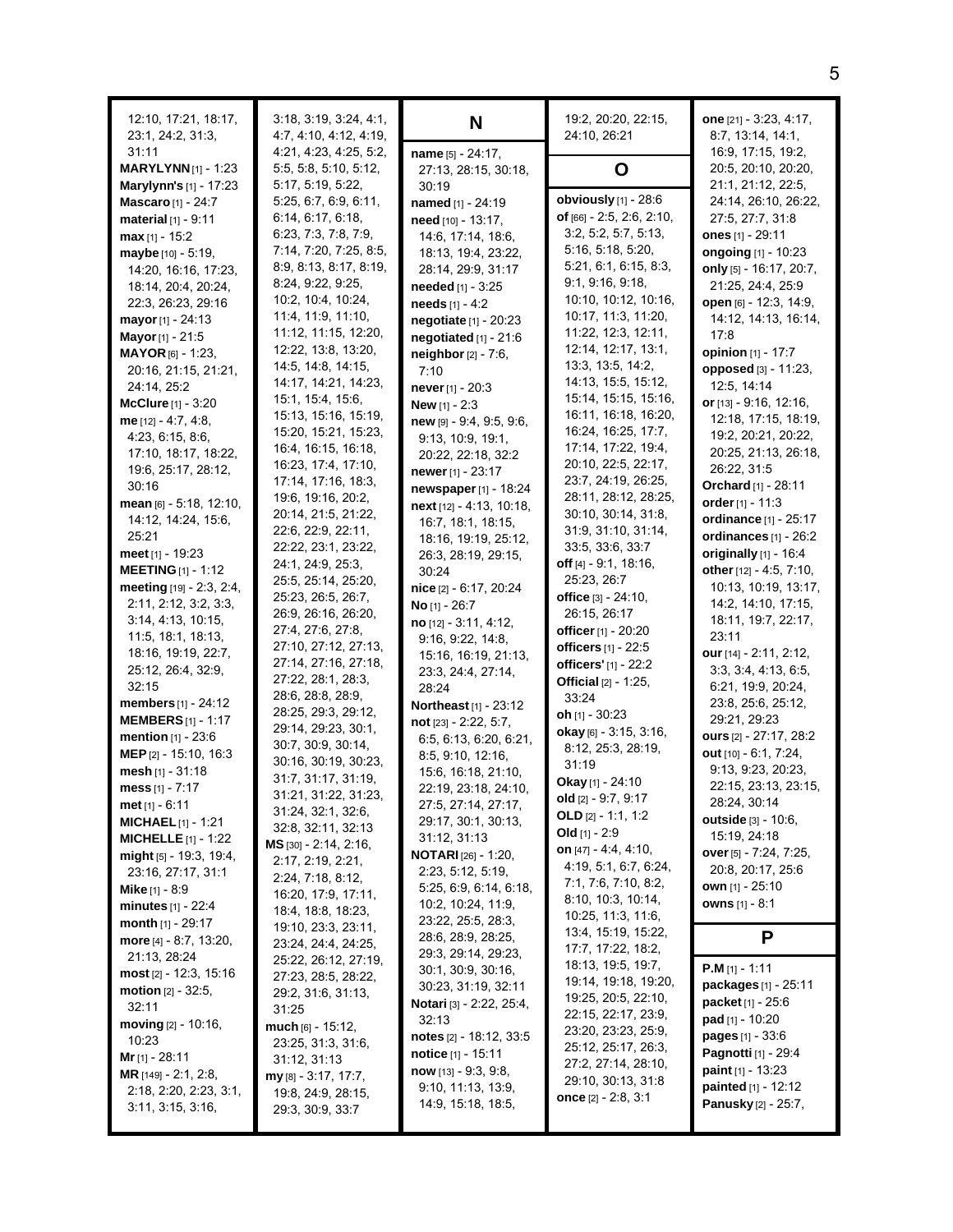12:10, 17:21, 18:17, 23:1, 24:2, 31:3, 31:11
**MARYLYNN** [1] - 1:23
**Marylynn's** [1] - 17:23
**Mascaro** [1] - 24:7
**material** [1] - 9:11
**max** [1] - 15:2
**maybe** [10] - 5:19, 14:20, 16:16, 17:23, 18:14, 20:4, 20:24, 22:3, 26:23, 29:16
**mayor** [1] - 24:13
**Mayor** [1] - 21:5
**MAYOR** [6] - 1:23, 20:16, 21:15, 21:21, 24:14, 25:2
**McClure** [1] - 3:20
**me** [12] - 4:7, 4:8, 4:23, 6:15, 8:6, 17:10, 18:17, 18:22, 19:6, 25:17, 28:12, 30:16
**mean** [6] - 5:18, 12:10, 14:12, 14:24, 15:6, 25:21
**meet** [1] - 19:23
**MEETING** [1] - 1:12
**meeting** [19] - 2:3, 2:4, 2:11, 2:12, 3:2, 3:3, 3:14, 4:13, 10:15, 11:5, 18:1, 18:13, 18:16, 19:19, 22:7, 25:12, 26:4, 32:9, 32:15
**members** [1] - 24:12
**MEMBERS** [1] - 1:17
**mention** [1] - 23:6
**MEP** [2] - 15:10, 16:3
**mesh** [1] - 31:18
**mess** [1] - 7:17
**met** [1] - 6:11
**MICHAEL** [1] - 1:21
**MICHELLE** [1] - 1:22
**might** [5] - 19:3, 19:4, 23:16, 27:17, 31:1
**Mike** [1] - 8:9
**minutes** [1] - 22:4
**month** [1] - 29:17
**more** [4] - 8:7, 13:20, 21:13, 28:24
**most** [2] - 12:3, 15:16
**motion** [2] - 32:5, 32:11
**moving** [2] - 10:16, 10:23
**Mr** [1] - 28:11
**MR** [149] - 2:1, 2:8, 2:18, 2:20, 2:23, 3:1, 3:11, 3:15, 3:16, 3:18, 3:19, 3:24, 4:1, 4:7, 4:10, 4:12, 4:19, 4:21, 4:23, 4:25, 5:2, 5:5, 5:8, 5:10, 5:12, 5:17, 5:19, 5:22, 5:25, 6:7, 6:9, 6:11, 6:14, 6:17, 6:18, 6:23, 7:3, 7:8, 7:9, 7:14, 7:20, 7:25, 8:5, 8:9, 8:13, 8:17, 8:19, 8:24, 9:22, 9:25, 10:2, 10:4, 10:24, 11:4, 11:9, 11:10, 11:12, 11:15, 12:20, 12:22, 13:8, 13:20, 14:5, 14:8, 14:15, 14:17, 14:21, 14:23, 15:1, 15:4, 15:6, 15:13, 15:16, 15:19, 15:20, 15:21, 15:23, 16:4, 16:15, 16:18, 16:23, 17:4, 17:10, 17:14, 17:16, 18:3, 19:6, 19:16, 20:2, 20:14, 21:5, 21:22, 22:6, 22:9, 22:11, 22:22, 23:1, 23:22, 24:1, 24:9, 25:3, 25:5, 25:14, 25:20, 25:23, 26:5, 26:7, 26:9, 26:16, 26:20, 27:4, 27:6, 27:8, 27:10, 27:12, 27:13, 27:14, 27:16, 27:18, 27:22, 28:1, 28:3, 28:6, 28:8, 28:9, 28:25, 29:3, 29:12, 29:14, 29:23, 30:1, 30:7, 30:9, 30:14, 30:16, 30:19, 30:23, 31:7, 31:17, 31:19, 31:21, 31:22, 31:23, 31:24, 32:1, 32:6, 32:8, 32:11, 32:13
**MS** [30] - 2:14, 2:16, 2:17, 2:19, 2:21, 2:24, 7:18, 8:12, 16:20, 17:9, 17:11, 18:4, 18:8, 18:23, 19:10, 23:3, 23:11, 23:24, 24:4, 24:25, 25:22, 26:12, 27:19, 27:23, 28:5, 28:22, 29:2, 31:6, 31:13, 31:25
**much** [6] - 15:12, 23:25, 31:3, 31:6, 31:12, 31:13
**my** [8] - 3:17, 17:7, 19:8, 24:9, 28:15, 29:3, 30:9, 33:7

## N

**name** [5] - 24:17, 27:13, 28:15, 30:18, 30:19
**named** [1] - 24:19
**need** [10] - 13:17, 14:6, 17:14, 18:6, 18:13, 19:4, 23:22, 28:14, 29:9, 31:17
**needed** [1] - 3:25
**needs** [1] - 4:2
**negotiate** [1] - 20:23
**negotiated** [1] - 21:6
**neighbor** [2] - 7:6, 7:10
**never** [1] - 20:3
**New** [1] - 2:3
**new** [9] - 9:4, 9:5, 9:6, 9:13, 10:9, 19:1, 20:22, 22:18, 32:2
**newer** [1] - 23:17
**newspaper** [1] - 18:24
**next** [12] - 4:13, 10:18, 16:7, 18:1, 18:15, 18:16, 19:19, 25:12, 26:3, 28:19, 29:15, 30:24
**nice** [2] - 6:17, 20:24
**No** [1] - 26:7
**no** [12] - 3:11, 4:12, 9:16, 9:22, 14:8, 15:16, 16:19, 21:13, 23:3, 24:4, 27:14, 28:24
**Northeast** [1] - 23:12
**not** [23] - 2:22, 5:7, 6:5, 6:13, 6:20, 6:21, 8:5, 9:10, 12:16, 15:6, 16:18, 21:10, 22:19, 23:18, 24:10, 27:5, 27:14, 27:17, 29:17, 30:1, 30:13, 31:12, 31:13
**NOTARI** [26] - 1:20, 2:23, 5:12, 5:19, 5:25, 6:9, 6:14, 6:18, 10:2, 10:24, 11:9, 23:22, 25:5, 28:3, 28:6, 28:9, 28:25, 29:3, 29:14, 29:23, 30:1, 30:9, 30:16, 30:23, 31:19, 32:11
**Notari** [3] - 2:22, 25:4, 32:13
**notes** [2] - 18:12, 33:5
**notice** [1] - 15:11
**now** [13] - 9:3, 9:8, 9:10, 11:13, 13:9, 14:9, 15:18, 18:5, 19:2, 20:20, 22:15, 24:10, 26:21

## O

**obviously** [1] - 28:6
**of** [66] - 2:5, 2:6, 2:10, 3:2, 5:2, 5:7, 5:13, 5:16, 5:18, 5:20, 5:21, 6:1, 6:15, 8:3, 9:1, 9:16, 9:18, 10:10, 10:12, 10:16, 10:17, 11:3, 11:20, 11:22, 12:3, 12:11, 12:14, 12:17, 13:1, 13:3, 13:5, 14:2, 14:13, 15:5, 15:12, 15:14, 15:15, 15:16, 16:11, 16:18, 16:20, 16:24, 16:25, 17:7, 17:14, 17:22, 19:4, 20:10, 22:5, 22:17, 23:7, 24:19, 26:25, 28:11, 28:12, 28:25, 30:10, 30:14, 31:8, 31:9, 31:10, 31:14, 33:5, 33:6, 33:7
**off** [4] - 9:1, 18:16, 25:23, 26:7
**office** [3] - 24:10, 26:15, 26:17
**officer** [1] - 20:20
**officers** [1] - 22:5
**officers'** [1] - 22:2
**Official** [2] - 1:25, 33:24
**oh** [1] - 30:23
**okay** [6] - 3:15, 3:16, 8:12, 25:3, 28:19, 31:19
**Okay** [1] - 24:10
**old** [2] - 9:7, 9:17
**OLD** [2] - 1:1, 1:2
**Old** [1] - 2:9
**on** [47] - 4:4, 4:10, 4:19, 5:1, 6:7, 6:24, 7:1, 7:6, 7:10, 8:2, 8:10, 10:3, 10:14, 10:25, 11:3, 11:6, 13:4, 15:19, 15:22, 17:7, 17:22, 18:2, 18:13, 19:5, 19:7, 19:14, 19:18, 19:20, 19:25, 20:5, 22:10, 22:15, 22:17, 23:9, 23:20, 23:23, 25:9, 25:12, 25:17, 26:3, 27:2, 27:14, 28:10, 29:10, 30:13, 31:8
**once** [2] - 2:8, 3:1
**one** [21] - 3:23, 4:17, 8:7, 13:14, 14:1, 16:9, 17:15, 19:2, 20:5, 20:10, 20:20, 21:1, 21:12, 22:5, 24:14, 26:10, 26:22, 27:5, 27:7, 31:8
**ones** [1] - 29:11
**ongoing** [1] - 10:23
**only** [5] - 16:17, 20:7, 21:25, 24:4, 25:9
**open** [6] - 12:3, 14:9, 14:12, 14:13, 16:14, 17:8
**opinion** [1] - 17:7
**opposed** [3] - 11:23, 12:5, 14:14
**or** [13] - 9:16, 12:16, 12:18, 17:15, 18:19, 19:2, 20:21, 20:22, 20:25, 21:13, 26:18, 26:22, 31:5
**Orchard** [1] - 28:11
**order** [1] - 11:3
**ordinance** [1] - 25:17
**ordinances** [1] - 26:2
**originally** [1] - 16:4
**other** [12] - 4:5, 7:10, 10:13, 10:19, 13:17, 14:2, 14:10, 17:15, 18:11, 19:7, 22:17, 23:11
**our** [14] - 2:11, 2:12, 3:3, 3:4, 4:13, 6:5, 6:21, 19:9, 20:24, 23:8, 25:6, 25:12, 29:21, 29:23
**ours** [2] - 27:17, 28:2
**out** [10] - 6:1, 7:24, 9:13, 9:23, 20:23, 22:15, 23:13, 23:15, 28:24, 30:14
**outside** [3] - 10:6, 15:19, 24:18
**over** [5] - 7:24, 7:25, 20:8, 20:17, 25:6
**own** [1] - 25:10
**owns** [1] - 8:1

## P

**P.M** [1] - 1:11
**packages** [1] - 25:11
**packet** [1] - 25:6
**pad** [1] - 10:20
**pages** [1] - 33:6
**Pagnotti** [1] - 29:4
**paint** [1] - 13:23
**painted** [1] - 12:12
**Panusky** [2] - 25:7,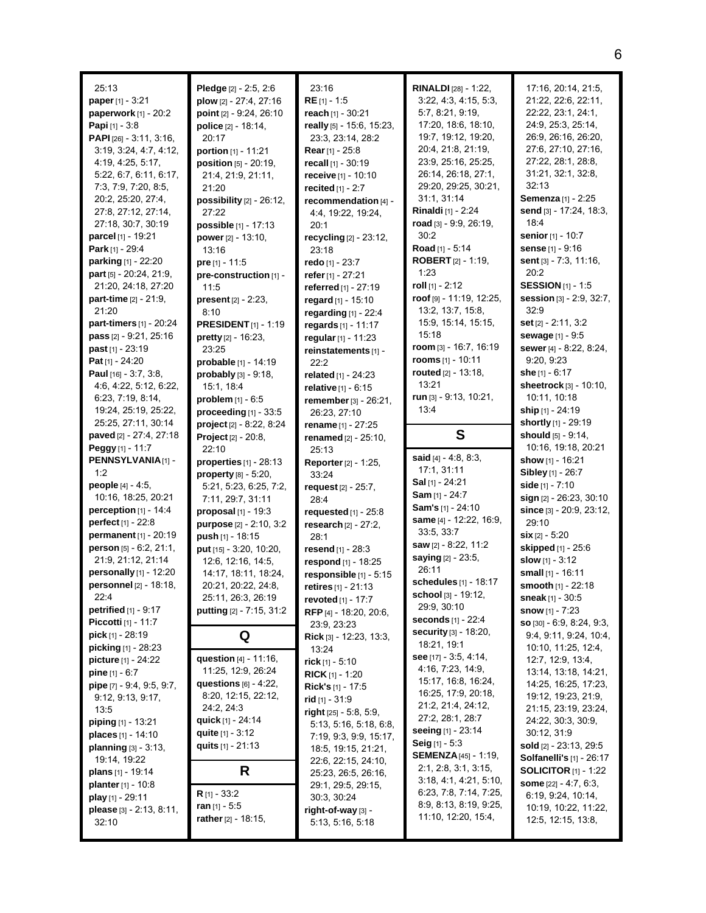25:13
**paper** [1] - 3:21
**paperwork** [1] - 20:2
**Papi** [1] - 3:8
**PAPI** [26] - 3:11, 3:16, 3:19, 3:24, 4:7, 4:12, 4:19, 4:25, 5:17, 5:22, 6:7, 6:11, 6:17, 7:3, 7:9, 7:20, 8:5, 20:2, 25:20, 27:4, 27:8, 27:12, 27:14, 27:18, 30:7, 30:19
**parcel** [1] - 19:21
**Park** [1] - 29:4
**parking** [1] - 22:20
**part** [5] - 20:24, 21:9, 21:20, 24:18, 27:20
**part-time** [2] - 21:9, 21:20
**part-timers** [1] - 20:24
**pass** [2] - 9:21, 25:16
**past** [1] - 23:19
**Pat** [1] - 24:20
**Paul** [16] - 3:7, 3:8, 4:6, 4:22, 5:12, 6:22, 6:23, 7:19, 8:14, 19:24, 25:19, 25:22, 25:25, 27:11, 30:14
**paved** [2] - 27:4, 27:18
**Peggy** [1] - 11:7
**PENNSYLVANIA** [1] - 1:2
**people** [4] - 4:5, 10:16, 18:25, 20:21
**perception** [1] - 14:4
**perfect** [1] - 22:8
**permanent** [1] - 20:19
**person** [5] - 6:2, 21:1, 21:9, 21:12, 21:14
**personally** [1] - 12:20
**personnel** [2] - 18:18, 22:4
**petrified** [1] - 9:17
**Piccotti** [1] - 11:7
**pick** [1] - 28:19
**picking** [1] - 28:23
**picture** [1] - 24:22
**pine** [1] - 6:7
**pipe** [7] - 9:4, 9:5, 9:7, 9:12, 9:13, 9:17, 13:5
**piping** [1] - 13:21
**places** [1] - 14:10
**planning** [3] - 3:13, 19:14, 19:22
**plans** [1] - 19:14
**planter** [1] - 10:8
**play** [1] - 29:11
**please** [3] - 2:13, 8:11, 32:10
**Pledge** [2] - 2:5, 2:6
**plow** [2] - 27:4, 27:16
**point** [2] - 9:24, 26:10
**police** [2] - 18:14, 20:17
**portion** [1] - 11:21
**position** [5] - 20:19, 21:4, 21:9, 21:11, 21:20
**possibility** [2] - 26:12, 27:22
**possible** [1] - 17:13
**power** [2] - 13:10, 13:16
**pre** [1] - 11:5
**pre-construction** [1] - 11:5
**present** [2] - 2:23, 8:10
**PRESIDENT** [1] - 1:19
**pretty** [2] - 16:23, 23:25
**probable** [1] - 14:19
**probably** [3] - 9:18, 15:1, 18:4
**problem** [1] - 6:5
**proceeding** [1] - 33:5
**project** [2] - 8:22, 8:24
**Project** [2] - 20:8, 22:10
**properties** [1] - 28:13
**property** [8] - 5:20, 5:21, 5:23, 6:25, 7:2, 7:11, 29:7, 31:11
**proposal** [1] - 19:3
**purpose** [2] - 2:10, 3:2
**push** [1] - 18:15
**put** [15] - 3:20, 10:20, 12:6, 12:16, 14:5, 14:17, 18:11, 18:24, 20:21, 20:22, 24:8, 25:11, 26:3, 26:19
**putting** [2] - 7:15, 31:2

## Q

**question** [4] - 11:16, 11:25, 12:9, 26:24
**questions** [6] - 4:22, 8:20, 12:15, 22:12, 24:2, 24:3
**quick** [1] - 24:14
**quite** [1] - 3:12
**quits** [1] - 21:13

## R

**R** [1] - 33:2
**ran** [1] - 5:5
**rather** [2] - 18:15, 23:16
**RE** [1] - 1:5
**reach** [1] - 30:21
**really** [5] - 15:6, 15:23, 23:3, 23:14, 28:2
**Rear** [1] - 25:8
**recall** [1] - 30:19
**receive** [1] - 10:10
**recited** [1] - 2:7
**recommendation** [4] - 4:4, 19:22, 19:24, 20:1
**recycling** [2] - 23:12, 23:18
**redo** [1] - 23:7
**refer** [1] - 27:21
**referred** [1] - 27:19
**regard** [1] - 15:10
**regarding** [1] - 22:4
**regards** [1] - 11:17
**regular** [1] - 11:23
**reinstatements** [1] - 22:2
**related** [1] - 24:23
**relative** [1] - 6:15
**remember** [3] - 26:21, 26:23, 27:10
**rename** [1] - 27:25
**renamed** [2] - 25:10, 25:13
**Reporter** [2] - 1:25, 33:24
**request** [2] - 25:7, 28:4
**requested** [1] - 25:8
**research** [2] - 27:2, 28:1
**resend** [1] - 28:3
**respond** [1] - 18:25
**responsible** [1] - 5:15
**retires** [1] - 21:13
**revoted** [1] - 17:7
**RFP** [4] - 18:20, 20:6, 23:9, 23:23
**Rick** [3] - 12:23, 13:3, 13:24
**rick** [1] - 5:10
**RICK** [1] - 1:20
**Rick's** [1] - 17:5
**rid** [1] - 31:9
**right** [25] - 5:8, 5:9, 5:13, 5:16, 5:18, 6:8, 7:19, 9:3, 9:9, 15:17, 18:5, 19:15, 21:21, 22:6, 22:15, 24:10, 25:23, 26:5, 26:16, 29:1, 29:5, 29:15, 30:3, 30:24
**right-of-way** [3] - 5:13, 5:16, 5:18
**RINALDI** [28] - 1:22, 3:22, 4:3, 4:15, 5:3, 5:7, 8:21, 9:19, 17:20, 18:6, 18:10, 19:7, 19:12, 19:20, 20:4, 21:8, 21:19, 23:9, 25:16, 25:25, 26:14, 26:18, 27:1, 29:20, 29:25, 30:21, 31:1, 31:14
**Rinaldi** [1] - 2:24
**road** [3] - 9:9, 26:19, 30:2
**Road** [1] - 5:14
**ROBERT** [2] - 1:19, 1:23
**roll** [1] - 2:12
**roof** [9] - 11:19, 12:25, 13:2, 13:7, 15:8, 15:9, 15:14, 15:15, 15:18
**room** [3] - 16:7, 16:19
**rooms** [1] - 10:11
**routed** [2] - 13:18, 13:21
**run** [3] - 9:13, 10:21, 13:4

## S

**said** [4] - 4:8, 8:3, 17:1, 31:11
**Sal** [1] - 24:21
**Sam** [1] - 24:7
**Sam's** [1] - 24:10
**same** [4] - 12:22, 16:9, 33:5, 33:7
**saw** [2] - 8:22, 11:2
**saying** [2] - 23:5, 26:11
**schedules** [1] - 18:17
**school** [3] - 19:12, 29:9, 30:10
**seconds** [1] - 22:4
**security** [3] - 18:20, 18:21, 19:1
**see** [17] - 3:5, 4:14, 4:16, 7:23, 14:9, 15:17, 16:8, 16:24, 16:25, 17:9, 20:18, 21:2, 21:4, 24:12, 27:2, 28:1, 28:7
**seeing** [1] - 23:14
**Seig** [1] - 5:3
**SEMENZA** [45] - 1:19, 2:1, 2:8, 3:1, 3:15, 3:18, 4:1, 4:21, 5:10, 6:23, 7:8, 7:14, 7:25, 8:9, 8:13, 8:19, 9:25, 11:10, 12:20, 15:4, 17:16, 20:14, 21:5, 21:22, 22:6, 22:11, 22:22, 23:1, 24:1, 24:9, 25:3, 25:14, 26:9, 26:16, 26:20, 27:6, 27:10, 27:16, 27:22, 28:1, 28:8, 31:21, 32:1, 32:8, 32:13
**Semenza** [1] - 2:25
**send** [3] - 17:24, 18:3, 18:4
**senior** [1] - 10:7
**sense** [1] - 9:16
**sent** [3] - 7:3, 11:16, 20:2
**SESSION** [1] - 1:5
**session** [3] - 2:9, 32:7, 32:9
**set** [2] - 2:11, 3:2
**sewage** [1] - 9:5
**sewer** [4] - 8:22, 8:24, 9:20, 9:23
**she** [1] - 6:17
**sheetrock** [3] - 10:10, 10:11, 10:18
**ship** [1] - 24:19
**shortly** [1] - 29:19
**should** [5] - 9:14, 10:16, 19:18, 20:21
**show** [1] - 16:21
**Sibley** [1] - 26:7
**side** [1] - 7:10
**sign** [2] - 26:23, 30:10
**since** [3] - 20:9, 23:12, 29:10
**six** [2] - 5:20
**skipped** [1] - 25:6
**slow** [1] - 3:12
**small** [1] - 16:11
**smooth** [1] - 22:18
**sneak** [1] - 30:5
**snow** [1] - 7:23
**so** [30] - 6:9, 8:24, 9:3, 9:4, 9:11, 9:24, 10:4, 10:10, 11:25, 12:4, 12:7, 12:9, 13:4, 13:14, 13:18, 14:21, 14:25, 16:25, 17:23, 19:12, 19:23, 21:9, 21:15, 23:19, 23:24, 24:22, 30:3, 30:9, 30:12, 31:9
**sold** [2] - 23:13, 29:5
**Solfanelli's** [1] - 26:17
**SOLICITOR** [1] - 1:22
**some** [22] - 4:7, 6:3, 6:19, 9:24, 10:14, 10:19, 10:22, 11:22, 12:5, 12:15, 13:8,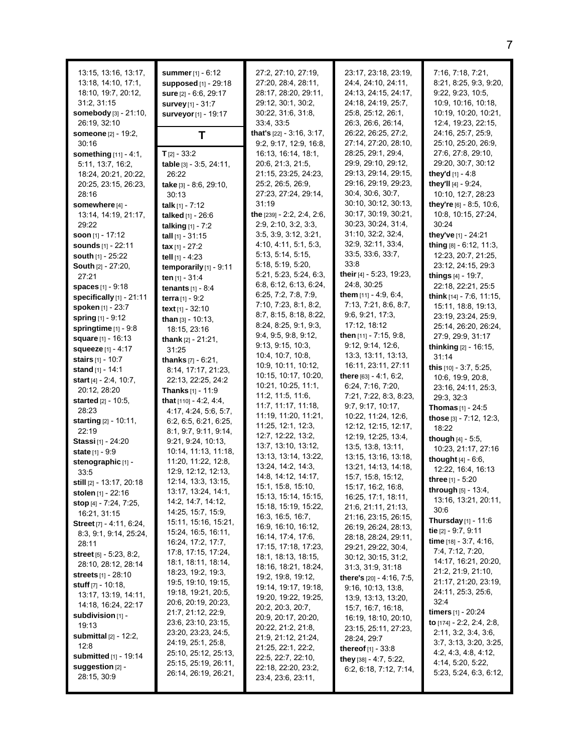13:15, 13:16, 13:17, 13:18, 14:10, 17:1, 18:10, 19:7, 20:12, 31:2, 31:15
**somebody** [3] - 21:10, 26:19, 32:10
**someone** [2] - 19:2, 30:16
**something** [11] - 4:1, 5:11, 13:7, 16:2, 18:24, 20:21, 20:22, 20:25, 23:15, 26:23, 28:16
**somewhere** [4] - 13:14, 14:19, 21:17, 29:22
**soon** [1] - 17:12
**sounds** [1] - 22:11
**south** [1] - 25:22
**South** [2] - 27:20, 27:21
**spaces** [1] - 9:18
**specifically** [1] - 21:11
**spoken** [1] - 23:7
**spring** [1] - 9:12
**springtime** [1] - 9:8
**square** [1] - 16:13
**squeeze** [1] - 4:17
**stairs** [1] - 10:7
**stand** [1] - 14:1
**start** [4] - 2:4, 10:7, 20:12, 28:20
**started** [2] - 10:5, 28:23
**starting** [2] - 10:11, 22:19
**Stassi** [1] - 24:20
**state** [1] - 9:9
**stenographic** [1] - 33:5
**still** [2] - 13:17, 20:18
**stolen** [1] - 22:16
**stop** [4] - 7:24, 7:25, 16:21, 31:15
**Street** [7] - 4:11, 6:24, 8:3, 9:1, 9:14, 25:24, 28:11
**street** [5] - 5:23, 8:2, 28:10, 28:12, 28:14
**streets** [1] - 28:10
**stuff** [7] - 10:18, 13:17, 13:19, 14:11, 14:18, 16:24, 22:17
**subdivision** [1] - 19:13
**submittal** [2] - 12:2, 12:8
**submitted** [1] - 19:14
**suggestion** [2] - 28:15, 30:9
**summer** [1] - 6:12
**supposed** [1] - 29:18
**sure** [2] - 6:6, 29:17
**survey** [1] - 31:7
**surveyor** [1] - 19:17

## T

**T** [2] - 33:2
**table** [3] - 3:5, 24:11, 26:22
**take** [3] - 8:6, 29:10, 30:13
**talk** [1] - 7:12
**talked** [1] - 26:6
**talking** [1] - 7:2
**tall** [1] - 31:15
**tax** [1] - 27:2
**tell** [1] - 4:23
**temporarily** [1] - 9:11
**ten** [1] - 31:4
**tenants** [1] - 8:4
**terra** [1] - 9:2
**text** [1] - 32:10
**than** [3] - 10:13, 18:15, 23:16
**thank** [2] - 21:21, 31:25
**thanks** [7] - 6:21, 8:14, 17:17, 21:23, 22:13, 22:25, 24:2
**Thanks** [1] - 11:9
**that** [110] - 4:2, 4:4, 4:17, 4:24, 5:6, 5:7, 6:2, 6:5, 6:21, 6:25, 8:1, 9:7, 9:11, 9:14, 9:21, 9:24, 10:13, 10:14, 11:13, 11:18, 11:20, 11:22, 12:8, 12:9, 12:12, 12:13, 12:14, 13:3, 13:15, 13:17, 13:24, 14:1, 14:2, 14:7, 14:12, 14:25, 15:7, 15:9, 15:11, 15:16, 15:21, 15:24, 16:5, 16:11, 16:24, 17:2, 17:7, 17:8, 17:15, 17:24, 18:1, 18:11, 18:14, 18:23, 19:2, 19:3, 19:5, 19:10, 19:15, 19:18, 19:21, 20:5, 20:6, 20:19, 20:23, 21:7, 21:12, 22:9, 23:6, 23:10, 23:15, 23:20, 23:23, 24:5, 24:19, 25:1, 25:8, 25:10, 25:12, 25:13, 25:15, 25:19, 26:11, 26:14, 26:19, 26:21, 27:2, 27:10, 27:19, 27:20, 28:4, 28:11, 28:17, 28:20, 29:11, 29:12, 30:1, 30:2, 30:22, 31:6, 31:8, 33:4, 33:5
**that's** [22] - 3:16, 3:17, 9:2, 9:17, 12:9, 16:8, 16:13, 16:14, 18:1, 20:6, 21:3, 21:5, 21:15, 23:25, 24:23, 25:2, 26:5, 26:9, 27:23, 27:24, 29:14, 31:19
**the** [239] - 2:2, 2:4, 2:6, 2:9, 2:10, 3:2, 3:3, 3:5, 3:9, 3:12, 3:21, 4:10, 4:11, 5:1, 5:3, 5:13, 5:14, 5:15, 5:18, 5:19, 5:20, 5:21, 5:23, 5:24, 6:3, 6:8, 6:12, 6:13, 6:24, 6:25, 7:2, 7:8, 7:9, 7:10, 7:23, 8:1, 8:2, 8:7, 8:15, 8:18, 8:22, 8:24, 8:25, 9:1, 9:3, 9:4, 9:5, 9:8, 9:12, 9:13, 9:15, 10:3, 10:4, 10:7, 10:8, 10:9, 10:11, 10:12, 10:15, 10:17, 10:20, 10:21, 10:25, 11:1, 11:2, 11:5, 11:6, 11:7, 11:17, 11:18, 11:19, 11:20, 11:21, 11:25, 12:1, 12:3, 12:7, 12:22, 13:2, 13:7, 13:10, 13:12, 13:13, 13:14, 13:22, 13:24, 14:2, 14:3, 14:8, 14:12, 14:17, 15:1, 15:8, 15:10, 15:13, 15:14, 15:15, 15:18, 15:19, 15:22, 16:3, 16:5, 16:7, 16:9, 16:10, 16:12, 16:14, 17:4, 17:6, 17:15, 17:18, 17:23, 18:1, 18:13, 18:15, 18:16, 18:21, 18:24, 19:2, 19:8, 19:12, 19:14, 19:17, 19:18, 19:20, 19:22, 19:25, 20:2, 20:3, 20:7, 20:9, 20:17, 20:20, 20:22, 21:2, 21:8, 21:9, 21:12, 21:24, 21:25, 22:1, 22:2, 22:5, 22:7, 22:10, 22:18, 22:20, 23:2, 23:4, 23:6, 23:11, 23:17, 23:18, 23:19, 24:4, 24:10, 24:11, 24:13, 24:15, 24:17, 24:18, 24:19, 25:7, 25:8, 25:12, 26:1, 26:3, 26:6, 26:14, 26:22, 26:25, 27:2, 27:14, 27:20, 28:10, 28:25, 29:1, 29:4, 29:9, 29:10, 29:12, 29:13, 29:14, 29:15, 29:16, 29:19, 29:23, 30:4, 30:6, 30:7, 30:10, 30:12, 30:13, 30:17, 30:19, 30:21, 30:23, 30:24, 31:4, 31:10, 32:2, 32:4, 32:9, 32:11, 33:4, 33:5, 33:6, 33:7, 33:8
**their** [4] - 5:23, 19:23, 24:8, 30:25
**them** [11] - 4:9, 6:4, 7:13, 7:21, 8:6, 8:7, 9:6, 9:21, 17:3, 17:12, 18:12
**then** [11] - 7:15, 9:8, 9:12, 9:14, 12:6, 13:3, 13:11, 13:13, 16:11, 23:11, 27:11
**there** [63] - 4:1, 6:2, 6:24, 7:16, 7:20, 7:21, 7:22, 8:3, 8:23, 9:7, 9:17, 10:17, 10:22, 11:24, 12:6, 12:12, 12:15, 12:17, 12:19, 12:25, 13:4, 13:5, 13:8, 13:11, 13:15, 13:16, 13:18, 13:21, 14:13, 14:18, 15:7, 15:8, 15:12, 15:17, 16:2, 16:8, 16:25, 17:1, 18:11, 21:6, 21:11, 21:13, 21:16, 23:15, 26:15, 26:19, 26:24, 28:13, 28:18, 28:24, 29:11, 29:21, 29:22, 30:4, 30:12, 30:15, 31:2, 31:3, 31:9, 31:18
**there's** [20] - 4:16, 7:5, 9:16, 10:13, 13:8, 13:9, 13:13, 13:20, 15:7, 16:7, 16:18, 16:19, 18:10, 20:10, 23:15, 25:11, 27:23, 28:24, 29:7
**thereof** [1] - 33:8
**they** [38] - 4:7, 5:22, 6:2, 6:18, 7:12, 7:14, 7:16, 7:18, 7:21, 8:21, 8:25, 9:3, 9:20, 9:22, 9:23, 10:5, 10:9, 10:16, 10:18, 10:19, 10:20, 10:21, 12:4, 19:23, 22:15, 24:16, 25:7, 25:9, 25:10, 25:20, 26:9, 27:6, 27:8, 29:10, 29:20, 30:7, 30:12
**they'd** [1] - 4:8
**they'll** [4] - 9:24, 10:10, 12:7, 28:23
**they're** [6] - 8:5, 10:6, 10:8, 10:15, 27:24, 30:24
**they've** [1] - 24:21
**thing** [8] - 6:12, 11:3, 12:23, 20:7, 21:25, 23:12, 24:15, 29:3
**things** [4] - 19:7, 22:18, 22:21, 25:5
**think** [14] - 7:6, 11:15, 15:11, 18:8, 19:13, 23:19, 23:24, 25:9, 25:14, 26:20, 26:24, 27:9, 29:9, 31:17
**thinking** [2] - 16:15, 31:14
**this** [10] - 3:7, 5:25, 10:6, 19:9, 20:8, 23:16, 24:11, 25:3, 29:3, 32:3
**Thomas** [1] - 24:5
**those** [3] - 7:12, 12:3, 18:22
**though** [4] - 5:5, 10:23, 21:17, 27:16
**thought** [4] - 6:6, 12:22, 16:4, 16:13
**three** [1] - 5:20
**through** [5] - 13:4, 13:16, 13:21, 20:11, 30:6
**Thursday** [1] - 11:6
**tie** [2] - 9:7, 9:11
**time** [18] - 3:7, 4:16, 7:4, 7:12, 7:20, 14:17, 16:21, 20:20, 21:2, 21:9, 21:10, 21:17, 21:20, 23:19, 24:11, 25:3, 25:6, 32:4
**timers** [1] - 20:24
**to** [174] - 2:2, 2:4, 2:8, 2:11, 3:2, 3:4, 3:6, 3:7, 3:13, 3:20, 3:25, 4:2, 4:3, 4:8, 4:12, 4:14, 5:20, 5:22, 5:23, 5:24, 6:3, 6:12,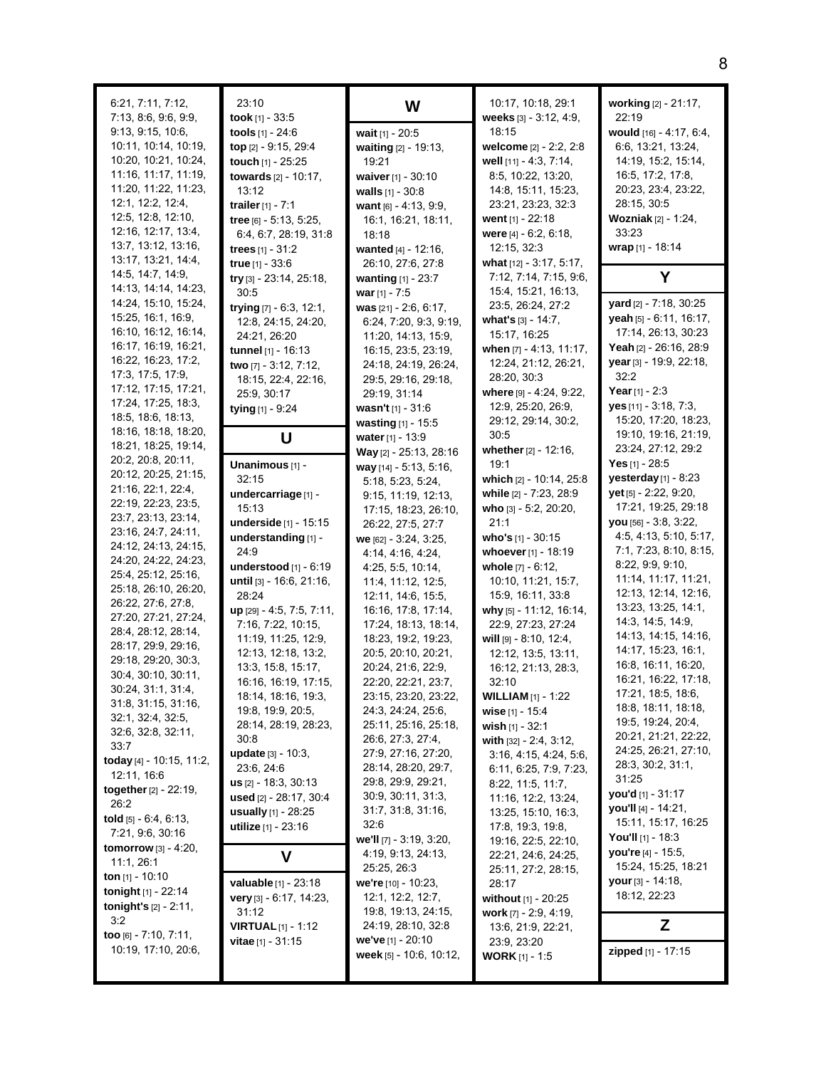6:21, 7:11, 7:12, 7:13, 8:6, 9:6, 9:9, 9:13, 9:15, 10:6, 10:11, 10:14, 10:19, 10:20, 10:21, 10:24, 11:16, 11:17, 11:19, 11:20, 11:22, 11:23, 12:1, 12:2, 12:4, 12:5, 12:8, 12:10, 12:16, 12:17, 13:4, 13:7, 13:12, 13:16, 13:17, 13:21, 14:4, 14:5, 14:7, 14:9, 14:13, 14:14, 14:23, 14:24, 15:10, 15:24, 15:25, 16:1, 16:9, 16:10, 16:12, 16:14, 16:17, 16:19, 16:21, 16:22, 16:23, 17:2, 17:3, 17:5, 17:9, 17:12, 17:15, 17:21, 17:24, 17:25, 18:3, 18:5, 18:6, 18:13, 18:16, 18:18, 18:20, 18:21, 18:25, 19:14, 20:2, 20:8, 20:11, 20:12, 20:25, 21:15, 21:16, 22:1, 22:4, 22:19, 22:23, 23:5, 23:7, 23:13, 23:14, 23:16, 24:7, 24:11, 24:12, 24:13, 24:15, 24:20, 24:22, 24:23, 25:4, 25:12, 25:16, 25:18, 26:10, 26:20, 26:22, 27:6, 27:8, 27:20, 27:21, 27:24, 28:4, 28:12, 28:14, 28:17, 29:9, 29:16, 29:18, 29:20, 30:3, 30:4, 30:10, 30:11, 30:24, 31:1, 31:4, 31:8, 31:15, 31:16, 32:1, 32:4, 32:5, 32:6, 32:8, 32:11, 33:7
**today** [4] - 10:15, 11:2, 12:11, 16:6
**together** [2] - 22:19, 26:2
**told** [5] - 6:4, 6:13, 7:21, 9:6, 30:16
**tomorrow** [3] - 4:20, 11:1, 26:1
**ton** [1] - 10:10
**tonight** [1] - 22:14
**tonight's** [2] - 2:11, 3:2
**too** [6] - 7:10, 7:11, 10:19, 17:10, 20:6, 23:10
**took** [1] - 33:5
**tools** [1] - 24:6
**top** [2] - 9:15, 29:4
**touch** [1] - 25:25
**towards** [2] - 10:17, 13:12
**trailer** [1] - 7:1
**tree** [6] - 5:13, 5:25, 6:4, 6:7, 28:19, 31:8
**trees** [1] - 31:2
**true** [1] - 33:6
**try** [3] - 23:14, 25:18, 30:5
**trying** [7] - 6:3, 12:1, 12:8, 24:15, 24:20, 24:21, 26:20
**tunnel** [1] - 16:13
**two** [7] - 3:12, 7:12, 18:15, 22:4, 22:16, 25:9, 30:17
**tying** [1] - 9:24

## U

**Unanimous** [1] - 32:15
**undercarriage** [1] - 15:13
**underside** [1] - 15:15
**understanding** [1] - 24:9
**understood** [1] - 6:19
**until** [3] - 16:6, 21:16, 28:24
**up** [29] - 4:5, 7:5, 7:11, 7:16, 7:22, 10:15, 11:19, 11:25, 12:9, 12:13, 12:18, 13:2, 13:3, 15:8, 15:17, 16:16, 16:19, 17:15, 18:14, 18:16, 19:3, 19:8, 19:9, 20:5, 28:14, 28:19, 28:23, 30:8
**update** [3] - 10:3, 23:6, 24:6
**us** [2] - 18:3, 30:13
**used** [2] - 28:17, 30:4
**usually** [1] - 28:25
**utilize** [1] - 23:16

## V

**valuable** [1] - 23:18
**very** [3] - 6:17, 14:23, 31:12
**VIRTUAL** [1] - 1:12
**vitae** [1] - 31:15

## W

**wait** [1] - 20:5
**waiting** [2] - 19:13, 19:21
**waiver** [1] - 30:10
**walls** [1] - 30:8
**want** [6] - 4:13, 9:9, 16:1, 16:21, 18:11, 18:18
**wanted** [4] - 12:16, 26:10, 27:6, 27:8
**wanting** [1] - 23:7
**war** [1] - 7:5
**was** [21] - 2:6, 6:17, 6:24, 7:20, 9:3, 9:19, 11:20, 14:13, 15:9, 16:15, 23:5, 23:19, 24:18, 24:19, 26:24, 29:5, 29:16, 29:18, 29:19, 31:14
**wasn't** [1] - 31:6
**wasting** [1] - 15:5
**water** [1] - 13:9
**Way** [2] - 25:13, 28:16
**way** [14] - 5:13, 5:16, 5:18, 5:23, 5:24, 9:15, 11:19, 12:13, 17:15, 18:23, 26:10, 26:22, 27:5, 27:7
**we** [62] - 3:24, 3:25, 4:14, 4:16, 4:24, 4:25, 5:5, 10:14, 11:4, 11:12, 12:5, 12:11, 14:6, 15:5, 16:16, 17:8, 17:14, 17:24, 18:13, 18:14, 18:23, 19:2, 19:23, 20:5, 20:10, 20:21, 20:24, 21:6, 22:9, 22:20, 22:21, 23:7, 23:15, 23:20, 23:22, 24:3, 24:24, 25:6, 25:11, 25:16, 25:18, 26:6, 27:3, 27:4, 27:9, 27:16, 27:20, 28:14, 28:20, 29:7, 29:8, 29:9, 29:21, 30:9, 30:11, 31:3, 31:7, 31:8, 31:16, 32:6
**we'll** [7] - 3:19, 3:20, 4:19, 9:13, 24:13, 25:25, 26:3
**we're** [10] - 10:23, 12:1, 12:2, 12:7, 19:8, 19:13, 24:15, 24:19, 28:10, 32:8
**we've** [1] - 20:10
**week** [5] - 10:6, 10:12, 10:17, 10:18, 29:1
**weeks** [3] - 3:12, 4:9, 18:15
**welcome** [2] - 2:2, 2:8
**well** [11] - 4:3, 7:14, 8:5, 10:22, 13:20, 14:8, 15:11, 15:23, 23:21, 23:23, 32:3
**went** [1] - 22:18
**were** [4] - 6:2, 6:18, 12:15, 32:3
**what** [12] - 3:17, 5:17, 7:12, 7:14, 7:15, 9:6, 15:4, 15:21, 16:13, 23:5, 26:24, 27:2
**what's** [3] - 14:7, 15:17, 16:25
**when** [7] - 4:13, 11:17, 12:24, 21:12, 26:21, 28:20, 30:3
**where** [9] - 4:24, 9:22, 12:9, 25:20, 26:9, 29:12, 29:14, 30:2, 30:5
**whether** [2] - 12:16, 19:1
**which** [2] - 10:14, 25:8
**while** [2] - 7:23, 28:9
**who** [3] - 5:2, 20:20, 21:1
**who's** [1] - 30:15
**whoever** [1] - 18:19
**whole** [7] - 6:12, 10:10, 11:21, 15:7, 15:9, 16:11, 33:8
**why** [5] - 11:12, 16:14, 22:9, 27:23, 27:24
**will** [9] - 8:10, 12:4, 12:12, 13:5, 13:11, 16:12, 21:13, 28:3, 32:10
**WILLIAM** [1] - 1:22
**wise** [1] - 15:4
**wish** [1] - 32:1
**with** [32] - 2:4, 3:12, 3:16, 4:15, 4:24, 5:6, 6:11, 6:25, 7:9, 7:23, 8:22, 11:5, 11:7, 11:16, 12:2, 13:24, 13:25, 15:10, 16:3, 17:8, 19:3, 19:8, 19:16, 22:5, 22:10, 22:21, 24:6, 24:25, 25:11, 27:2, 28:15, 28:17
**without** [1] - 20:25
**work** [7] - 2:9, 4:19, 13:6, 21:9, 22:21, 23:9, 23:20
**WORK** [1] - 1:5
**working** [2] - 21:17, 22:19
**would** [16] - 4:17, 6:4, 6:6, 13:21, 13:24, 14:19, 15:2, 15:14, 16:5, 17:2, 17:8, 20:23, 23:4, 23:22, 28:15, 30:5
**Wozniak** [2] - 1:24, 33:23
**wrap** [1] - 18:14

## Y

**yard** [2] - 7:18, 30:25
**yeah** [5] - 6:11, 16:17, 17:14, 26:13, 30:23
**Yeah** [2] - 26:16, 28:9
**year** [3] - 19:9, 22:18, 32:2
**Year** [1] - 2:3
**yes** [11] - 3:18, 7:3, 15:20, 17:20, 18:23, 19:10, 19:16, 21:19, 23:24, 27:12, 29:2
**Yes** [1] - 28:5
**yesterday** [1] - 8:23
**yet** [5] - 2:22, 9:20, 17:21, 19:25, 29:18
**you** [56] - 3:8, 3:22, 4:5, 4:13, 5:10, 5:17, 7:1, 7:23, 8:10, 8:15, 8:22, 9:9, 9:10, 11:14, 11:17, 11:21, 12:13, 12:14, 12:16, 13:23, 13:25, 14:1, 14:3, 14:5, 14:9, 14:13, 14:15, 14:16, 14:17, 15:23, 16:1, 16:8, 16:11, 16:20, 16:21, 16:22, 17:18, 17:21, 18:5, 18:6, 18:8, 18:11, 18:18, 19:5, 19:24, 20:4, 20:21, 21:21, 22:22, 24:25, 26:21, 27:10, 28:3, 30:2, 31:1, 31:25
**you'd** [1] - 31:17
**you'll** [4] - 14:21, 15:11, 15:17, 16:25
**You'll** [1] - 18:3
**you're** [4] - 15:5, 15:24, 15:25, 18:21
**your** [3] - 14:18, 18:12, 22:23

## Z

**zipped** [1] - 17:15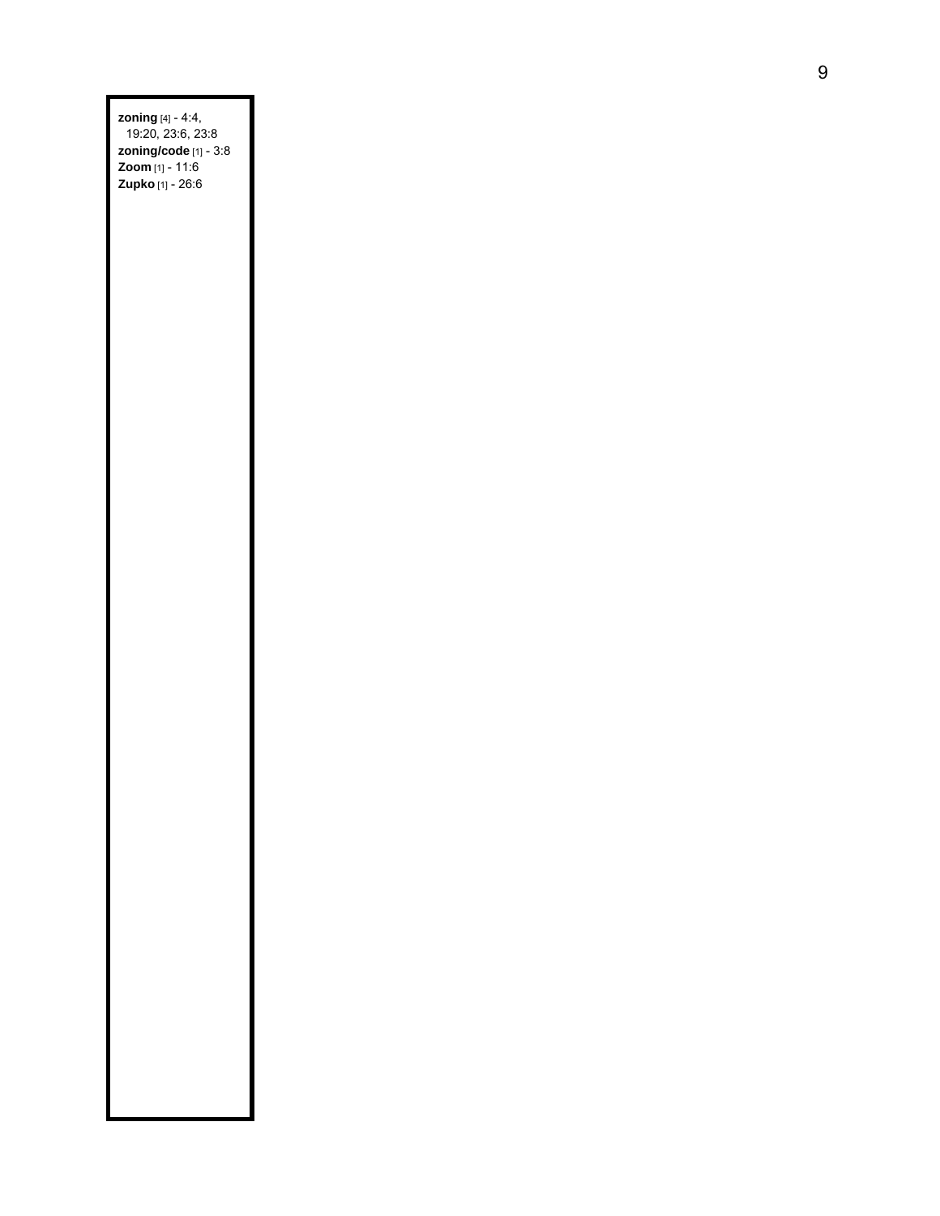**zoning** [4] - 4:4, 19:20, 23:6, 23:8
**zoning/code** [1] - 3:8
**Zoom** [1] - 11:6
**Zupko** [1] - 26:6